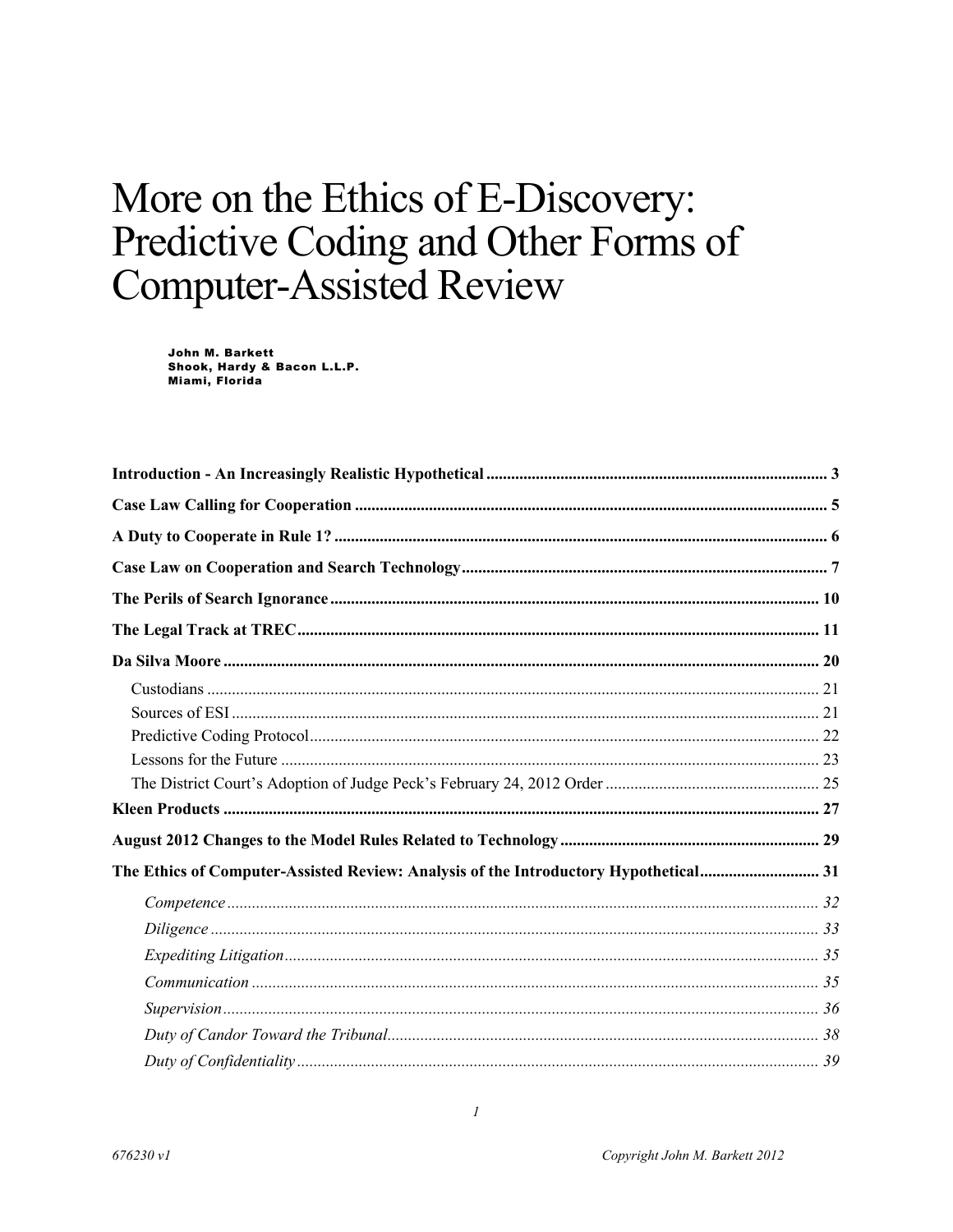# More on the Ethics of E-Discovery: Predictive Coding and Other Forms of Computer-Assisted Review

**John M. Barkett**
**Shook, Hardy & Bacon L.L.P.**
**Miami, Florida**

**Introduction - An Increasingly Realistic Hypothetical** .......... 3

**Case Law Calling for Cooperation** .......... 5

**A Duty to Cooperate in Rule 1?** .......... 6

**Case Law on Cooperation and Search Technology** .......... 7

**The Perils of Search Ignorance** .......... 10

**The Legal Track at TREC** .......... 11

**Da Silva Moore** .......... 20

- Custodians .......... 21
- Sources of ESI .......... 21
- Predictive Coding Protocol .......... 22
- Lessons for the Future .......... 23
- The District Court's Adoption of Judge Peck's February 24, 2012 Order .......... 25

**Kleen Products** .......... 27

**August 2012 Changes to the Model Rules Related to Technology** .......... 29

**The Ethics of Computer-Assisted Review: Analysis of the Introductory Hypothetical** .......... 31

- *Competence* .......... 32
- *Diligence* .......... 33
- *Expediting Litigation* .......... 35
- *Communication* .......... 35
- *Supervision* .......... 36
- *Duty of Candor Toward the Tribunal* .......... 38
- *Duty of Confidentiality* .......... 39

*676230 v1*

*Copyright John M. Barkett 2012*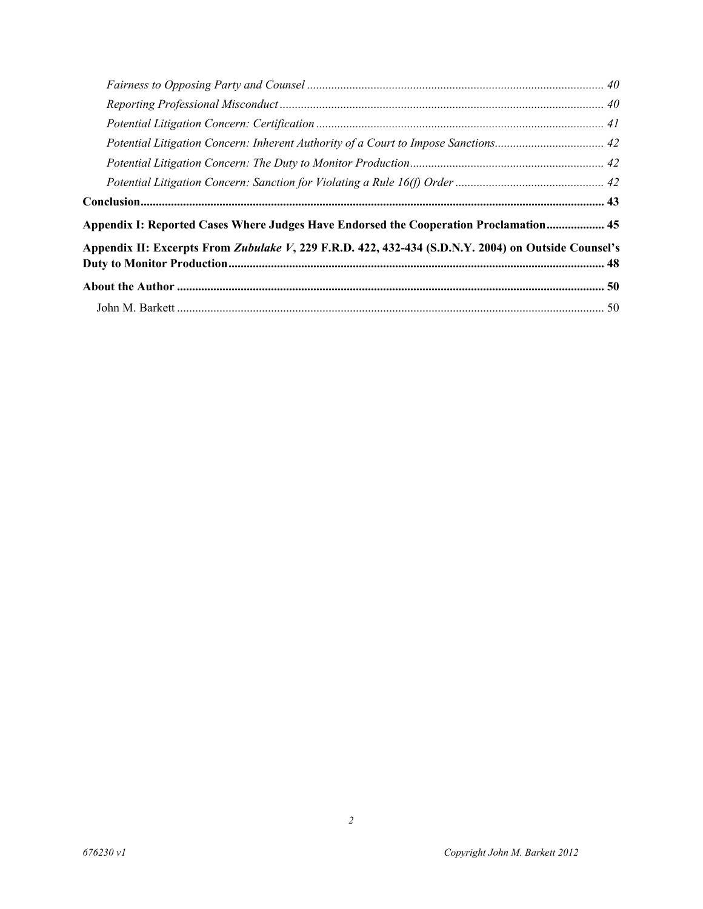*Fairness to Opposing Party and Counsel* ..... 40

*Reporting Professional Misconduct* ..... 40

*Potential Litigation Concern: Certification* ..... 41

*Potential Litigation Concern: Inherent Authority of a Court to Impose Sanctions* ..... 42

*Potential Litigation Concern: The Duty to Monitor Production* ..... 42

*Potential Litigation Concern: Sanction for Violating a Rule 16(f) Order* ..... 42

**Conclusion ..... 43**

**Appendix I: Reported Cases Where Judges Have Endorsed the Cooperation Proclamation ..... 45**

**Appendix II: Excerpts From *Zubulake V*, 229 F.R.D. 422, 432-434 (S.D.N.Y. 2004) on Outside Counsel's Duty to Monitor Production ..... 48**

**About the Author ..... 50**

John M. Barkett ..... 50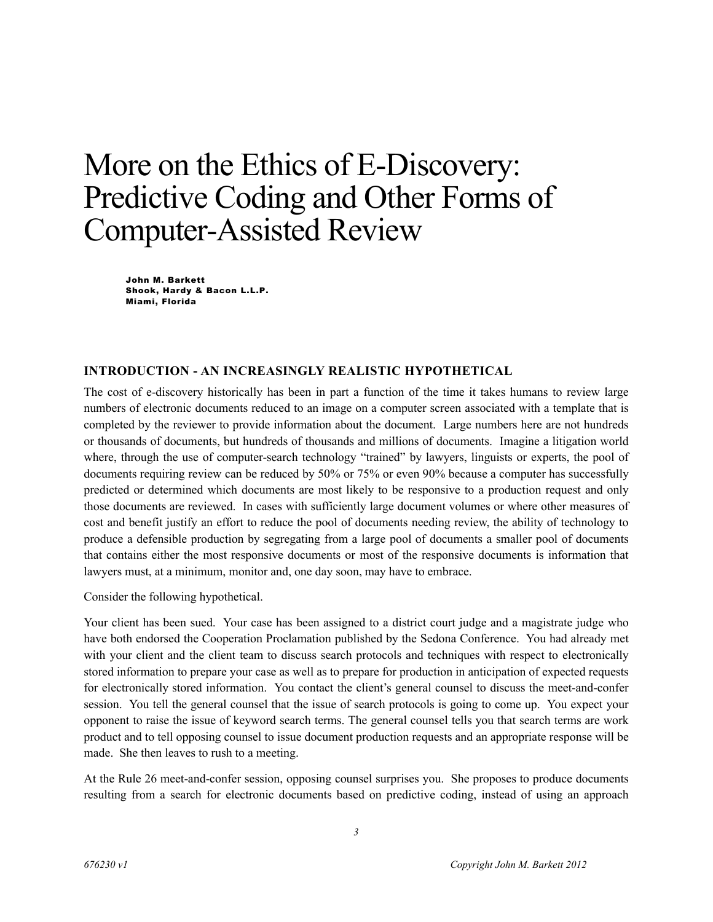# More on the Ethics of E-Discovery: Predictive Coding and Other Forms of Computer-Assisted Review

**John M. Barkett**
**Shook, Hardy & Bacon L.L.P.**
**Miami, Florida**

## INTRODUCTION - AN INCREASINGLY REALISTIC HYPOTHETICAL

The cost of e-discovery historically has been in part a function of the time it takes humans to review large numbers of electronic documents reduced to an image on a computer screen associated with a template that is completed by the reviewer to provide information about the document. Large numbers here are not hundreds or thousands of documents, but hundreds of thousands and millions of documents. Imagine a litigation world where, through the use of computer-search technology "trained" by lawyers, linguists or experts, the pool of documents requiring review can be reduced by 50% or 75% or even 90% because a computer has successfully predicted or determined which documents are most likely to be responsive to a production request and only those documents are reviewed. In cases with sufficiently large document volumes or where other measures of cost and benefit justify an effort to reduce the pool of documents needing review, the ability of technology to produce a defensible production by segregating from a large pool of documents a smaller pool of documents that contains either the most responsive documents or most of the responsive documents is information that lawyers must, at a minimum, monitor and, one day soon, may have to embrace.

Consider the following hypothetical.

Your client has been sued. Your case has been assigned to a district court judge and a magistrate judge who have both endorsed the Cooperation Proclamation published by the Sedona Conference. You had already met with your client and the client team to discuss search protocols and techniques with respect to electronically stored information to prepare your case as well as to prepare for production in anticipation of expected requests for electronically stored information. You contact the client's general counsel to discuss the meet-and-confer session. You tell the general counsel that the issue of search protocols is going to come up. You expect your opponent to raise the issue of keyword search terms. The general counsel tells you that search terms are work product and to tell opposing counsel to issue document production requests and an appropriate response will be made. She then leaves to rush to a meeting.

At the Rule 26 meet-and-confer session, opposing counsel surprises you. She proposes to produce documents resulting from a search for electronic documents based on predictive coding, instead of using an approach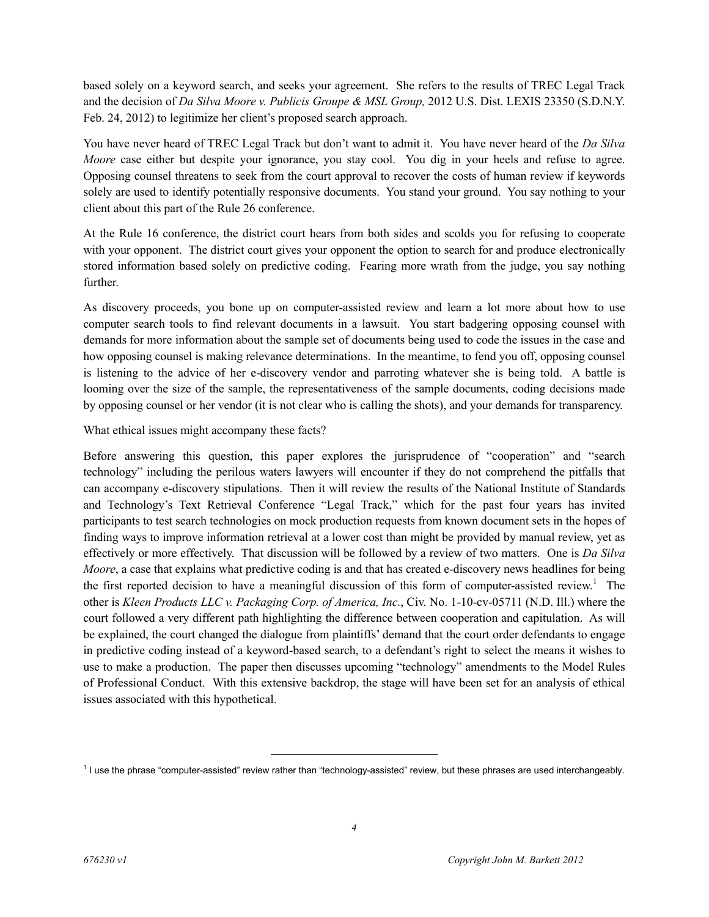based solely on a keyword search, and seeks your agreement. She refers to the results of TREC Legal Track and the decision of *Da Silva Moore v. Publicis Groupe & MSL Group,* 2012 U.S. Dist. LEXIS 23350 (S.D.N.Y. Feb. 24, 2012) to legitimize her client's proposed search approach.

You have never heard of TREC Legal Track but don't want to admit it. You have never heard of the *Da Silva Moore* case either but despite your ignorance, you stay cool. You dig in your heels and refuse to agree. Opposing counsel threatens to seek from the court approval to recover the costs of human review if keywords solely are used to identify potentially responsive documents. You stand your ground. You say nothing to your client about this part of the Rule 26 conference.

At the Rule 16 conference, the district court hears from both sides and scolds you for refusing to cooperate with your opponent. The district court gives your opponent the option to search for and produce electronically stored information based solely on predictive coding. Fearing more wrath from the judge, you say nothing further.

As discovery proceeds, you bone up on computer-assisted review and learn a lot more about how to use computer search tools to find relevant documents in a lawsuit. You start badgering opposing counsel with demands for more information about the sample set of documents being used to code the issues in the case and how opposing counsel is making relevance determinations. In the meantime, to fend you off, opposing counsel is listening to the advice of her e-discovery vendor and parroting whatever she is being told. A battle is looming over the size of the sample, the representativeness of the sample documents, coding decisions made by opposing counsel or her vendor (it is not clear who is calling the shots), and your demands for transparency.

What ethical issues might accompany these facts?

Before answering this question, this paper explores the jurisprudence of "cooperation" and "search technology" including the perilous waters lawyers will encounter if they do not comprehend the pitfalls that can accompany e-discovery stipulations. Then it will review the results of the National Institute of Standards and Technology's Text Retrieval Conference "Legal Track," which for the past four years has invited participants to test search technologies on mock production requests from known document sets in the hopes of finding ways to improve information retrieval at a lower cost than might be provided by manual review, yet as effectively or more effectively. That discussion will be followed by a review of two matters. One is *Da Silva Moore*, a case that explains what predictive coding is and that has created e-discovery news headlines for being the first reported decision to have a meaningful discussion of this form of computer-assisted review.[1] The other is *Kleen Products LLC v. Packaging Corp. of America, Inc.*, Civ. No. 1-10-cv-05711 (N.D. Ill.) where the court followed a very different path highlighting the difference between cooperation and capitulation. As will be explained, the court changed the dialogue from plaintiffs' demand that the court order defendants to engage in predictive coding instead of a keyword-based search, to a defendant's right to select the means it wishes to use to make a production. The paper then discusses upcoming "technology" amendments to the Model Rules of Professional Conduct. With this extensive backdrop, the stage will have been set for an analysis of ethical issues associated with this hypothetical.

---

[1] I use the phrase "computer-assisted" review rather than "technology-assisted" review, but these phrases are used interchangeably.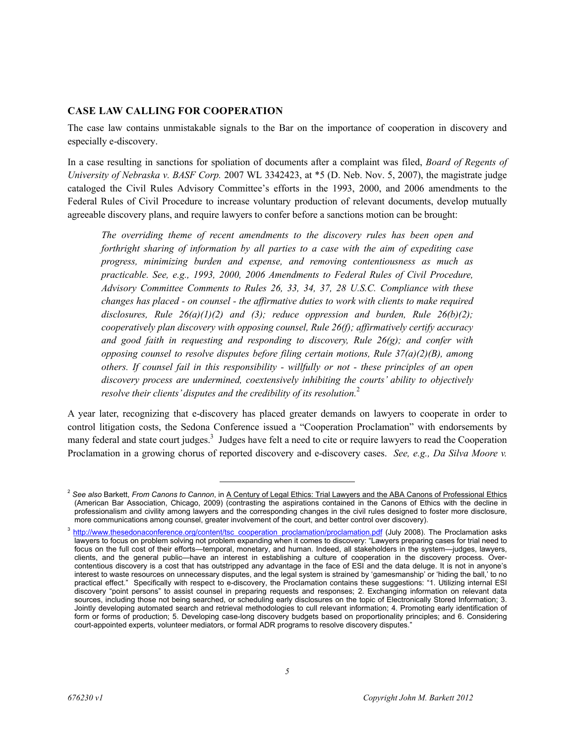## CASE LAW CALLING FOR COOPERATION

The case law contains unmistakable signals to the Bar on the importance of cooperation in discovery and especially e-discovery.

In a case resulting in sanctions for spoliation of documents after a complaint was filed, *Board of Regents of University of Nebraska v. BASF Corp.* 2007 WL 3342423, at *5 (D. Neb. Nov. 5, 2007), the magistrate judge cataloged the Civil Rules Advisory Committee's efforts in the 1993, 2000, and 2006 amendments to the Federal Rules of Civil Procedure to increase voluntary production of relevant documents, develop mutually agreeable discovery plans, and require lawyers to confer before a sanctions motion can be brought:

> *The overriding theme of recent amendments to the discovery rules has been open and forthright sharing of information by all parties to a case with the aim of expediting case progress, minimizing burden and expense, and removing contentiousness as much as practicable. See, e.g., 1993, 2000, 2006 Amendments to Federal Rules of Civil Procedure, Advisory Committee Comments to Rules 26, 33, 34, 37, 28 U.S.C. Compliance with these changes has placed - on counsel - the affirmative duties to work with clients to make required disclosures, Rule 26(a)(1)(2) and (3); reduce oppression and burden, Rule 26(b)(2); cooperatively plan discovery with opposing counsel, Rule 26(f); affirmatively certify accuracy and good faith in requesting and responding to discovery, Rule 26(g); and confer with opposing counsel to resolve disputes before filing certain motions, Rule 37(a)(2)(B), among others. If counsel fail in this responsibility - willfully or not - these principles of an open discovery process are undermined, coextensively inhibiting the courts' ability to objectively resolve their clients' disputes and the credibility of its resolution.*[2]

A year later, recognizing that e-discovery has placed greater demands on lawyers to cooperate in order to control litigation costs, the Sedona Conference issued a "Cooperation Proclamation" with endorsements by many federal and state court judges.[3] Judges have felt a need to cite or require lawyers to read the Cooperation Proclamation in a growing chorus of reported discovery and e-discovery cases. *See, e.g., Da Silva Moore v.*

---

[2] *See also* Barkett, *From Canons to Cannon*, in A Century of Legal Ethics: Trial Lawyers and the ABA Canons of Professional Ethics (American Bar Association, Chicago, 2009) (contrasting the aspirations contained in the Canons of Ethics with the decline in professionalism and civility among lawyers and the corresponding changes in the civil rules designed to foster more disclosure, more communications among counsel, greater involvement of the court, and better control over discovery).

[3] http://www.thesedonaconference.org/content/tsc_cooperation_proclamation/proclamation.pdf (July 2008). The Proclamation asks lawyers to focus on problem solving not problem expanding when it comes to discovery: "Lawyers preparing cases for trial need to focus on the full cost of their efforts—temporal, monetary, and human. Indeed, all stakeholders in the system—judges, lawyers, clients, and the general public—have an interest in establishing a culture of cooperation in the discovery process. Over-contentious discovery is a cost that has outstripped any advantage in the face of ESI and the data deluge. It is not in anyone's interest to waste resources on unnecessary disputes, and the legal system is strained by 'gamesmanship' or 'hiding the ball,' to no practical effect." Specifically with respect to e-discovery, the Proclamation contains these suggestions: "1. Utilizing internal ESI discovery "point persons" to assist counsel in preparing requests and responses; 2. Exchanging information on relevant data sources, including those not being searched, or scheduling early disclosures on the topic of Electronically Stored Information; 3. Jointly developing automated search and retrieval methodologies to cull relevant information; 4. Promoting early identification of form or forms of production; 5. Developing case-long discovery budgets based on proportionality principles; and 6. Considering court-appointed experts, volunteer mediators, or formal ADR programs to resolve discovery disputes."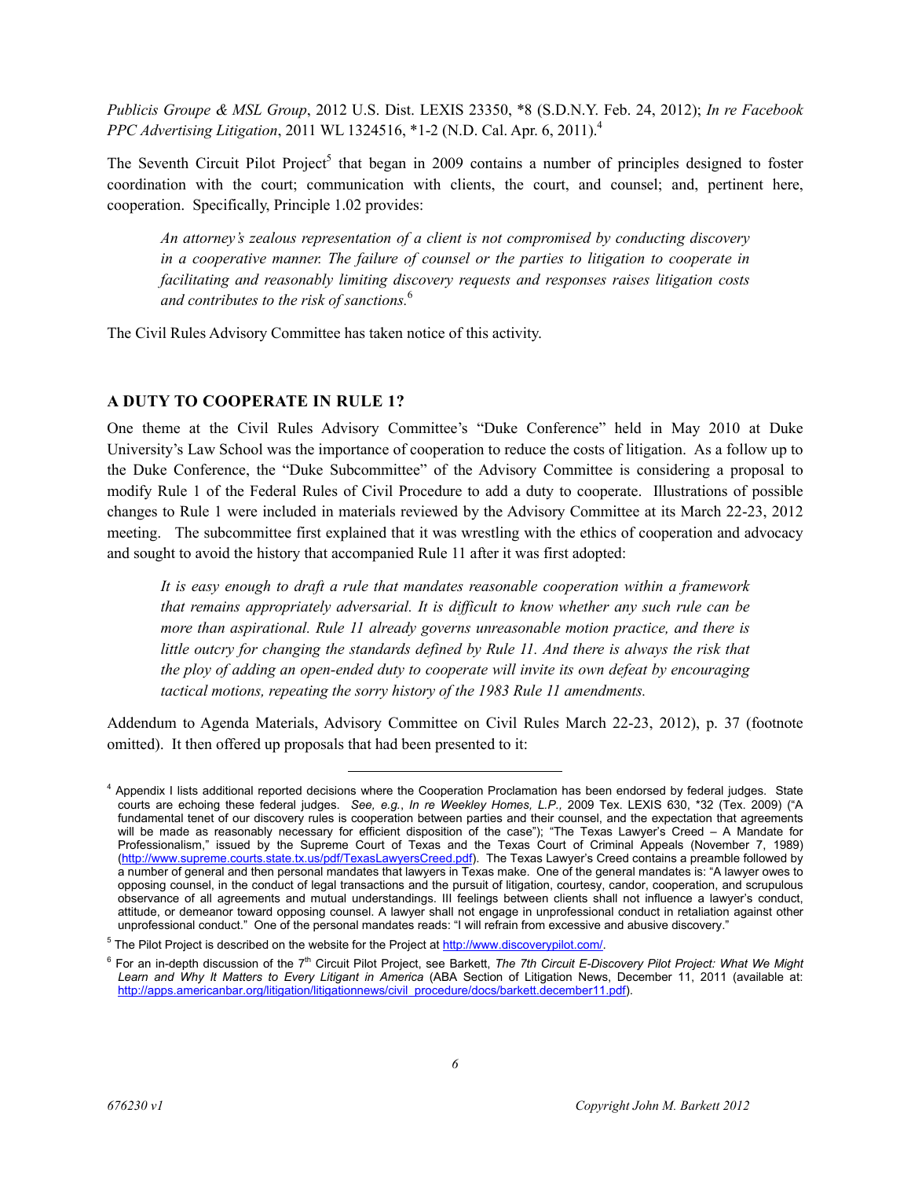*Publicis Groupe & MSL Group*, 2012 U.S. Dist. LEXIS 23350, *8 (S.D.N.Y. Feb. 24, 2012); *In re Facebook PPC Advertising Litigation*, 2011 WL 1324516, *1-2 (N.D. Cal. Apr. 6, 2011).[4]

The Seventh Circuit Pilot Project[5] that began in 2009 contains a number of principles designed to foster coordination with the court; communication with clients, the court, and counsel; and, pertinent here, cooperation. Specifically, Principle 1.02 provides:

> *An attorney's zealous representation of a client is not compromised by conducting discovery in a cooperative manner. The failure of counsel or the parties to litigation to cooperate in facilitating and reasonably limiting discovery requests and responses raises litigation costs and contributes to the risk of sanctions.*[6]

The Civil Rules Advisory Committee has taken notice of this activity.

## A DUTY TO COOPERATE IN RULE 1?

One theme at the Civil Rules Advisory Committee's "Duke Conference" held in May 2010 at Duke University's Law School was the importance of cooperation to reduce the costs of litigation. As a follow up to the Duke Conference, the "Duke Subcommittee" of the Advisory Committee is considering a proposal to modify Rule 1 of the Federal Rules of Civil Procedure to add a duty to cooperate. Illustrations of possible changes to Rule 1 were included in materials reviewed by the Advisory Committee at its March 22-23, 2012 meeting. The subcommittee first explained that it was wrestling with the ethics of cooperation and advocacy and sought to avoid the history that accompanied Rule 11 after it was first adopted:

> *It is easy enough to draft a rule that mandates reasonable cooperation within a framework that remains appropriately adversarial. It is difficult to know whether any such rule can be more than aspirational. Rule 11 already governs unreasonable motion practice, and there is little outcry for changing the standards defined by Rule 11. And there is always the risk that the ploy of adding an open-ended duty to cooperate will invite its own defeat by encouraging tactical motions, repeating the sorry history of the 1983 Rule 11 amendments.*

Addendum to Agenda Materials, Advisory Committee on Civil Rules March 22-23, 2012), p. 37 (footnote omitted). It then offered up proposals that had been presented to it:

---

[4] Appendix I lists additional reported decisions where the Cooperation Proclamation has been endorsed by federal judges. State courts are echoing these federal judges. *See, e.g.*, *In re Weekley Homes, L.P.,* 2009 Tex. LEXIS 630, *32 (Tex. 2009) ("A fundamental tenet of our discovery rules is cooperation between parties and their counsel, and the expectation that agreements will be made as reasonably necessary for efficient disposition of the case"); "The Texas Lawyer's Creed – A Mandate for Professionalism," issued by the Supreme Court of Texas and the Texas Court of Criminal Appeals (November 7, 1989) (http://www.supreme.courts.state.tx.us/pdf/TexasLawyersCreed.pdf). The Texas Lawyer's Creed contains a preamble followed by a number of general and then personal mandates that lawyers in Texas make. One of the general mandates is: "A lawyer owes to opposing counsel, in the conduct of legal transactions and the pursuit of litigation, courtesy, candor, cooperation, and scrupulous observance of all agreements and mutual understandings. Ill feelings between clients shall not influence a lawyer's conduct, attitude, or demeanor toward opposing counsel. A lawyer shall not engage in unprofessional conduct in retaliation against other unprofessional conduct." One of the personal mandates reads: "I will refrain from excessive and abusive discovery."

[5] The Pilot Project is described on the website for the Project at http://www.discoverypilot.com/.

[6] For an in-depth discussion of the 7th Circuit Pilot Project, see Barkett, *The 7th Circuit E-Discovery Pilot Project: What We Might Learn and Why It Matters to Every Litigant in America* (ABA Section of Litigation News, December 11, 2011 (available at: http://apps.americanbar.org/litigation/litigationnews/civil_procedure/docs/barkett.december11.pdf).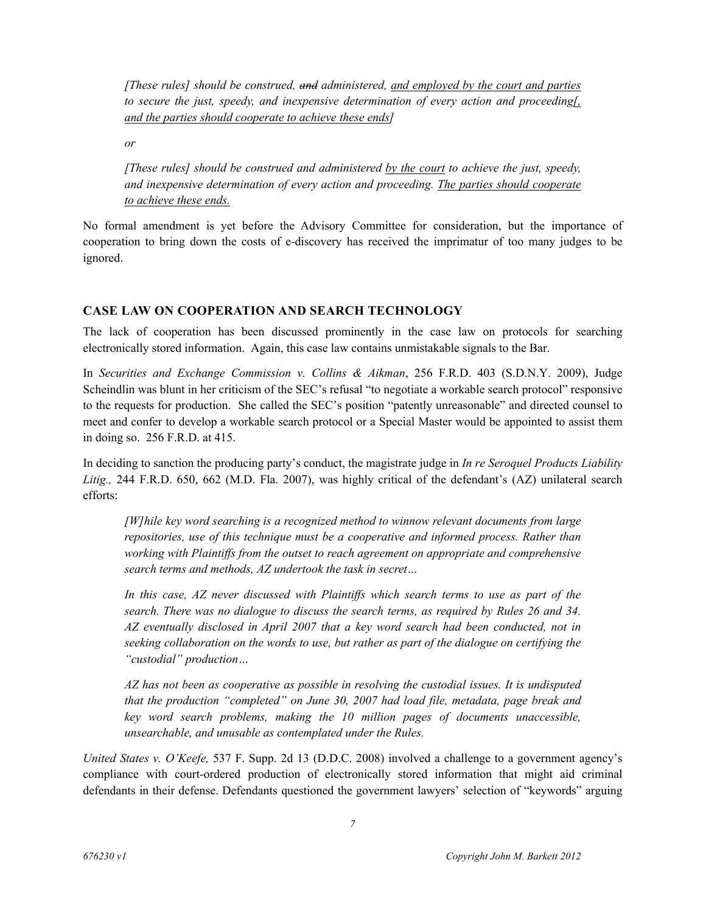*[These rules] should be construed, ~~and~~ administered, <u>and employed by the court and parties</u> to secure the just, speedy, and inexpensive determination of every action and proceeding<u>[, and the parties should cooperate to achieve these ends]</u>*

*or*

*[These rules] should be construed and administered <u>by the court</u> to achieve the just, speedy, and inexpensive determination of every action and proceeding. <u>The parties should cooperate to achieve these ends.</u>*

No formal amendment is yet before the Advisory Committee for consideration, but the importance of cooperation to bring down the costs of e-discovery has received the imprimatur of too many judges to be ignored.

## CASE LAW ON COOPERATION AND SEARCH TECHNOLOGY

The lack of cooperation has been discussed prominently in the case law on protocols for searching electronically stored information. Again, this case law contains unmistakable signals to the Bar.

In *Securities and Exchange Commission v. Collins & Aikman*, 256 F.R.D. 403 (S.D.N.Y. 2009), Judge Scheindlin was blunt in her criticism of the SEC's refusal "to negotiate a workable search protocol" responsive to the requests for production. She called the SEC's position "patently unreasonable" and directed counsel to meet and confer to develop a workable search protocol or a Special Master would be appointed to assist them in doing so. 256 F.R.D. at 415.

In deciding to sanction the producing party's conduct, the magistrate judge in *In re Seroquel Products Liability Litig.,* 244 F.R.D. 650, 662 (M.D. Fla. 2007), was highly critical of the defendant's (AZ) unilateral search efforts:

> *[W]hile key word searching is a recognized method to winnow relevant documents from large repositories, use of this technique must be a cooperative and informed process. Rather than working with Plaintiffs from the outset to reach agreement on appropriate and comprehensive search terms and methods, AZ undertook the task in secret…*
>
> *In this case, AZ never discussed with Plaintiffs which search terms to use as part of the search. There was no dialogue to discuss the search terms, as required by Rules 26 and 34. AZ eventually disclosed in April 2007 that a key word search had been conducted, not in seeking collaboration on the words to use, but rather as part of the dialogue on certifying the "custodial" production…*
>
> *AZ has not been as cooperative as possible in resolving the custodial issues. It is undisputed that the production "completed" on June 30, 2007 had load file, metadata, page break and key word search problems, making the 10 million pages of documents unaccessible, unsearchable, and unusable as contemplated under the Rules.*

*United States v. O'Keefe,* 537 F. Supp. 2d 13 (D.D.C. 2008) involved a challenge to a government agency's compliance with court-ordered production of electronically stored information that might aid criminal defendants in their defense. Defendants questioned the government lawyers' selection of "keywords" arguing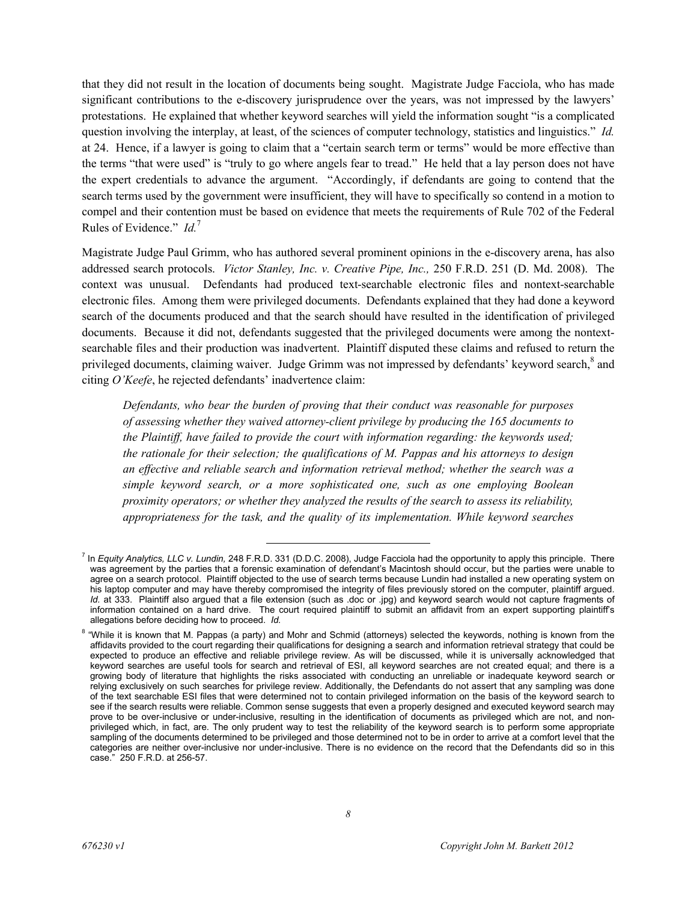that they did not result in the location of documents being sought. Magistrate Judge Facciola, who has made significant contributions to the e-discovery jurisprudence over the years, was not impressed by the lawyers' protestations. He explained that whether keyword searches will yield the information sought "is a complicated question involving the interplay, at least, of the sciences of computer technology, statistics and linguistics." *Id.* at 24. Hence, if a lawyer is going to claim that a "certain search term or terms" would be more effective than the terms "that were used" is "truly to go where angels fear to tread." He held that a lay person does not have the expert credentials to advance the argument. "Accordingly, if defendants are going to contend that the search terms used by the government were insufficient, they will have to specifically so contend in a motion to compel and their contention must be based on evidence that meets the requirements of Rule 702 of the Federal Rules of Evidence." *Id.*[7]

Magistrate Judge Paul Grimm, who has authored several prominent opinions in the e-discovery arena, has also addressed search protocols. *Victor Stanley, Inc. v. Creative Pipe, Inc.,* 250 F.R.D. 251 (D. Md. 2008). The context was unusual. Defendants had produced text-searchable electronic files and nontext-searchable electronic files. Among them were privileged documents. Defendants explained that they had done a keyword search of the documents produced and that the search should have resulted in the identification of privileged documents. Because it did not, defendants suggested that the privileged documents were among the nontext-searchable files and their production was inadvertent. Plaintiff disputed these claims and refused to return the privileged documents, claiming waiver. Judge Grimm was not impressed by defendants' keyword search,[8] and citing *O'Keefe*, he rejected defendants' inadvertence claim:

> *Defendants, who bear the burden of proving that their conduct was reasonable for purposes of assessing whether they waived attorney-client privilege by producing the 165 documents to the Plaintiff, have failed to provide the court with information regarding: the keywords used; the rationale for their selection; the qualifications of M. Pappas and his attorneys to design an effective and reliable search and information retrieval method; whether the search was a simple keyword search, or a more sophisticated one, such as one employing Boolean proximity operators; or whether they analyzed the results of the search to assess its reliability, appropriateness for the task, and the quality of its implementation. While keyword searches*

---

[7] In *Equity Analytics, LLC v. Lundin,* 248 F.R.D. 331 (D.D.C. 2008), Judge Facciola had the opportunity to apply this principle. There was agreement by the parties that a forensic examination of defendant's Macintosh should occur, but the parties were unable to agree on a search protocol. Plaintiff objected to the use of search terms because Lundin had installed a new operating system on his laptop computer and may have thereby compromised the integrity of files previously stored on the computer, plaintiff argued. *Id.* at 333. Plaintiff also argued that a file extension (such as .doc or .jpg) and keyword search would not capture fragments of information contained on a hard drive. The court required plaintiff to submit an affidavit from an expert supporting plaintiff's allegations before deciding how to proceed. *Id.*

[8] "While it is known that M. Pappas (a party) and Mohr and Schmid (attorneys) selected the keywords, nothing is known from the affidavits provided to the court regarding their qualifications for designing a search and information retrieval strategy that could be expected to produce an effective and reliable privilege review. As will be discussed, while it is universally acknowledged that keyword searches are useful tools for search and retrieval of ESI, all keyword searches are not created equal; and there is a growing body of literature that highlights the risks associated with conducting an unreliable or inadequate keyword search or relying exclusively on such searches for privilege review. Additionally, the Defendants do not assert that any sampling was done of the text searchable ESI files that were determined not to contain privileged information on the basis of the keyword search to see if the search results were reliable. Common sense suggests that even a properly designed and executed keyword search may prove to be over-inclusive or under-inclusive, resulting in the identification of documents as privileged which are not, and non-privileged which, in fact, are. The only prudent way to test the reliability of the keyword search is to perform some appropriate sampling of the documents determined to be privileged and those determined not to be in order to arrive at a comfort level that the categories are neither over-inclusive nor under-inclusive. There is no evidence on the record that the Defendants did so in this case." 250 F.R.D. at 256-57.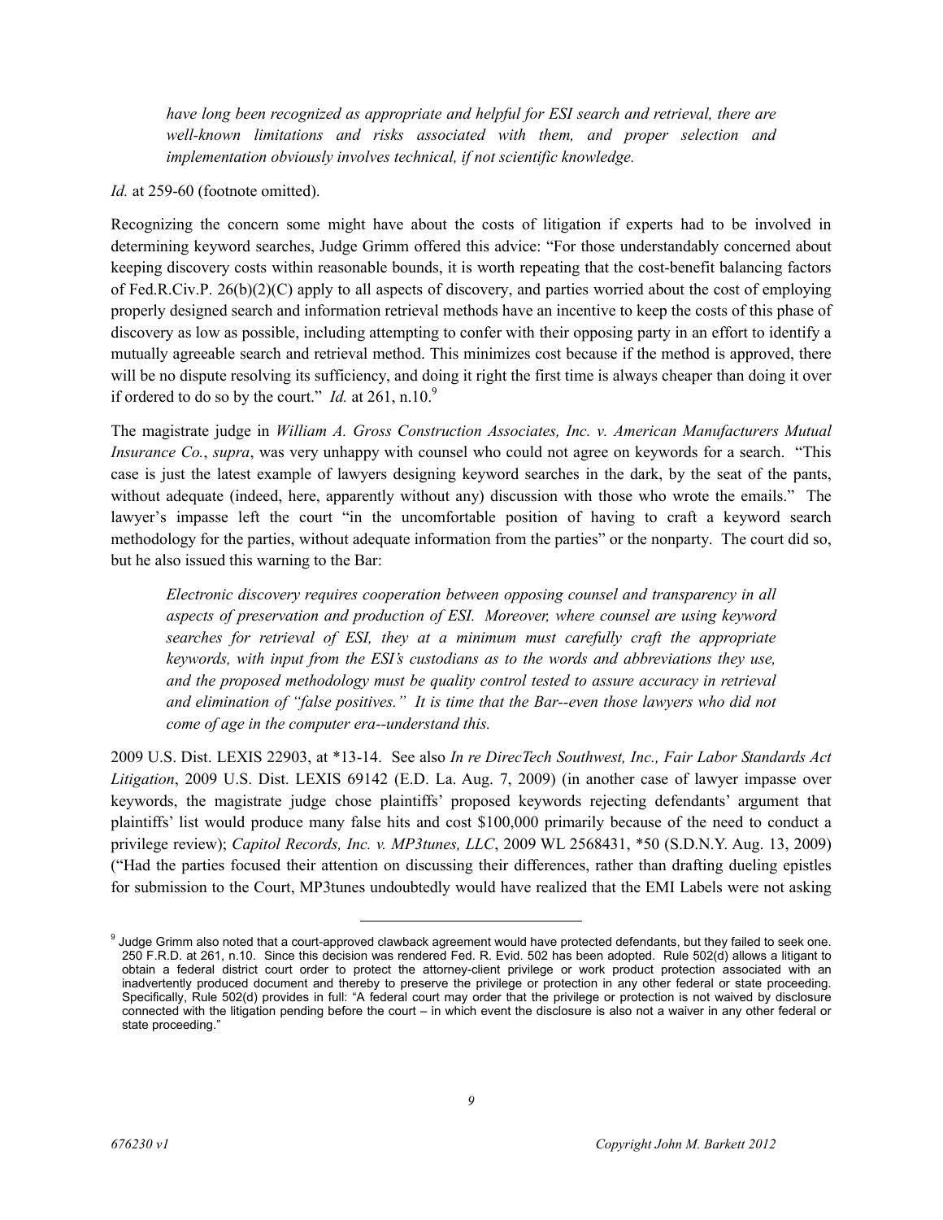*have long been recognized as appropriate and helpful for ESI search and retrieval, there are well-known limitations and risks associated with them, and proper selection and implementation obviously involves technical, if not scientific knowledge.*

*Id.* at 259-60 (footnote omitted).

Recognizing the concern some might have about the costs of litigation if experts had to be involved in determining keyword searches, Judge Grimm offered this advice: "For those understandably concerned about keeping discovery costs within reasonable bounds, it is worth repeating that the cost-benefit balancing factors of Fed.R.Civ.P. 26(b)(2)(C) apply to all aspects of discovery, and parties worried about the cost of employing properly designed search and information retrieval methods have an incentive to keep the costs of this phase of discovery as low as possible, including attempting to confer with their opposing party in an effort to identify a mutually agreeable search and retrieval method. This minimizes cost because if the method is approved, there will be no dispute resolving its sufficiency, and doing it right the first time is always cheaper than doing it over if ordered to do so by the court." *Id.* at 261, n.10.[9]

The magistrate judge in *William A. Gross Construction Associates, Inc. v. American Manufacturers Mutual Insurance Co.*, *supra*, was very unhappy with counsel who could not agree on keywords for a search. "This case is just the latest example of lawyers designing keyword searches in the dark, by the seat of the pants, without adequate (indeed, here, apparently without any) discussion with those who wrote the emails." The lawyer's impasse left the court "in the uncomfortable position of having to craft a keyword search methodology for the parties, without adequate information from the parties" or the nonparty. The court did so, but he also issued this warning to the Bar:

*Electronic discovery requires cooperation between opposing counsel and transparency in all aspects of preservation and production of ESI. Moreover, where counsel are using keyword searches for retrieval of ESI, they at a minimum must carefully craft the appropriate keywords, with input from the ESI's custodians as to the words and abbreviations they use, and the proposed methodology must be quality control tested to assure accuracy in retrieval and elimination of "false positives." It is time that the Bar--even those lawyers who did not come of age in the computer era--understand this.*

2009 U.S. Dist. LEXIS 22903, at *13-14. See also *In re DirecTech Southwest, Inc., Fair Labor Standards Act Litigation*, 2009 U.S. Dist. LEXIS 69142 (E.D. La. Aug. 7, 2009) (in another case of lawyer impasse over keywords, the magistrate judge chose plaintiffs' proposed keywords rejecting defendants' argument that plaintiffs' list would produce many false hits and cost $100,000 primarily because of the need to conduct a privilege review); *Capitol Records, Inc. v. MP3tunes, LLC*, 2009 WL 2568431, *50 (S.D.N.Y. Aug. 13, 2009) ("Had the parties focused their attention on discussing their differences, rather than drafting dueling epistles for submission to the Court, MP3tunes undoubtedly would have realized that the EMI Labels were not asking

---

[9] Judge Grimm also noted that a court-approved clawback agreement would have protected defendants, but they failed to seek one. 250 F.R.D. at 261, n.10. Since this decision was rendered Fed. R. Evid. 502 has been adopted. Rule 502(d) allows a litigant to obtain a federal district court order to protect the attorney-client privilege or work product protection associated with an inadvertently produced document and thereby to preserve the privilege or protection in any other federal or state proceeding. Specifically, Rule 502(d) provides in full: "A federal court may order that the privilege or protection is not waived by disclosure connected with the litigation pending before the court – in which event the disclosure is also not a waiver in any other federal or state proceeding."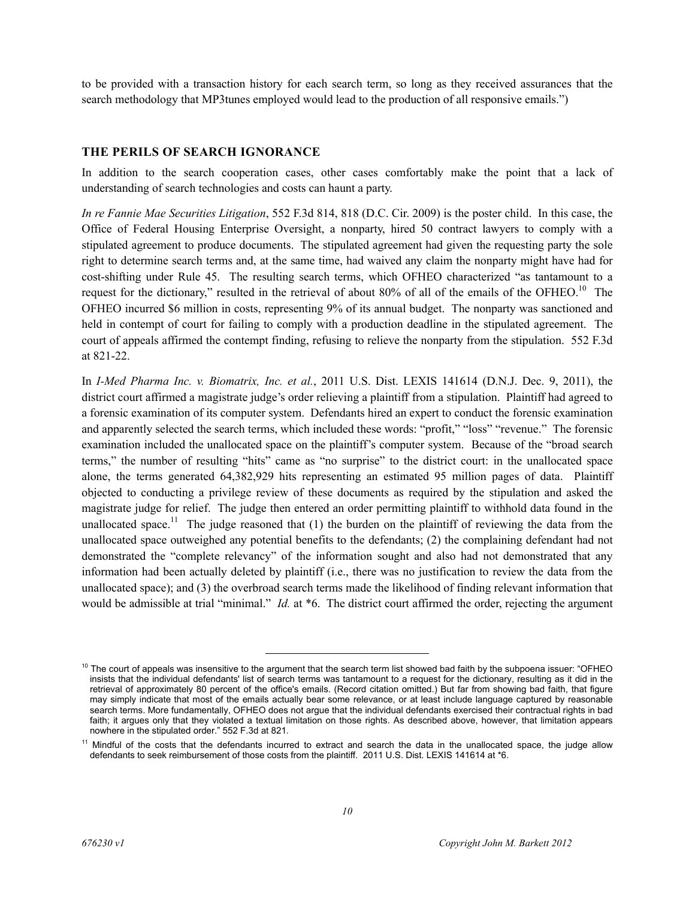to be provided with a transaction history for each search term, so long as they received assurances that the search methodology that MP3tunes employed would lead to the production of all responsive emails.")

## THE PERILS OF SEARCH IGNORANCE

In addition to the search cooperation cases, other cases comfortably make the point that a lack of understanding of search technologies and costs can haunt a party.

*In re Fannie Mae Securities Litigation*, 552 F.3d 814, 818 (D.C. Cir. 2009) is the poster child. In this case, the Office of Federal Housing Enterprise Oversight, a nonparty, hired 50 contract lawyers to comply with a stipulated agreement to produce documents. The stipulated agreement had given the requesting party the sole right to determine search terms and, at the same time, had waived any claim the nonparty might have had for cost-shifting under Rule 45. The resulting search terms, which OFHEO characterized "as tantamount to a request for the dictionary," resulted in the retrieval of about 80% of all of the emails of the OFHEO.[10] The OFHEO incurred $6 million in costs, representing 9% of its annual budget. The nonparty was sanctioned and held in contempt of court for failing to comply with a production deadline in the stipulated agreement. The court of appeals affirmed the contempt finding, refusing to relieve the nonparty from the stipulation. 552 F.3d at 821-22.

In *I-Med Pharma Inc. v. Biomatrix, Inc. et al.*, 2011 U.S. Dist. LEXIS 141614 (D.N.J. Dec. 9, 2011), the district court affirmed a magistrate judge's order relieving a plaintiff from a stipulation. Plaintiff had agreed to a forensic examination of its computer system. Defendants hired an expert to conduct the forensic examination and apparently selected the search terms, which included these words: "profit," "loss" "revenue." The forensic examination included the unallocated space on the plaintiff's computer system. Because of the "broad search terms," the number of resulting "hits" came as "no surprise" to the district court: in the unallocated space alone, the terms generated 64,382,929 hits representing an estimated 95 million pages of data. Plaintiff objected to conducting a privilege review of these documents as required by the stipulation and asked the magistrate judge for relief. The judge then entered an order permitting plaintiff to withhold data found in the unallocated space.[11] The judge reasoned that (1) the burden on the plaintiff of reviewing the data from the unallocated space outweighed any potential benefits to the defendants; (2) the complaining defendant had not demonstrated the "complete relevancy" of the information sought and also had not demonstrated that any information had been actually deleted by plaintiff (i.e., there was no justification to review the data from the unallocated space); and (3) the overbroad search terms made the likelihood of finding relevant information that would be admissible at trial "minimal." *Id.* at *6. The district court affirmed the order, rejecting the argument

---

[10] The court of appeals was insensitive to the argument that the search term list showed bad faith by the subpoena issuer: "OFHEO insists that the individual defendants' list of search terms was tantamount to a request for the dictionary, resulting as it did in the retrieval of approximately 80 percent of the office's emails. (Record citation omitted.) But far from showing bad faith, that figure may simply indicate that most of the emails actually bear some relevance, or at least include language captured by reasonable search terms. More fundamentally, OFHEO does not argue that the individual defendants exercised their contractual rights in bad faith; it argues only that they violated a textual limitation on those rights. As described above, however, that limitation appears nowhere in the stipulated order." 552 F.3d at 821.

[11] Mindful of the costs that the defendants incurred to extract and search the data in the unallocated space, the judge allow defendants to seek reimbursement of those costs from the plaintiff. 2011 U.S. Dist. LEXIS 141614 at *6.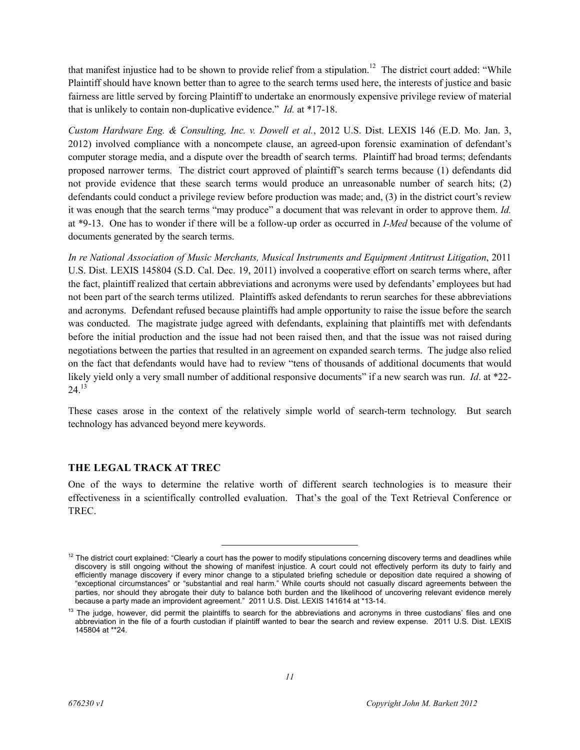that manifest injustice had to be shown to provide relief from a stipulation.[12] The district court added: "While Plaintiff should have known better than to agree to the search terms used here, the interests of justice and basic fairness are little served by forcing Plaintiff to undertake an enormously expensive privilege review of material that is unlikely to contain non-duplicative evidence." *Id.* at *17-18.

*Custom Hardware Eng. & Consulting, Inc. v. Dowell et al.*, 2012 U.S. Dist. LEXIS 146 (E.D. Mo. Jan. 3, 2012) involved compliance with a noncompete clause, an agreed-upon forensic examination of defendant's computer storage media, and a dispute over the breadth of search terms. Plaintiff had broad terms; defendants proposed narrower terms. The district court approved of plaintiff's search terms because (1) defendants did not provide evidence that these search terms would produce an unreasonable number of search hits; (2) defendants could conduct a privilege review before production was made; and, (3) in the district court's review it was enough that the search terms "may produce" a document that was relevant in order to approve them. *Id.* at *9-13. One has to wonder if there will be a follow-up order as occurred in *I-Med* because of the volume of documents generated by the search terms.

*In re National Association of Music Merchants, Musical Instruments and Equipment Antitrust Litigation*, 2011 U.S. Dist. LEXIS 145804 (S.D. Cal. Dec. 19, 2011) involved a cooperative effort on search terms where, after the fact, plaintiff realized that certain abbreviations and acronyms were used by defendants' employees but had not been part of the search terms utilized. Plaintiffs asked defendants to rerun searches for these abbreviations and acronyms. Defendant refused because plaintiffs had ample opportunity to raise the issue before the search was conducted. The magistrate judge agreed with defendants, explaining that plaintiffs met with defendants before the initial production and the issue had not been raised then, and that the issue was not raised during negotiations between the parties that resulted in an agreement on expanded search terms. The judge also relied on the fact that defendants would have had to review "tens of thousands of additional documents that would likely yield only a very small number of additional responsive documents" if a new search was run. *Id*. at *22-24.[13]

These cases arose in the context of the relatively simple world of search-term technology. But search technology has advanced beyond mere keywords.

## THE LEGAL TRACK AT TREC

One of the ways to determine the relative worth of different search technologies is to measure their effectiveness in a scientifically controlled evaluation. That's the goal of the Text Retrieval Conference or TREC.

---

[12] The district court explained: "Clearly a court has the power to modify stipulations concerning discovery terms and deadlines while discovery is still ongoing without the showing of manifest injustice. A court could not effectively perform its duty to fairly and efficiently manage discovery if every minor change to a stipulated briefing schedule or deposition date required a showing of "exceptional circumstances" or "substantial and real harm." While courts should not casually discard agreements between the parties, nor should they abrogate their duty to balance both burden and the likelihood of uncovering relevant evidence merely because a party made an improvident agreement." 2011 U.S. Dist. LEXIS 141614 at *13-14.

[13] The judge, however, did permit the plaintiffs to search for the abbreviations and acronyms in three custodians' files and one abbreviation in the file of a fourth custodian if plaintiff wanted to bear the search and review expense. 2011 U.S. Dist. LEXIS 145804 at **24.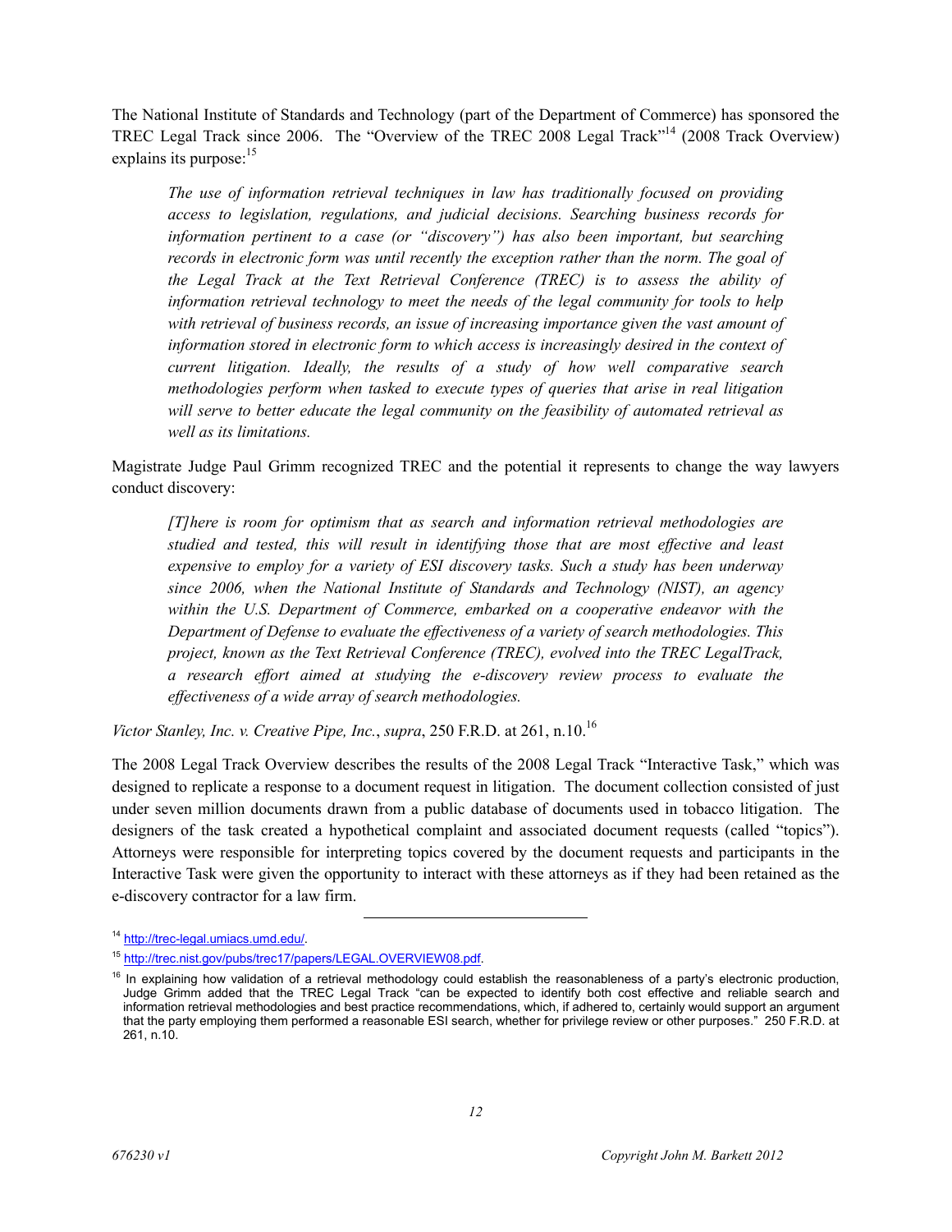The National Institute of Standards and Technology (part of the Department of Commerce) has sponsored the TREC Legal Track since 2006. The "Overview of the TREC 2008 Legal Track"[14] (2008 Track Overview) explains its purpose:[15]

> *The use of information retrieval techniques in law has traditionally focused on providing access to legislation, regulations, and judicial decisions. Searching business records for information pertinent to a case (or "discovery") has also been important, but searching records in electronic form was until recently the exception rather than the norm. The goal of the Legal Track at the Text Retrieval Conference (TREC) is to assess the ability of information retrieval technology to meet the needs of the legal community for tools to help with retrieval of business records, an issue of increasing importance given the vast amount of information stored in electronic form to which access is increasingly desired in the context of current litigation. Ideally, the results of a study of how well comparative search methodologies perform when tasked to execute types of queries that arise in real litigation will serve to better educate the legal community on the feasibility of automated retrieval as well as its limitations.*

Magistrate Judge Paul Grimm recognized TREC and the potential it represents to change the way lawyers conduct discovery:

> *[T]here is room for optimism that as search and information retrieval methodologies are studied and tested, this will result in identifying those that are most effective and least expensive to employ for a variety of ESI discovery tasks. Such a study has been underway since 2006, when the National Institute of Standards and Technology (NIST), an agency within the U.S. Department of Commerce, embarked on a cooperative endeavor with the Department of Defense to evaluate the effectiveness of a variety of search methodologies. This project, known as the Text Retrieval Conference (TREC), evolved into the TREC LegalTrack, a research effort aimed at studying the e-discovery review process to evaluate the effectiveness of a wide array of search methodologies.*

*Victor Stanley, Inc. v. Creative Pipe, Inc.*, *supra*, 250 F.R.D. at 261, n.10.[16]

The 2008 Legal Track Overview describes the results of the 2008 Legal Track "Interactive Task," which was designed to replicate a response to a document request in litigation. The document collection consisted of just under seven million documents drawn from a public database of documents used in tobacco litigation. The designers of the task created a hypothetical complaint and associated document requests (called "topics"). Attorneys were responsible for interpreting topics covered by the document requests and participants in the Interactive Task were given the opportunity to interact with these attorneys as if they had been retained as the e-discovery contractor for a law firm.

---

[14] http://trec-legal.umiacs.umd.edu/.

[15] http://trec.nist.gov/pubs/trec17/papers/LEGAL.OVERVIEW08.pdf.

[16] In explaining how validation of a retrieval methodology could establish the reasonableness of a party's electronic production, Judge Grimm added that the TREC Legal Track "can be expected to identify both cost effective and reliable search and information retrieval methodologies and best practice recommendations, which, if adhered to, certainly would support an argument that the party employing them performed a reasonable ESI search, whether for privilege review or other purposes." 250 F.R.D. at 261, n.10.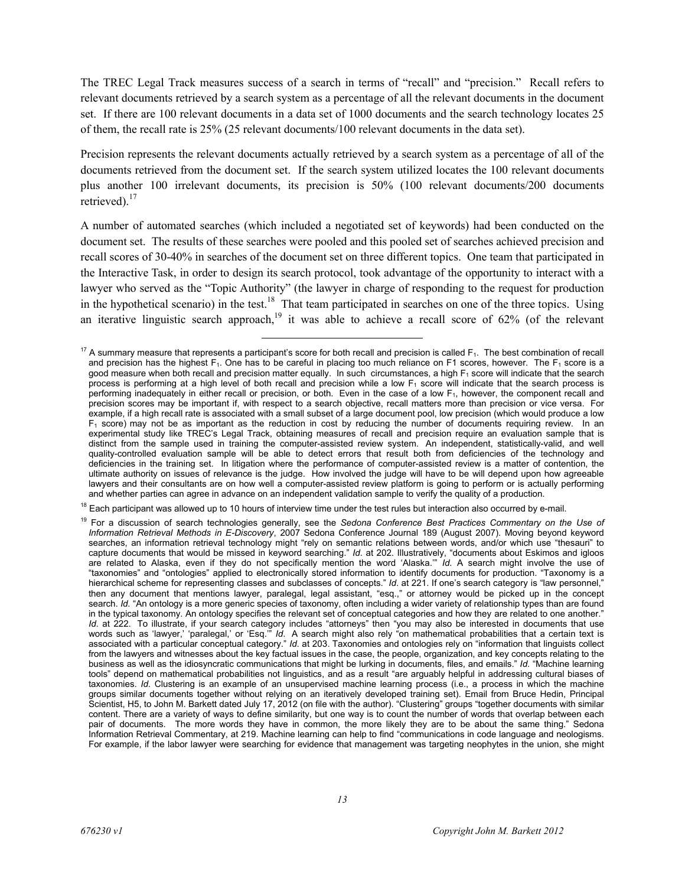The TREC Legal Track measures success of a search in terms of "recall" and "precision." Recall refers to relevant documents retrieved by a search system as a percentage of all the relevant documents in the document set. If there are 100 relevant documents in a data set of 1000 documents and the search technology locates 25 of them, the recall rate is 25% (25 relevant documents/100 relevant documents in the data set).

Precision represents the relevant documents actually retrieved by a search system as a percentage of all of the documents retrieved from the document set. If the search system utilized locates the 100 relevant documents plus another 100 irrelevant documents, its precision is 50% (100 relevant documents/200 documents retrieved).[17]

A number of automated searches (which included a negotiated set of keywords) had been conducted on the document set. The results of these searches were pooled and this pooled set of searches achieved precision and recall scores of 30-40% in searches of the document set on three different topics. One team that participated in the Interactive Task, in order to design its search protocol, took advantage of the opportunity to interact with a lawyer who served as the "Topic Authority" (the lawyer in charge of responding to the request for production in the hypothetical scenario) in the test.[18] That team participated in searches on one of the three topics. Using an iterative linguistic search approach,[19] it was able to achieve a recall score of 62% (of the relevant

---

[17] A summary measure that represents a participant's score for both recall and precision is called $F_1$. The best combination of recall and precision has the highest $F_1$. One has to be careful in placing too much reliance on F1 scores, however. The $F_1$ score is a good measure when both recall and precision matter equally. In such circumstances, a high $F_1$ score will indicate that the search process is performing at a high level of both recall and precision while a low $F_1$ score will indicate that the search process is performing inadequately in either recall or precision, or both. Even in the case of a low $F_1$, however, the component recall and precision scores may be important if, with respect to a search objective, recall matters more than precision or vice versa. For example, if a high recall rate is associated with a small subset of a large document pool, low precision (which would produce a low $F_1$ score) may not be as important as the reduction in cost by reducing the number of documents requiring review. In an experimental study like TREC's Legal Track, obtaining measures of recall and precision require an evaluation sample that is distinct from the sample used in training the computer-assisted review system. An independent, statistically-valid, and well quality-controlled evaluation sample will be able to detect errors that result both from deficiencies of the technology and deficiencies in the training set. In litigation where the performance of computer-assisted review is a matter of contention, the ultimate authority on issues of relevance is the judge. How involved the judge will have to be will depend upon how agreeable lawyers and their consultants are on how well a computer-assisted review platform is going to perform or is actually performing and whether parties can agree in advance on an independent validation sample to verify the quality of a production.

[18] Each participant was allowed up to 10 hours of interview time under the test rules but interaction also occurred by e-mail.

[19] For a discussion of search technologies generally, see the *Sedona Conference Best Practices Commentary on the Use of Information Retrieval Methods in E-Discovery*, 2007 Sedona Conference Journal 189 (August 2007). Moving beyond keyword searches, an information retrieval technology might "rely on semantic relations between words, and/or which use "thesauri" to capture documents that would be missed in keyword searching." *Id*. at 202. Illustratively, "documents about Eskimos and igloos are related to Alaska, even if they do not specifically mention the word 'Alaska.'" *Id.* A search might involve the use of "taxonomies" and "ontologies" applied to electronically stored information to identify documents for production. "Taxonomy is a hierarchical scheme for representing classes and subclasses of concepts." *Id*. at 221. If one's search category is "law personnel," then any document that mentions lawyer, paralegal, legal assistant, "esq.," or attorney would be picked up in the concept search. *Id.* "An ontology is a more generic species of taxonomy, often including a wider variety of relationship types than are found in the typical taxonomy. An ontology specifies the relevant set of conceptual categories and how they are related to one another." *Id*. at 222. To illustrate, if your search category includes "attorneys" then "you may also be interested in documents that use words such as 'lawyer,' 'paralegal,' or 'Esq.'" *Id*. A search might also rely "on mathematical probabilities that a certain text is associated with a particular conceptual category." *Id*. at 203. Taxonomies and ontologies rely on "information that linguists collect from the lawyers and witnesses about the key factual issues in the case, the people, organization, and key concepts relating to the business as well as the idiosyncratic communications that might be lurking in documents, files, and emails." *Id*. "Machine learning tools" depend on mathematical probabilities not linguistics, and as a result "are arguably helpful in addressing cultural biases of taxonomies. *Id*. Clustering is an example of an unsupervised machine learning process (i.e., a process in which the machine groups similar documents together without relying on an iteratively developed training set). Email from Bruce Hedin, Principal Scientist, H5, to John M. Barkett dated July 17, 2012 (on file with the author). "Clustering" groups "together documents with similar content. There are a variety of ways to define similarity, but one way is to count the number of words that overlap between each pair of documents. The more words they have in common, the more likely they are to be about the same thing." Sedona Information Retrieval Commentary, at 219. Machine learning can help to find "communications in code language and neologisms. For example, if the labor lawyer were searching for evidence that management was targeting neophytes in the union, she might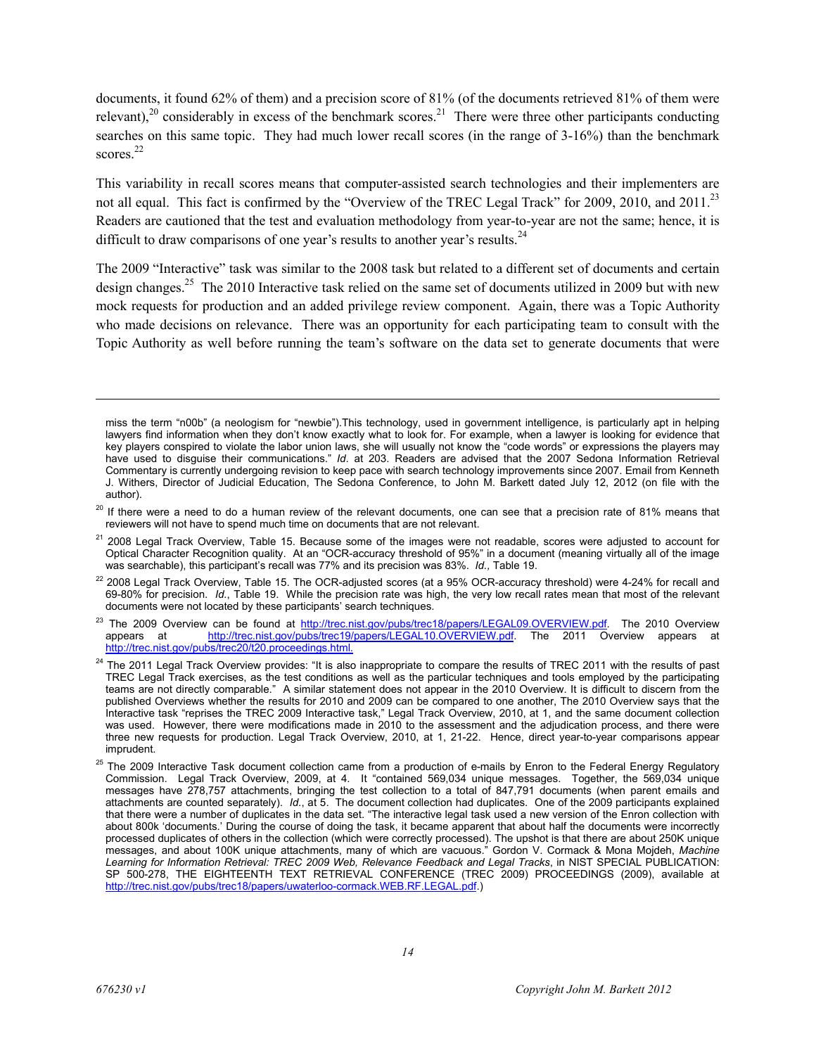documents, it found 62% of them) and a precision score of 81% (of the documents retrieved 81% of them were relevant),[20] considerably in excess of the benchmark scores.[21] There were three other participants conducting searches on this same topic. They had much lower recall scores (in the range of 3-16%) than the benchmark scores.[22]

This variability in recall scores means that computer-assisted search technologies and their implementers are not all equal. This fact is confirmed by the "Overview of the TREC Legal Track" for 2009, 2010, and 2011.[23] Readers are cautioned that the test and evaluation methodology from year-to-year are not the same; hence, it is difficult to draw comparisons of one year's results to another year's results.[24]

The 2009 "Interactive" task was similar to the 2008 task but related to a different set of documents and certain design changes.[25] The 2010 Interactive task relied on the same set of documents utilized in 2009 but with new mock requests for production and an added privilege review component. Again, there was a Topic Authority who made decisions on relevance. There was an opportunity for each participating team to consult with the Topic Authority as well before running the team's software on the data set to generate documents that were

---

miss the term "n00b" (a neologism for "newbie").This technology, used in government intelligence, is particularly apt in helping lawyers find information when they don't know exactly what to look for. For example, when a lawyer is looking for evidence that key players conspired to violate the labor union laws, she will usually not know the "code words" or expressions the players may have used to disguise their communications." *Id*. at 203. Readers are advised that the 2007 Sedona Information Retrieval Commentary is currently undergoing revision to keep pace with search technology improvements since 2007. Email from Kenneth J. Withers, Director of Judicial Education, The Sedona Conference, to John M. Barkett dated July 12, 2012 (on file with the author).

[20] If there were a need to do a human review of the relevant documents, one can see that a precision rate of 81% means that reviewers will not have to spend much time on documents that are not relevant.

[21] 2008 Legal Track Overview, Table 15. Because some of the images were not readable, scores were adjusted to account for Optical Character Recognition quality. At an "OCR-accuracy threshold of 95%" in a document (meaning virtually all of the image was searchable), this participant's recall was 77% and its precision was 83%. *Id.,* Table 19.

[22] 2008 Legal Track Overview, Table 15. The OCR-adjusted scores (at a 95% OCR-accuracy threshold) were 4-24% for recall and 69-80% for precision. *Id.*, Table 19. While the precision rate was high, the very low recall rates mean that most of the relevant documents were not located by these participants' search techniques.

[23] The 2009 Overview can be found at http://trec.nist.gov/pubs/trec18/papers/LEGAL09.OVERVIEW.pdf. The 2010 Overview appears at http://trec.nist.gov/pubs/trec19/papers/LEGAL10.OVERVIEW.pdf. The 2011 Overview appears at http://trec.nist.gov/pubs/trec20/t20.proceedings.html.

[24] The 2011 Legal Track Overview provides: "It is also inappropriate to compare the results of TREC 2011 with the results of past TREC Legal Track exercises, as the test conditions as well as the particular techniques and tools employed by the participating teams are not directly comparable." A similar statement does not appear in the 2010 Overview. It is difficult to discern from the published Overviews whether the results for 2010 and 2009 can be compared to one another, The 2010 Overview says that the Interactive task "reprises the TREC 2009 Interactive task," Legal Track Overview, 2010, at 1, and the same document collection was used. However, there were modifications made in 2010 to the assessment and the adjudication process, and there were three new requests for production. Legal Track Overview, 2010, at 1, 21-22. Hence, direct year-to-year comparisons appear imprudent.

[25] The 2009 Interactive Task document collection came from a production of e-mails by Enron to the Federal Energy Regulatory Commission. Legal Track Overview, 2009, at 4. It "contained 569,034 unique messages. Together, the 569,034 unique messages have 278,757 attachments, bringing the test collection to a total of 847,791 documents (when parent emails and attachments are counted separately). *Id.*, at 5. The document collection had duplicates. One of the 2009 participants explained that there were a number of duplicates in the data set. "The interactive legal task used a new version of the Enron collection with about 800k 'documents.' During the course of doing the task, it became apparent that about half the documents were incorrectly processed duplicates of others in the collection (which were correctly processed). The upshot is that there are about 250K unique messages, and about 100K unique attachments, many of which are vacuous." Gordon V. Cormack & Mona Mojdeh, *Machine Learning for Information Retrieval: TREC 2009 Web, Relevance Feedback and Legal Tracks*, in NIST SPECIAL PUBLICATION: SP 500-278, THE EIGHTEENTH TEXT RETRIEVAL CONFERENCE (TREC 2009) PROCEEDINGS (2009), available at http://trec.nist.gov/pubs/trec18/papers/uwaterloo-cormack.WEB.RF.LEGAL.pdf.)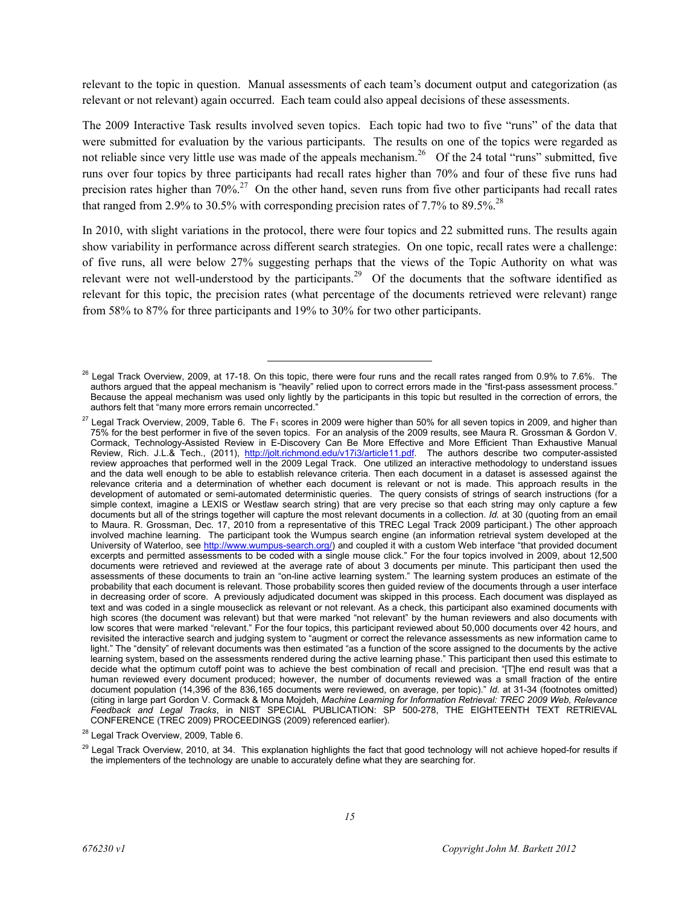relevant to the topic in question. Manual assessments of each team's document output and categorization (as relevant or not relevant) again occurred. Each team could also appeal decisions of these assessments.

The 2009 Interactive Task results involved seven topics. Each topic had two to five "runs" of the data that were submitted for evaluation by the various participants. The results on one of the topics were regarded as not reliable since very little use was made of the appeals mechanism.[26] Of the 24 total "runs" submitted, five runs over four topics by three participants had recall rates higher than 70% and four of these five runs had precision rates higher than 70%.[27] On the other hand, seven runs from five other participants had recall rates that ranged from 2.9% to 30.5% with corresponding precision rates of 7.7% to 89.5%.[28]

In 2010, with slight variations in the protocol, there were four topics and 22 submitted runs. The results again show variability in performance across different search strategies. On one topic, recall rates were a challenge: of five runs, all were below 27% suggesting perhaps that the views of the Topic Authority on what was relevant were not well-understood by the participants.[29] Of the documents that the software identified as relevant for this topic, the precision rates (what percentage of the documents retrieved were relevant) range from 58% to 87% for three participants and 19% to 30% for two other participants.

---

[26] Legal Track Overview, 2009, at 17-18. On this topic, there were four runs and the recall rates ranged from 0.9% to 7.6%. The authors argued that the appeal mechanism is "heavily" relied upon to correct errors made in the "first-pass assessment process." Because the appeal mechanism was used only lightly by the participants in this topic but resulted in the correction of errors, the authors felt that "many more errors remain uncorrected."

[27] Legal Track Overview, 2009, Table 6. The $F_1$ scores in 2009 were higher than 50% for all seven topics in 2009, and higher than 75% for the best performer in five of the seven topics. For an analysis of the 2009 results, see Maura R. Grossman & Gordon V. Cormack, Technology-Assisted Review in E-Discovery Can Be More Effective and More Efficient Than Exhaustive Manual Review, Rich. J.L.& Tech., (2011), http://jolt.richmond.edu/v17i3/article11.pdf. The authors describe two computer-assisted review approaches that performed well in the 2009 Legal Track. One utilized an interactive methodology to understand issues and the data well enough to be able to establish relevance criteria. Then each document in a dataset is assessed against the relevance criteria and a determination of whether each document is relevant or not is made. This approach results in the development of automated or semi-automated deterministic queries. The query consists of strings of search instructions (for a simple context, imagine a LEXIS or Westlaw search string) that are very precise so that each string may only capture a few documents but all of the strings together will capture the most relevant documents in a collection. *Id.* at 30 (quoting from an email to Maura. R. Grossman, Dec. 17, 2010 from a representative of this TREC Legal Track 2009 participant.) The other approach involved machine learning. The participant took the Wumpus search engine (an information retrieval system developed at the University of Waterloo, see http://www.wumpus-search.org/) and coupled it with a custom Web interface "that provided document excerpts and permitted assessments to be coded with a single mouse click." For the four topics involved in 2009, about 12,500 documents were retrieved and reviewed at the average rate of about 3 documents per minute. This participant then used the assessments of these documents to train an "on-line active learning system." The learning system produces an estimate of the probability that each document is relevant. Those probability scores then guided review of the documents through a user interface in decreasing order of score. A previously adjudicated document was skipped in this process. Each document was displayed as text and was coded in a single mouseclick as relevant or not relevant. As a check, this participant also examined documents with high scores (the document was relevant) but that were marked "not relevant" by the human reviewers and also documents with low scores that were marked "relevant." For the four topics, this participant reviewed about 50,000 documents over 42 hours, and revisited the interactive search and judging system to "augment or correct the relevance assessments as new information came to light." The "density" of relevant documents was then estimated "as a function of the score assigned to the documents by the active learning system, based on the assessments rendered during the active learning phase." This participant then used this estimate to decide what the optimum cutoff point was to achieve the best combination of recall and precision. "[T]he end result was that a human reviewed every document produced; however, the number of documents reviewed was a small fraction of the entire document population (14,396 of the 836,165 documents were reviewed, on average, per topic)." *Id.* at 31-34 (footnotes omitted) (citing in large part Gordon V. Cormack & Mona Mojdeh, *Machine Learning for Information Retrieval: TREC 2009 Web, Relevance Feedback and Legal Tracks*, in NIST SPECIAL PUBLICATION: SP 500-278, THE EIGHTEENTH TEXT RETRIEVAL CONFERENCE (TREC 2009) PROCEEDINGS (2009) referenced earlier).

[28] Legal Track Overview, 2009, Table 6.

[29] Legal Track Overview, 2010, at 34. This explanation highlights the fact that good technology will not achieve hoped-for results if the implementers of the technology are unable to accurately define what they are searching for.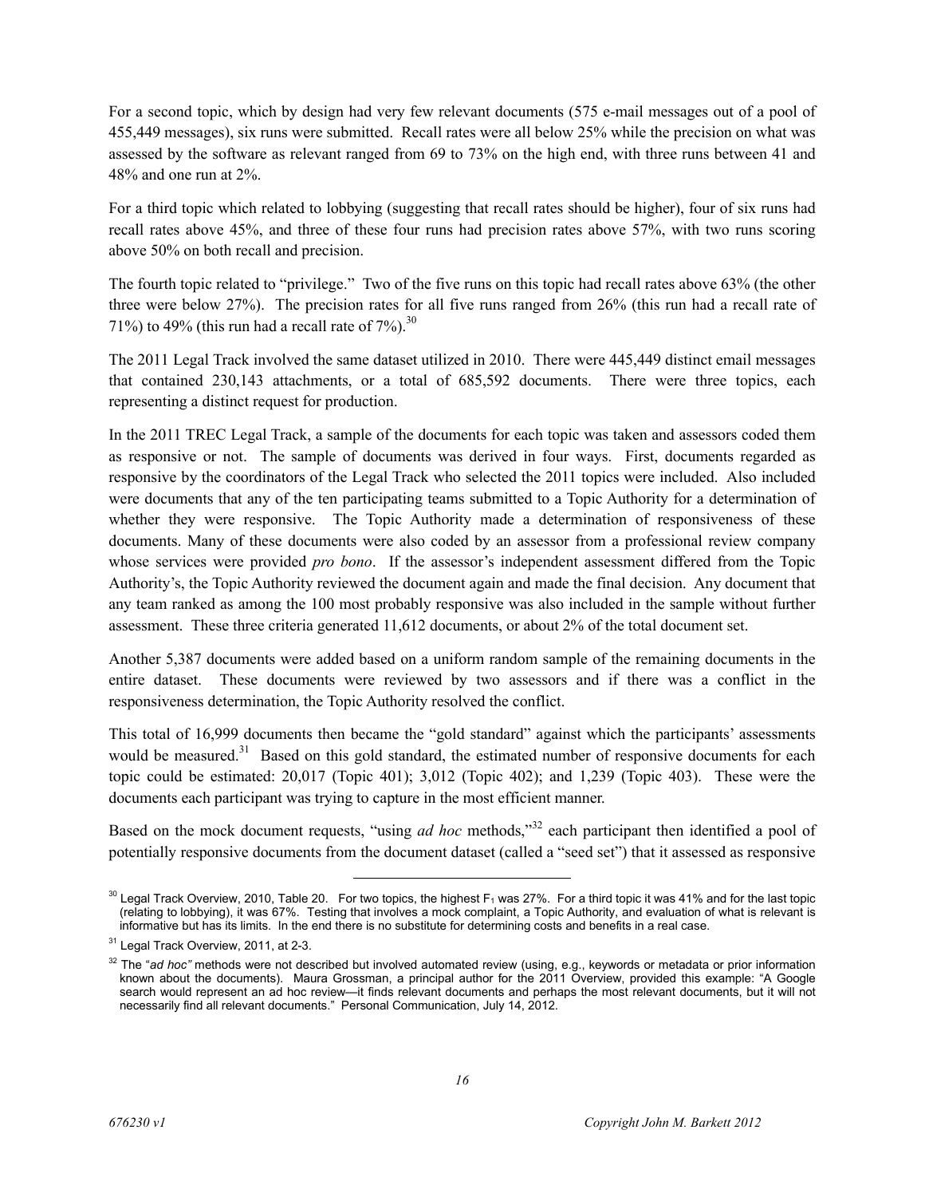For a second topic, which by design had very few relevant documents (575 e-mail messages out of a pool of 455,449 messages), six runs were submitted. Recall rates were all below 25% while the precision on what was assessed by the software as relevant ranged from 69 to 73% on the high end, with three runs between 41 and 48% and one run at 2%.

For a third topic which related to lobbying (suggesting that recall rates should be higher), four of six runs had recall rates above 45%, and three of these four runs had precision rates above 57%, with two runs scoring above 50% on both recall and precision.

The fourth topic related to "privilege." Two of the five runs on this topic had recall rates above 63% (the other three were below 27%). The precision rates for all five runs ranged from 26% (this run had a recall rate of 71%) to 49% (this run had a recall rate of 7%).[30]

The 2011 Legal Track involved the same dataset utilized in 2010. There were 445,449 distinct email messages that contained 230,143 attachments, or a total of 685,592 documents. There were three topics, each representing a distinct request for production.

In the 2011 TREC Legal Track, a sample of the documents for each topic was taken and assessors coded them as responsive or not. The sample of documents was derived in four ways. First, documents regarded as responsive by the coordinators of the Legal Track who selected the 2011 topics were included. Also included were documents that any of the ten participating teams submitted to a Topic Authority for a determination of whether they were responsive. The Topic Authority made a determination of responsiveness of these documents. Many of these documents were also coded by an assessor from a professional review company whose services were provided *pro bono*. If the assessor's independent assessment differed from the Topic Authority's, the Topic Authority reviewed the document again and made the final decision. Any document that any team ranked as among the 100 most probably responsive was also included in the sample without further assessment. These three criteria generated 11,612 documents, or about 2% of the total document set.

Another 5,387 documents were added based on a uniform random sample of the remaining documents in the entire dataset. These documents were reviewed by two assessors and if there was a conflict in the responsiveness determination, the Topic Authority resolved the conflict.

This total of 16,999 documents then became the "gold standard" against which the participants' assessments would be measured.[31] Based on this gold standard, the estimated number of responsive documents for each topic could be estimated: 20,017 (Topic 401); 3,012 (Topic 402); and 1,239 (Topic 403). These were the documents each participant was trying to capture in the most efficient manner.

Based on the mock document requests, "using *ad hoc* methods,"[32] each participant then identified a pool of potentially responsive documents from the document dataset (called a "seed set") that it assessed as responsive

---

[30] Legal Track Overview, 2010, Table 20. For two topics, the highest $F_1$ was 27%. For a third topic it was 41% and for the last topic (relating to lobbying), it was 67%. Testing that involves a mock complaint, a Topic Authority, and evaluation of what is relevant is informative but has its limits. In the end there is no substitute for determining costs and benefits in a real case.

[31] Legal Track Overview, 2011, at 2-3.

[32] The "*ad hoc"* methods were not described but involved automated review (using, e.g., keywords or metadata or prior information known about the documents). Maura Grossman, a principal author for the 2011 Overview, provided this example: "A Google search would represent an ad hoc review—it finds relevant documents and perhaps the most relevant documents, but it will not necessarily find all relevant documents." Personal Communication, July 14, 2012.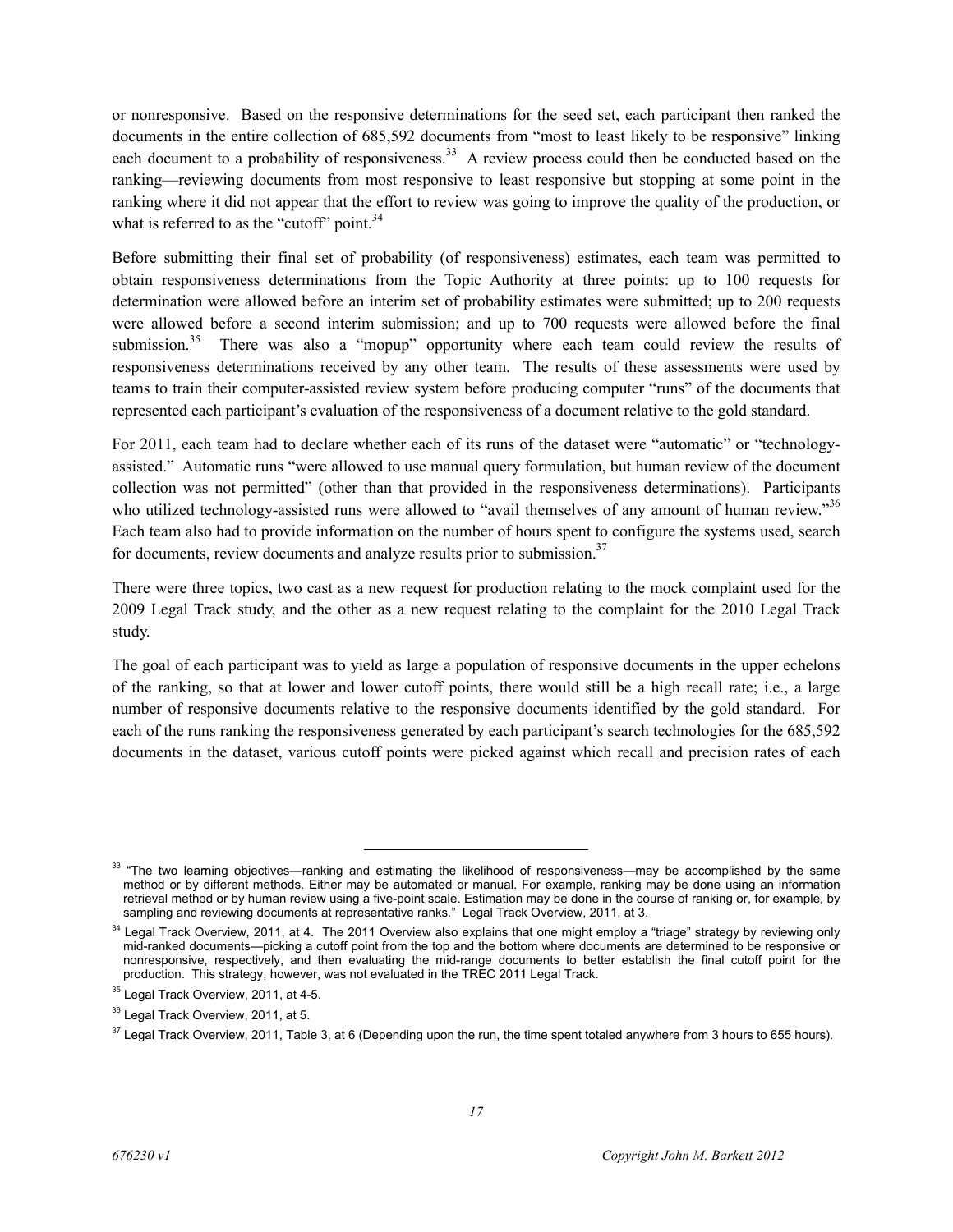or nonresponsive. Based on the responsive determinations for the seed set, each participant then ranked the documents in the entire collection of 685,592 documents from "most to least likely to be responsive" linking each document to a probability of responsiveness.[33] A review process could then be conducted based on the ranking—reviewing documents from most responsive to least responsive but stopping at some point in the ranking where it did not appear that the effort to review was going to improve the quality of the production, or what is referred to as the "cutoff" point.[34]

Before submitting their final set of probability (of responsiveness) estimates, each team was permitted to obtain responsiveness determinations from the Topic Authority at three points: up to 100 requests for determination were allowed before an interim set of probability estimates were submitted; up to 200 requests were allowed before a second interim submission; and up to 700 requests were allowed before the final submission.[35] There was also a "mopup" opportunity where each team could review the results of responsiveness determinations received by any other team. The results of these assessments were used by teams to train their computer-assisted review system before producing computer "runs" of the documents that represented each participant's evaluation of the responsiveness of a document relative to the gold standard.

For 2011, each team had to declare whether each of its runs of the dataset were "automatic" or "technology-assisted." Automatic runs "were allowed to use manual query formulation, but human review of the document collection was not permitted" (other than that provided in the responsiveness determinations). Participants who utilized technology-assisted runs were allowed to "avail themselves of any amount of human review."[36] Each team also had to provide information on the number of hours spent to configure the systems used, search for documents, review documents and analyze results prior to submission.[37]

There were three topics, two cast as a new request for production relating to the mock complaint used for the 2009 Legal Track study, and the other as a new request relating to the complaint for the 2010 Legal Track study.

The goal of each participant was to yield as large a population of responsive documents in the upper echelons of the ranking, so that at lower and lower cutoff points, there would still be a high recall rate; i.e., a large number of responsive documents relative to the responsive documents identified by the gold standard. For each of the runs ranking the responsiveness generated by each participant's search technologies for the 685,592 documents in the dataset, various cutoff points were picked against which recall and precision rates of each

---

[33] "The two learning objectives—ranking and estimating the likelihood of responsiveness—may be accomplished by the same method or by different methods. Either may be automated or manual. For example, ranking may be done using an information retrieval method or by human review using a five-point scale. Estimation may be done in the course of ranking or, for example, by sampling and reviewing documents at representative ranks." Legal Track Overview, 2011, at 3.

[34] Legal Track Overview, 2011, at 4. The 2011 Overview also explains that one might employ a "triage" strategy by reviewing only mid-ranked documents—picking a cutoff point from the top and the bottom where documents are determined to be responsive or nonresponsive, respectively, and then evaluating the mid-range documents to better establish the final cutoff point for the production. This strategy, however, was not evaluated in the TREC 2011 Legal Track.

[35] Legal Track Overview, 2011, at 4-5.

[36] Legal Track Overview, 2011, at 5.

[37] Legal Track Overview, 2011, Table 3, at 6 (Depending upon the run, the time spent totaled anywhere from 3 hours to 655 hours).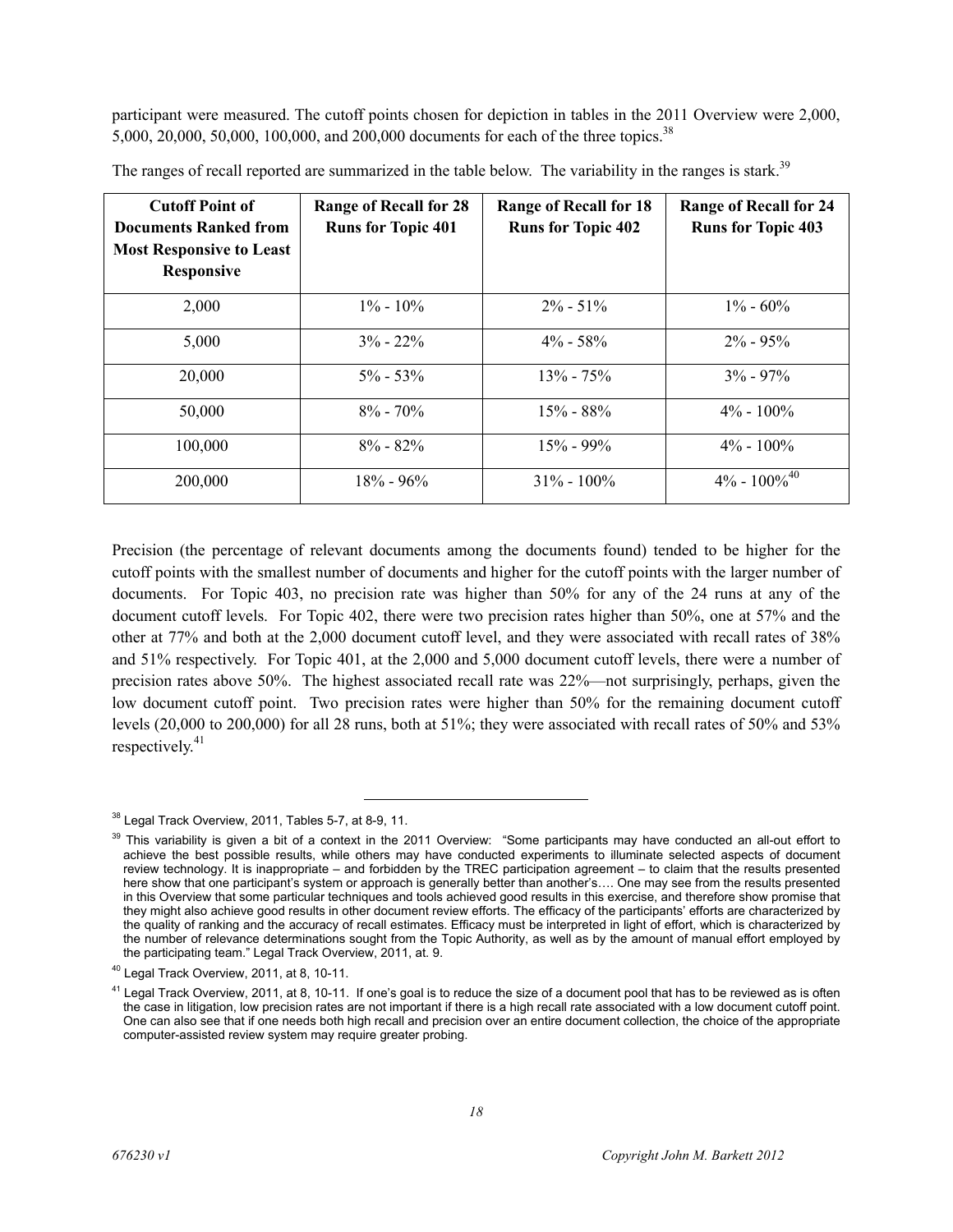participant were measured. The cutoff points chosen for depiction in tables in the 2011 Overview were 2,000, 5,000, 20,000, 50,000, 100,000, and 200,000 documents for each of the three topics.[38]

The ranges of recall reported are summarized in the table below. The variability in the ranges is stark.[39]

| Cutoff Point of Documents Ranked from Most Responsive to Least Responsive | Range of Recall for 28 Runs for Topic 401 | Range of Recall for 18 Runs for Topic 402 | Range of Recall for 24 Runs for Topic 403 |
|---|---|---|---|
| 2,000 | 1% - 10% | 2% - 51% | 1% - 60% |
| 5,000 | 3% - 22% | 4% - 58% | 2% - 95% |
| 20,000 | 5% - 53% | 13% - 75% | 3% - 97% |
| 50,000 | 8% - 70% | 15% - 88% | 4% - 100% |
| 100,000 | 8% - 82% | 15% - 99% | 4% - 100% |
| 200,000 | 18% - 96% | 31% - 100% | 4% - 100%[40] |

Precision (the percentage of relevant documents among the documents found) tended to be higher for the cutoff points with the smallest number of documents and higher for the cutoff points with the larger number of documents. For Topic 403, no precision rate was higher than 50% for any of the 24 runs at any of the document cutoff levels. For Topic 402, there were two precision rates higher than 50%, one at 57% and the other at 77% and both at the 2,000 document cutoff level, and they were associated with recall rates of 38% and 51% respectively. For Topic 401, at the 2,000 and 5,000 document cutoff levels, there were a number of precision rates above 50%. The highest associated recall rate was 22%—not surprisingly, perhaps, given the low document cutoff point. Two precision rates were higher than 50% for the remaining document cutoff levels (20,000 to 200,000) for all 28 runs, both at 51%; they were associated with recall rates of 50% and 53% respectively.[41]

---

[38] Legal Track Overview, 2011, Tables 5-7, at 8-9, 11.

[39] This variability is given a bit of a context in the 2011 Overview: "Some participants may have conducted an all-out effort to achieve the best possible results, while others may have conducted experiments to illuminate selected aspects of document review technology. It is inappropriate – and forbidden by the TREC participation agreement – to claim that the results presented here show that one participant's system or approach is generally better than another's…. One may see from the results presented in this Overview that some particular techniques and tools achieved good results in this exercise, and therefore show promise that they might also achieve good results in other document review efforts. The efficacy of the participants' efforts are characterized by the quality of ranking and the accuracy of recall estimates. Efficacy must be interpreted in light of effort, which is characterized by the number of relevance determinations sought from the Topic Authority, as well as by the amount of manual effort employed by the participating team." Legal Track Overview, 2011, at. 9.

[40] Legal Track Overview, 2011, at 8, 10-11.

[41] Legal Track Overview, 2011, at 8, 10-11. If one's goal is to reduce the size of a document pool that has to be reviewed as is often the case in litigation, low precision rates are not important if there is a high recall rate associated with a low document cutoff point. One can also see that if one needs both high recall and precision over an entire document collection, the choice of the appropriate computer-assisted review system may require greater probing.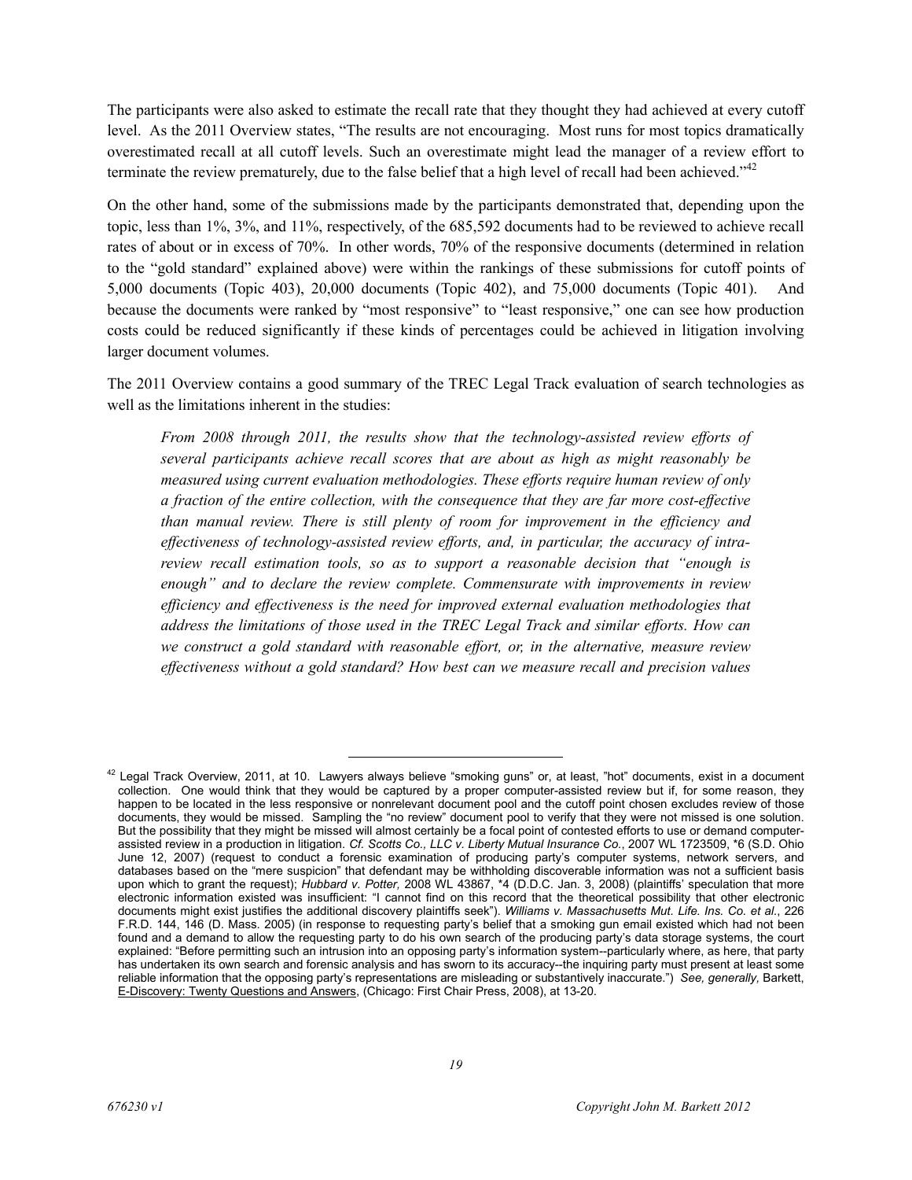The participants were also asked to estimate the recall rate that they thought they had achieved at every cutoff level. As the 2011 Overview states, "The results are not encouraging. Most runs for most topics dramatically overestimated recall at all cutoff levels. Such an overestimate might lead the manager of a review effort to terminate the review prematurely, due to the false belief that a high level of recall had been achieved."[42]

On the other hand, some of the submissions made by the participants demonstrated that, depending upon the topic, less than 1%, 3%, and 11%, respectively, of the 685,592 documents had to be reviewed to achieve recall rates of about or in excess of 70%. In other words, 70% of the responsive documents (determined in relation to the "gold standard" explained above) were within the rankings of these submissions for cutoff points of 5,000 documents (Topic 403), 20,000 documents (Topic 402), and 75,000 documents (Topic 401). And because the documents were ranked by "most responsive" to "least responsive," one can see how production costs could be reduced significantly if these kinds of percentages could be achieved in litigation involving larger document volumes.

The 2011 Overview contains a good summary of the TREC Legal Track evaluation of search technologies as well as the limitations inherent in the studies:

> *From 2008 through 2011, the results show that the technology-assisted review efforts of several participants achieve recall scores that are about as high as might reasonably be measured using current evaluation methodologies. These efforts require human review of only a fraction of the entire collection, with the consequence that they are far more cost-effective than manual review. There is still plenty of room for improvement in the efficiency and effectiveness of technology-assisted review efforts, and, in particular, the accuracy of intra-review recall estimation tools, so as to support a reasonable decision that "enough is enough" and to declare the review complete. Commensurate with improvements in review efficiency and effectiveness is the need for improved external evaluation methodologies that address the limitations of those used in the TREC Legal Track and similar efforts. How can we construct a gold standard with reasonable effort, or, in the alternative, measure review effectiveness without a gold standard? How best can we measure recall and precision values*

---

[42] Legal Track Overview, 2011, at 10. Lawyers always believe "smoking guns" or, at least, "hot" documents, exist in a document collection. One would think that they would be captured by a proper computer-assisted review but if, for some reason, they happen to be located in the less responsive or nonrelevant document pool and the cutoff point chosen excludes review of those documents, they would be missed. Sampling the "no review" document pool to verify that they were not missed is one solution. But the possibility that they might be missed will almost certainly be a focal point of contested efforts to use or demand computer-assisted review in a production in litigation. *Cf. Scotts Co., LLC v. Liberty Mutual Insurance Co.*, 2007 WL 1723509, *6 (S.D. Ohio June 12, 2007) (request to conduct a forensic examination of producing party's computer systems, network servers, and databases based on the "mere suspicion" that defendant may be withholding discoverable information was not a sufficient basis upon which to grant the request); *Hubbard v. Potter,* 2008 WL 43867, *4 (D.D.C. Jan. 3, 2008) (plaintiffs' speculation that more electronic information existed was insufficient: "I cannot find on this record that the theoretical possibility that other electronic documents might exist justifies the additional discovery plaintiffs seek"). *Williams v. Massachusetts Mut. Life. Ins. Co. et al.*, 226 F.R.D. 144, 146 (D. Mass. 2005) (in response to requesting party's belief that a smoking gun email existed which had not been found and a demand to allow the requesting party to do his own search of the producing party's data storage systems, the court explained: "Before permitting such an intrusion into an opposing party's information system--particularly where, as here, that party has undertaken its own search and forensic analysis and has sworn to its accuracy--the inquiring party must present at least some reliable information that the opposing party's representations are misleading or substantively inaccurate.") *See, generally,* Barkett, E-Discovery: Twenty Questions and Answers, (Chicago: First Chair Press, 2008), at 13-20.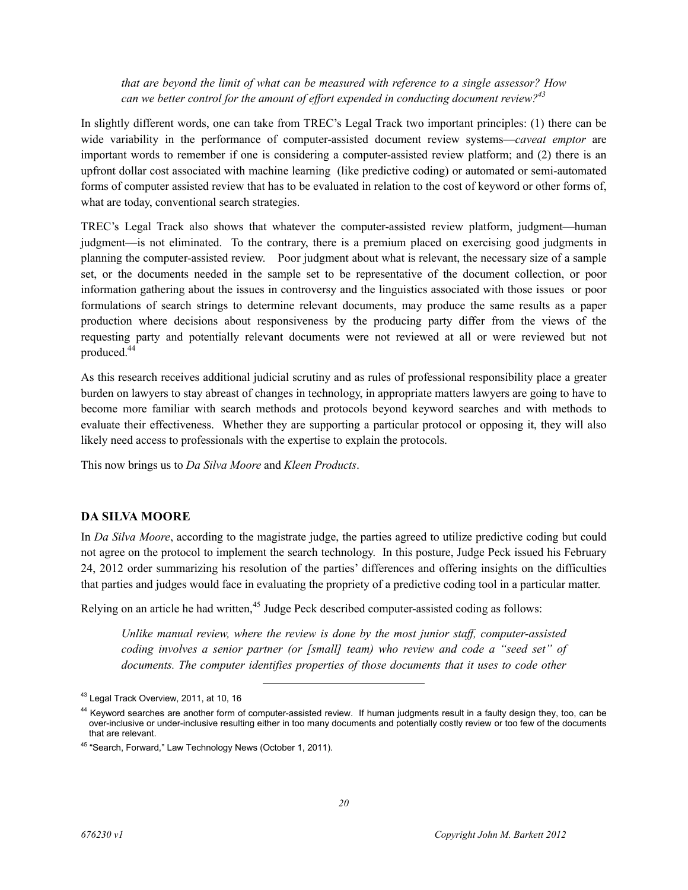*that are beyond the limit of what can be measured with reference to a single assessor? How can we better control for the amount of effort expended in conducting document review?*[43]

In slightly different words, one can take from TREC's Legal Track two important principles: (1) there can be wide variability in the performance of computer-assisted document review systems—*caveat emptor* are important words to remember if one is considering a computer-assisted review platform; and (2) there is an upfront dollar cost associated with machine learning (like predictive coding) or automated or semi-automated forms of computer assisted review that has to be evaluated in relation to the cost of keyword or other forms of, what are today, conventional search strategies.

TREC's Legal Track also shows that whatever the computer-assisted review platform, judgment—human judgment—is not eliminated. To the contrary, there is a premium placed on exercising good judgments in planning the computer-assisted review. Poor judgment about what is relevant, the necessary size of a sample set, or the documents needed in the sample set to be representative of the document collection, or poor information gathering about the issues in controversy and the linguistics associated with those issues or poor formulations of search strings to determine relevant documents, may produce the same results as a paper production where decisions about responsiveness by the producing party differ from the views of the requesting party and potentially relevant documents were not reviewed at all or were reviewed but not produced.[44]

As this research receives additional judicial scrutiny and as rules of professional responsibility place a greater burden on lawyers to stay abreast of changes in technology, in appropriate matters lawyers are going to have to become more familiar with search methods and protocols beyond keyword searches and with methods to evaluate their effectiveness. Whether they are supporting a particular protocol or opposing it, they will also likely need access to professionals with the expertise to explain the protocols.

This now brings us to *Da Silva Moore* and *Kleen Products*.

## DA SILVA MOORE

In *Da Silva Moore*, according to the magistrate judge, the parties agreed to utilize predictive coding but could not agree on the protocol to implement the search technology. In this posture, Judge Peck issued his February 24, 2012 order summarizing his resolution of the parties' differences and offering insights on the difficulties that parties and judges would face in evaluating the propriety of a predictive coding tool in a particular matter.

Relying on an article he had written,[45] Judge Peck described computer-assisted coding as follows:

*Unlike manual review, where the review is done by the most junior staff, computer-assisted coding involves a senior partner (or [small] team) who review and code a "seed set" of documents. The computer identifies properties of those documents that it uses to code other*

---

[43] Legal Track Overview, 2011, at 10, 16

[44] Keyword searches are another form of computer-assisted review. If human judgments result in a faulty design they, too, can be over-inclusive or under-inclusive resulting either in too many documents and potentially costly review or too few of the documents that are relevant.

[45] "Search, Forward," Law Technology News (October 1, 2011).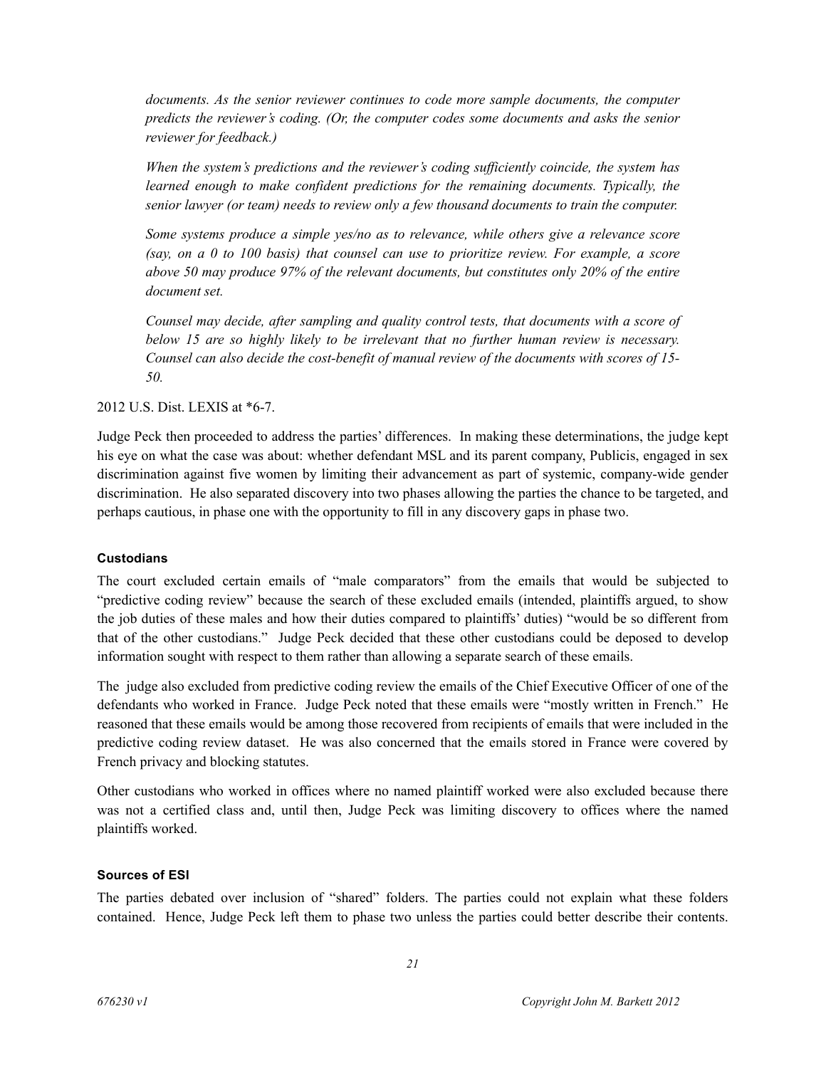*documents. As the senior reviewer continues to code more sample documents, the computer predicts the reviewer's coding. (Or, the computer codes some documents and asks the senior reviewer for feedback.)*

*When the system's predictions and the reviewer's coding sufficiently coincide, the system has learned enough to make confident predictions for the remaining documents. Typically, the senior lawyer (or team) needs to review only a few thousand documents to train the computer.*

*Some systems produce a simple yes/no as to relevance, while others give a relevance score (say, on a 0 to 100 basis) that counsel can use to prioritize review. For example, a score above 50 may produce 97% of the relevant documents, but constitutes only 20% of the entire document set.*

*Counsel may decide, after sampling and quality control tests, that documents with a score of below 15 are so highly likely to be irrelevant that no further human review is necessary. Counsel can also decide the cost-benefit of manual review of the documents with scores of 15-50.*

2012 U.S. Dist. LEXIS at *6-7.

Judge Peck then proceeded to address the parties' differences. In making these determinations, the judge kept his eye on what the case was about: whether defendant MSL and its parent company, Publicis, engaged in sex discrimination against five women by limiting their advancement as part of systemic, company-wide gender discrimination. He also separated discovery into two phases allowing the parties the chance to be targeted, and perhaps cautious, in phase one with the opportunity to fill in any discovery gaps in phase two.

#### Custodians

The court excluded certain emails of "male comparators" from the emails that would be subjected to "predictive coding review" because the search of these excluded emails (intended, plaintiffs argued, to show the job duties of these males and how their duties compared to plaintiffs' duties) "would be so different from that of the other custodians." Judge Peck decided that these other custodians could be deposed to develop information sought with respect to them rather than allowing a separate search of these emails.

The judge also excluded from predictive coding review the emails of the Chief Executive Officer of one of the defendants who worked in France. Judge Peck noted that these emails were "mostly written in French." He reasoned that these emails would be among those recovered from recipients of emails that were included in the predictive coding review dataset. He was also concerned that the emails stored in France were covered by French privacy and blocking statutes.

Other custodians who worked in offices where no named plaintiff worked were also excluded because there was not a certified class and, until then, Judge Peck was limiting discovery to offices where the named plaintiffs worked.

#### Sources of ESI

The parties debated over inclusion of "shared" folders. The parties could not explain what these folders contained. Hence, Judge Peck left them to phase two unless the parties could better describe their contents.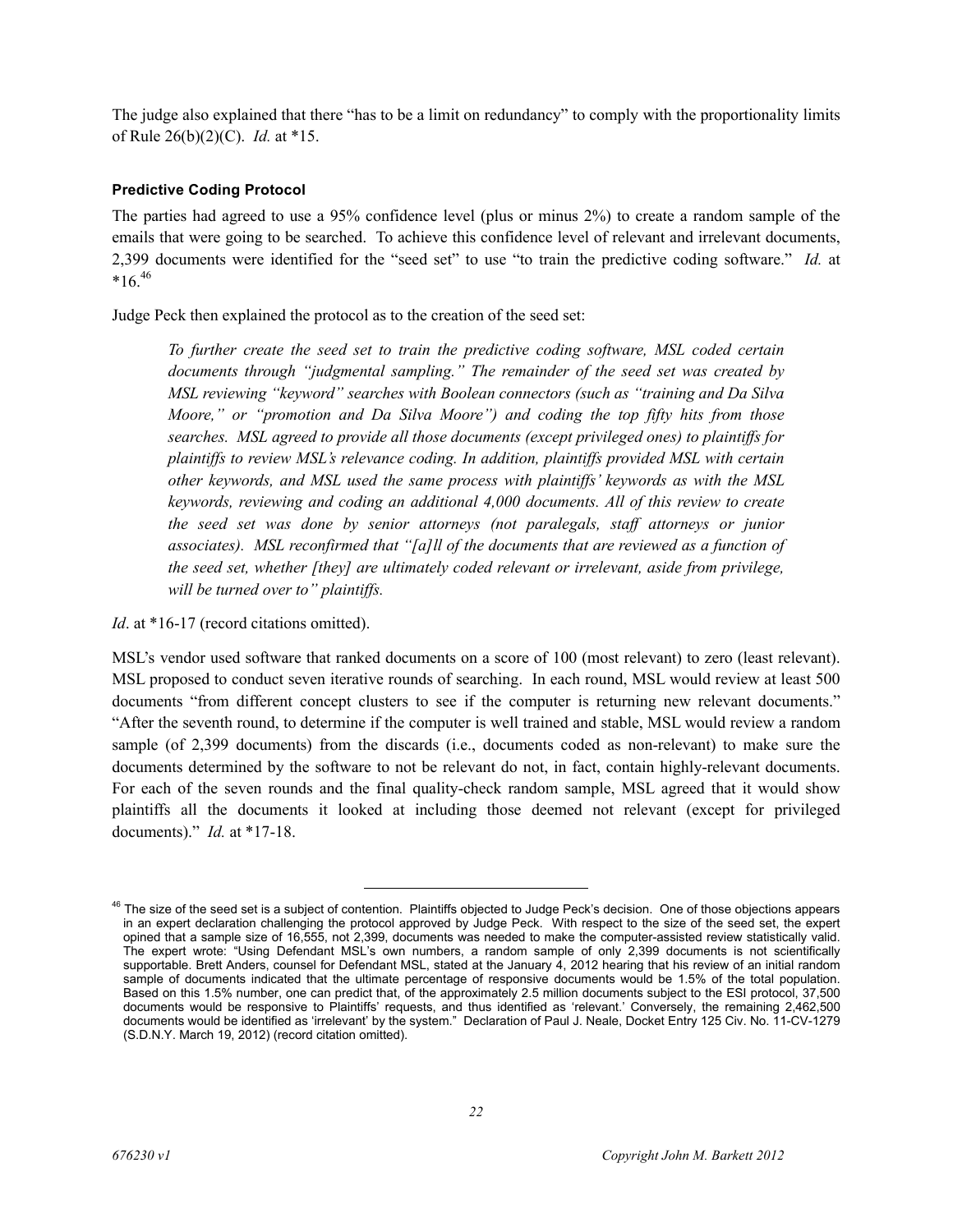The judge also explained that there "has to be a limit on redundancy" to comply with the proportionality limits of Rule 26(b)(2)(C). *Id.* at *15.

#### Predictive Coding Protocol

The parties had agreed to use a 95% confidence level (plus or minus 2%) to create a random sample of the emails that were going to be searched. To achieve this confidence level of relevant and irrelevant documents, 2,399 documents were identified for the "seed set" to use "to train the predictive coding software." *Id.* at *16.[46]

Judge Peck then explained the protocol as to the creation of the seed set:

> *To further create the seed set to train the predictive coding software, MSL coded certain documents through "judgmental sampling." The remainder of the seed set was created by MSL reviewing "keyword" searches with Boolean connectors (such as "training and Da Silva Moore," or "promotion and Da Silva Moore") and coding the top fifty hits from those searches. MSL agreed to provide all those documents (except privileged ones) to plaintiffs for plaintiffs to review MSL's relevance coding. In addition, plaintiffs provided MSL with certain other keywords, and MSL used the same process with plaintiffs' keywords as with the MSL keywords, reviewing and coding an additional 4,000 documents. All of this review to create the seed set was done by senior attorneys (not paralegals, staff attorneys or junior associates). MSL reconfirmed that "[a]ll of the documents that are reviewed as a function of the seed set, whether [they] are ultimately coded relevant or irrelevant, aside from privilege, will be turned over to" plaintiffs.*

*Id*. at *16-17 (record citations omitted).

MSL's vendor used software that ranked documents on a score of 100 (most relevant) to zero (least relevant). MSL proposed to conduct seven iterative rounds of searching. In each round, MSL would review at least 500 documents "from different concept clusters to see if the computer is returning new relevant documents." "After the seventh round, to determine if the computer is well trained and stable, MSL would review a random sample (of 2,399 documents) from the discards (i.e., documents coded as non-relevant) to make sure the documents determined by the software to not be relevant do not, in fact, contain highly-relevant documents. For each of the seven rounds and the final quality-check random sample, MSL agreed that it would show plaintiffs all the documents it looked at including those deemed not relevant (except for privileged documents)." *Id.* at *17-18.

---

[46] The size of the seed set is a subject of contention. Plaintiffs objected to Judge Peck's decision. One of those objections appears in an expert declaration challenging the protocol approved by Judge Peck. With respect to the size of the seed set, the expert opined that a sample size of 16,555, not 2,399, documents was needed to make the computer-assisted review statistically valid. The expert wrote: "Using Defendant MSL's own numbers, a random sample of only 2,399 documents is not scientifically supportable. Brett Anders, counsel for Defendant MSL, stated at the January 4, 2012 hearing that his review of an initial random sample of documents indicated that the ultimate percentage of responsive documents would be 1.5% of the total population. Based on this 1.5% number, one can predict that, of the approximately 2.5 million documents subject to the ESI protocol, 37,500 documents would be responsive to Plaintiffs' requests, and thus identified as 'relevant.' Conversely, the remaining 2,462,500 documents would be identified as 'irrelevant' by the system." Declaration of Paul J. Neale, Docket Entry 125 Civ. No. 11-CV-1279 (S.D.N.Y. March 19, 2012) (record citation omitted).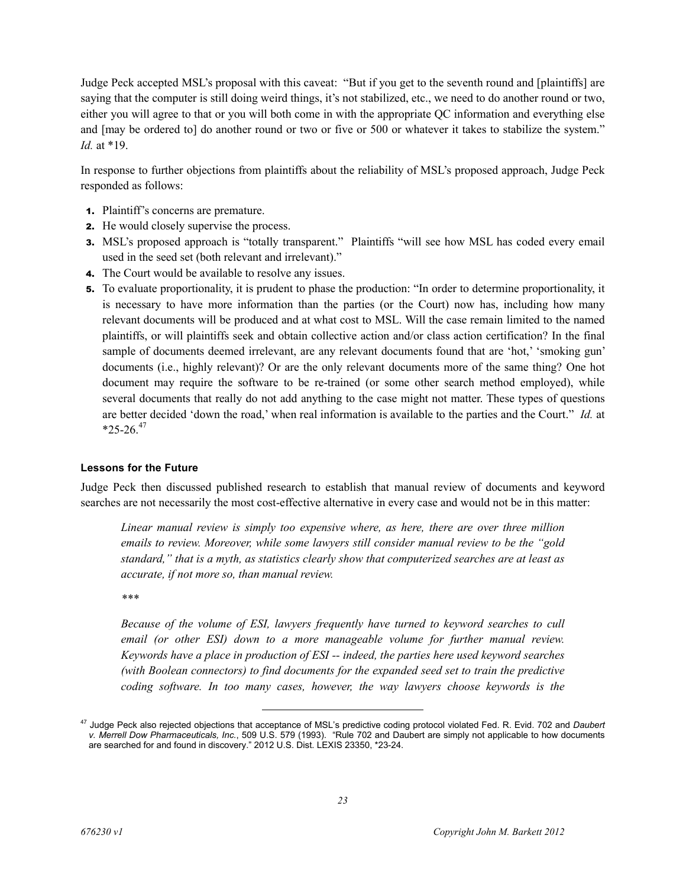Judge Peck accepted MSL's proposal with this caveat: "But if you get to the seventh round and [plaintiffs] are saying that the computer is still doing weird things, it's not stabilized, etc., we need to do another round or two, either you will agree to that or you will both come in with the appropriate QC information and everything else and [may be ordered to] do another round or two or five or 500 or whatever it takes to stabilize the system." *Id.* at *19.

In response to further objections from plaintiffs about the reliability of MSL's proposed approach, Judge Peck responded as follows:

1. Plaintiff's concerns are premature.
2. He would closely supervise the process.
3. MSL's proposed approach is "totally transparent." Plaintiffs "will see how MSL has coded every email used in the seed set (both relevant and irrelevant)."
4. The Court would be available to resolve any issues.
5. To evaluate proportionality, it is prudent to phase the production: "In order to determine proportionality, it is necessary to have more information than the parties (or the Court) now has, including how many relevant documents will be produced and at what cost to MSL. Will the case remain limited to the named plaintiffs, or will plaintiffs seek and obtain collective action and/or class action certification? In the final sample of documents deemed irrelevant, are any relevant documents found that are 'hot,' 'smoking gun' documents (i.e., highly relevant)? Or are the only relevant documents more of the same thing? One hot document may require the software to be re-trained (or some other search method employed), while several documents that really do not add anything to the case might not matter. These types of questions are better decided 'down the road,' when real information is available to the parties and the Court." *Id.* at *25-26.[47]

#### Lessons for the Future

Judge Peck then discussed published research to establish that manual review of documents and keyword searches are not necessarily the most cost-effective alternative in every case and would not be in this matter:

> *Linear manual review is simply too expensive where, as here, there are over three million emails to review. Moreover, while some lawyers still consider manual review to be the "gold standard," that is a myth, as statistics clearly show that computerized searches are at least as accurate, if not more so, than manual review.*
>
> *\*\*\**
>
> *Because of the volume of ESI, lawyers frequently have turned to keyword searches to cull email (or other ESI) down to a more manageable volume for further manual review. Keywords have a place in production of ESI -- indeed, the parties here used keyword searches (with Boolean connectors) to find documents for the expanded seed set to train the predictive coding software. In too many cases, however, the way lawyers choose keywords is the*

---

[47] Judge Peck also rejected objections that acceptance of MSL's predictive coding protocol violated Fed. R. Evid. 702 and *Daubert v. Merrell Dow Pharmaceuticals, Inc.*, 509 U.S. 579 (1993). "Rule 702 and Daubert are simply not applicable to how documents are searched for and found in discovery." 2012 U.S. Dist. LEXIS 23350, *23-24.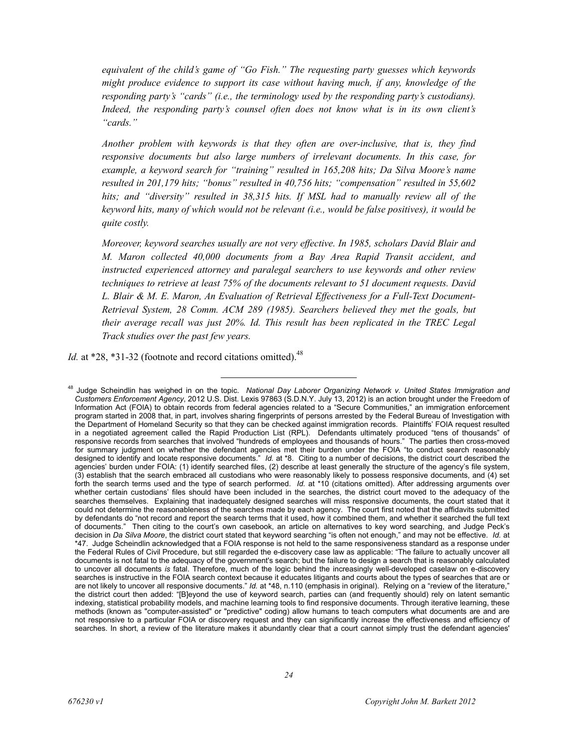*equivalent of the child's game of "Go Fish." The requesting party guesses which keywords might produce evidence to support its case without having much, if any, knowledge of the responding party's "cards" (i.e., the terminology used by the responding party's custodians). Indeed, the responding party's counsel often does not know what is in its own client's "cards."*

*Another problem with keywords is that they often are over-inclusive, that is, they find responsive documents but also large numbers of irrelevant documents. In this case, for example, a keyword search for "training" resulted in 165,208 hits; Da Silva Moore's name resulted in 201,179 hits; "bonus" resulted in 40,756 hits; "compensation" resulted in 55,602 hits; and "diversity" resulted in 38,315 hits. If MSL had to manually review all of the keyword hits, many of which would not be relevant (i.e., would be false positives), it would be quite costly.*

*Moreover, keyword searches usually are not very effective. In 1985, scholars David Blair and M. Maron collected 40,000 documents from a Bay Area Rapid Transit accident, and instructed experienced attorney and paralegal searchers to use keywords and other review techniques to retrieve at least 75% of the documents relevant to 51 document requests. David L. Blair & M. E. Maron, An Evaluation of Retrieval Effectiveness for a Full-Text Document-Retrieval System, 28 Comm. ACM 289 (1985). Searchers believed they met the goals, but their average recall was just 20%. Id. This result has been replicated in the TREC Legal Track studies over the past few years.*

*Id.* at \*28, \*31-32 (footnote and record citations omitted).[48]

---

[48] Judge Scheindlin has weighed in on the topic. *National Day Laborer Organizing Network v. United States Immigration and Customers Enforcement Agency*, 2012 U.S. Dist. Lexis 97863 (S.D.N.Y. July 13, 2012) is an action brought under the Freedom of Information Act (FOIA) to obtain records from federal agencies related to a "Secure Communities," an immigration enforcement program started in 2008 that, in part, involves sharing fingerprints of persons arrested by the Federal Bureau of Investigation with the Department of Homeland Security so that they can be checked against immigration records. Plaintiffs' FOIA request resulted in a negotiated agreement called the Rapid Production List (RPL). Defendants ultimately produced "tens of thousands" of responsive records from searches that involved "hundreds of employees and thousands of hours." The parties then cross-moved for summary judgment on whether the defendant agencies met their burden under the FOIA "to conduct search reasonably designed to identify and locate responsive documents." *Id.* at \*8. Citing to a number of decisions, the district court described the agencies' burden under FOIA: (1) identify searched files, (2) describe at least generally the structure of the agency's file system, (3) establish that the search embraced all custodians who were reasonably likely to possess responsive documents, and (4) set forth the search terms used and the type of search performed. *Id.* at \*10 (citations omitted). After addressing arguments over whether certain custodians' files should have been included in the searches, the district court moved to the adequacy of the searches themselves. Explaining that inadequately designed searches will miss responsive documents, the court stated that it could not determine the reasonableness of the searches made by each agency. The court first noted that the affidavits submitted by defendants do "not record and report the search terms that it used, how it combined them, and whether it searched the full text of documents." Then citing to the court's own casebook, an article on alternatives to key word searching, and Judge Peck's decision in *Da Silva Moore*, the district court stated that keyword searching "is often not enough," and may not be effective. *Id.* at \*47. Judge Scheindlin acknowledged that a FOIA response is not held to the same responsiveness standard as a response under the Federal Rules of Civil Procedure, but still regarded the e-discovery case law as applicable: "The failure to actually uncover all documents is not fatal to the adequacy of the government's search; but the failure to design a search that is reasonably calculated to uncover all documents *is* fatal. Therefore, much of the logic behind the increasingly well-developed caselaw on e-discovery searches is instructive in the FOIA search context because it educates litigants and courts about the types of searches that are or are not likely to uncover all responsive documents." *Id.* at \*48, n.110 (emphasis in original). Relying on a "review of the literature," the district court then added: "[B]eyond the use of keyword search, parties can (and frequently should) rely on latent semantic indexing, statistical probability models, and machine learning tools to find responsive documents. Through iterative learning, these methods (known as "computer-assisted" or "predictive" coding) allow humans to teach computers what documents are and are not responsive to a particular FOIA or discovery request and they can significantly increase the effectiveness and efficiency of searches. In short, a review of the literature makes it abundantly clear that a court cannot simply trust the defendant agencies'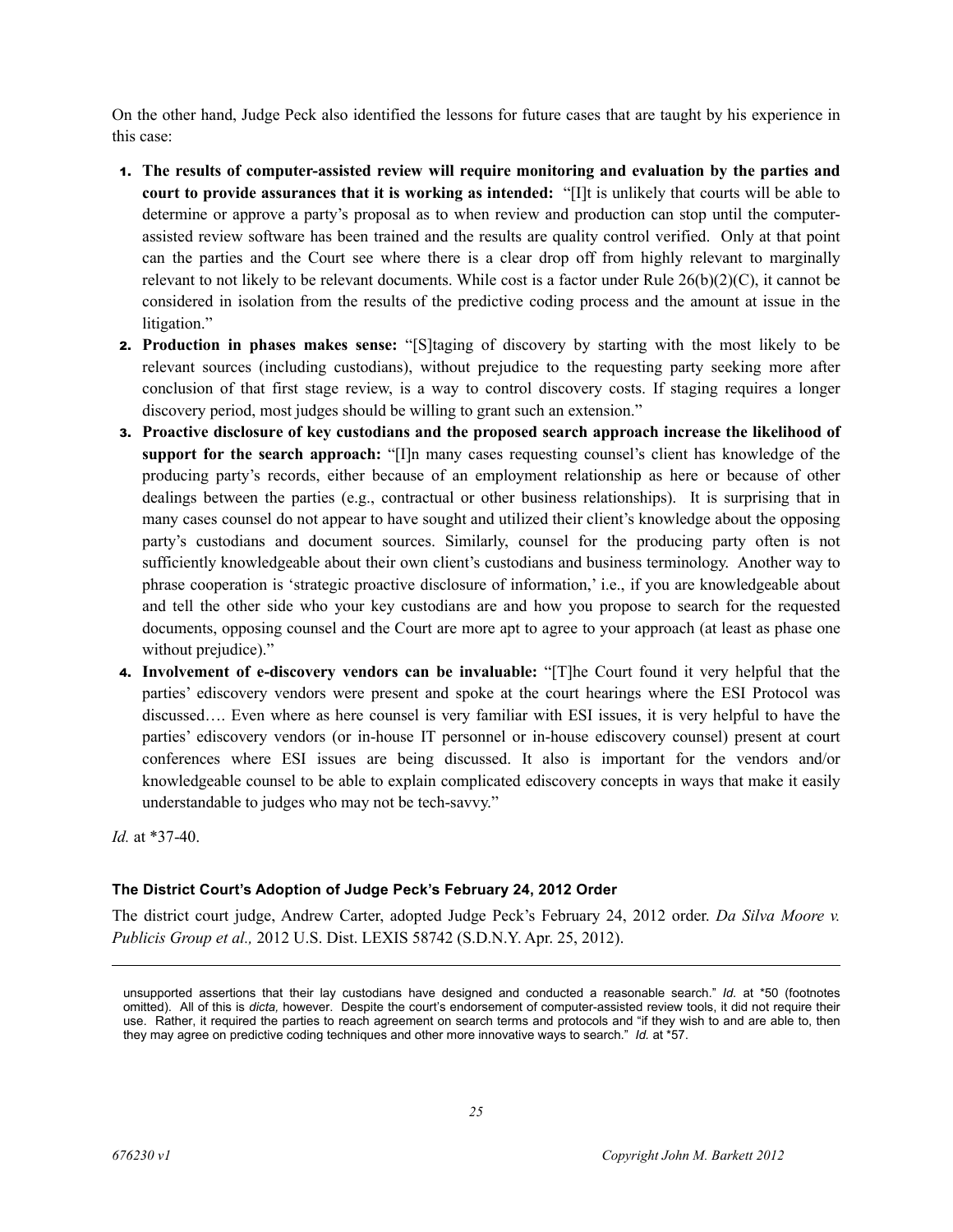On the other hand, Judge Peck also identified the lessons for future cases that are taught by his experience in this case:

1. **The results of computer-assisted review will require monitoring and evaluation by the parties and court to provide assurances that it is working as intended:** "[I]t is unlikely that courts will be able to determine or approve a party's proposal as to when review and production can stop until the computer-assisted review software has been trained and the results are quality control verified. Only at that point can the parties and the Court see where there is a clear drop off from highly relevant to marginally relevant to not likely to be relevant documents. While cost is a factor under Rule 26(b)(2)(C), it cannot be considered in isolation from the results of the predictive coding process and the amount at issue in the litigation."
2. **Production in phases makes sense:** "[S]taging of discovery by starting with the most likely to be relevant sources (including custodians), without prejudice to the requesting party seeking more after conclusion of that first stage review, is a way to control discovery costs. If staging requires a longer discovery period, most judges should be willing to grant such an extension."
3. **Proactive disclosure of key custodians and the proposed search approach increase the likelihood of support for the search approach:** "[I]n many cases requesting counsel's client has knowledge of the producing party's records, either because of an employment relationship as here or because of other dealings between the parties (e.g., contractual or other business relationships). It is surprising that in many cases counsel do not appear to have sought and utilized their client's knowledge about the opposing party's custodians and document sources. Similarly, counsel for the producing party often is not sufficiently knowledgeable about their own client's custodians and business terminology. Another way to phrase cooperation is 'strategic proactive disclosure of information,' i.e., if you are knowledgeable about and tell the other side who your key custodians are and how you propose to search for the requested documents, opposing counsel and the Court are more apt to agree to your approach (at least as phase one without prejudice)."
4. **Involvement of e-discovery vendors can be invaluable:** "[T]he Court found it very helpful that the parties' ediscovery vendors were present and spoke at the court hearings where the ESI Protocol was discussed…. Even where as here counsel is very familiar with ESI issues, it is very helpful to have the parties' ediscovery vendors (or in-house IT personnel or in-house ediscovery counsel) present at court conferences where ESI issues are being discussed. It also is important for the vendors and/or knowledgeable counsel to be able to explain complicated ediscovery concepts in ways that make it easily understandable to judges who may not be tech-savvy."

*Id.* at *37-40.

#### The District Court's Adoption of Judge Peck's February 24, 2012 Order

The district court judge, Andrew Carter, adopted Judge Peck's February 24, 2012 order. *Da Silva Moore v. Publicis Group et al.,* 2012 U.S. Dist. LEXIS 58742 (S.D.N.Y. Apr. 25, 2012).

---

unsupported assertions that their lay custodians have designed and conducted a reasonable search." *Id.* at *50 (footnotes omitted). All of this is *dicta,* however. Despite the court's endorsement of computer-assisted review tools, it did not require their use. Rather, it required the parties to reach agreement on search terms and protocols and "if they wish to and are able to, then they may agree on predictive coding techniques and other more innovative ways to search." *Id.* at *57.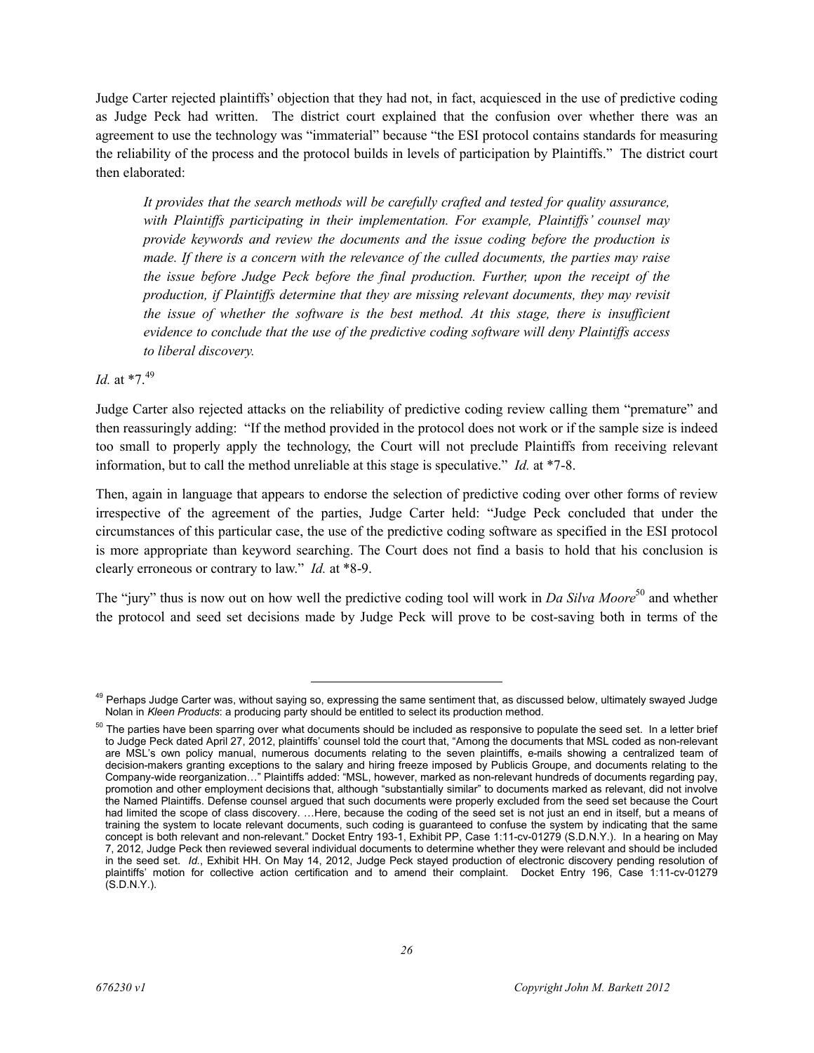Judge Carter rejected plaintiffs' objection that they had not, in fact, acquiesced in the use of predictive coding as Judge Peck had written. The district court explained that the confusion over whether there was an agreement to use the technology was "immaterial" because "the ESI protocol contains standards for measuring the reliability of the process and the protocol builds in levels of participation by Plaintiffs." The district court then elaborated:

> *It provides that the search methods will be carefully crafted and tested for quality assurance, with Plaintiffs participating in their implementation. For example, Plaintiffs' counsel may provide keywords and review the documents and the issue coding before the production is made. If there is a concern with the relevance of the culled documents, the parties may raise the issue before Judge Peck before the final production. Further, upon the receipt of the production, if Plaintiffs determine that they are missing relevant documents, they may revisit the issue of whether the software is the best method. At this stage, there is insufficient evidence to conclude that the use of the predictive coding software will deny Plaintiffs access to liberal discovery.*

*Id.* at *7.[49]

Judge Carter also rejected attacks on the reliability of predictive coding review calling them "premature" and then reassuringly adding: "If the method provided in the protocol does not work or if the sample size is indeed too small to properly apply the technology, the Court will not preclude Plaintiffs from receiving relevant information, but to call the method unreliable at this stage is speculative." *Id.* at *7-8.

Then, again in language that appears to endorse the selection of predictive coding over other forms of review irrespective of the agreement of the parties, Judge Carter held: "Judge Peck concluded that under the circumstances of this particular case, the use of the predictive coding software as specified in the ESI protocol is more appropriate than keyword searching. The Court does not find a basis to hold that his conclusion is clearly erroneous or contrary to law." *Id.* at *8-9.

The "jury" thus is now out on how well the predictive coding tool will work in *Da Silva Moore*[50] and whether the protocol and seed set decisions made by Judge Peck will prove to be cost-saving both in terms of the

---

[49] Perhaps Judge Carter was, without saying so, expressing the same sentiment that, as discussed below, ultimately swayed Judge Nolan in *Kleen Products*: a producing party should be entitled to select its production method.

[50] The parties have been sparring over what documents should be included as responsive to populate the seed set. In a letter brief to Judge Peck dated April 27, 2012, plaintiffs' counsel told the court that, "Among the documents that MSL coded as non-relevant are MSL's own policy manual, numerous documents relating to the seven plaintiffs, e-mails showing a centralized team of decision-makers granting exceptions to the salary and hiring freeze imposed by Publicis Groupe, and documents relating to the Company-wide reorganization…" Plaintiffs added: "MSL, however, marked as non-relevant hundreds of documents regarding pay, promotion and other employment decisions that, although "substantially similar" to documents marked as relevant, did not involve the Named Plaintiffs. Defense counsel argued that such documents were properly excluded from the seed set because the Court had limited the scope of class discovery. …Here, because the coding of the seed set is not just an end in itself, but a means of training the system to locate relevant documents, such coding is guaranteed to confuse the system by indicating that the same concept is both relevant and non-relevant." Docket Entry 193-1, Exhibit PP, Case 1:11-cv-01279 (S.D.N.Y.). In a hearing on May 7, 2012, Judge Peck then reviewed several individual documents to determine whether they were relevant and should be included in the seed set. *Id.*, Exhibit HH. On May 14, 2012, Judge Peck stayed production of electronic discovery pending resolution of plaintiffs' motion for collective action certification and to amend their complaint. Docket Entry 196, Case 1:11-cv-01279 (S.D.N.Y.).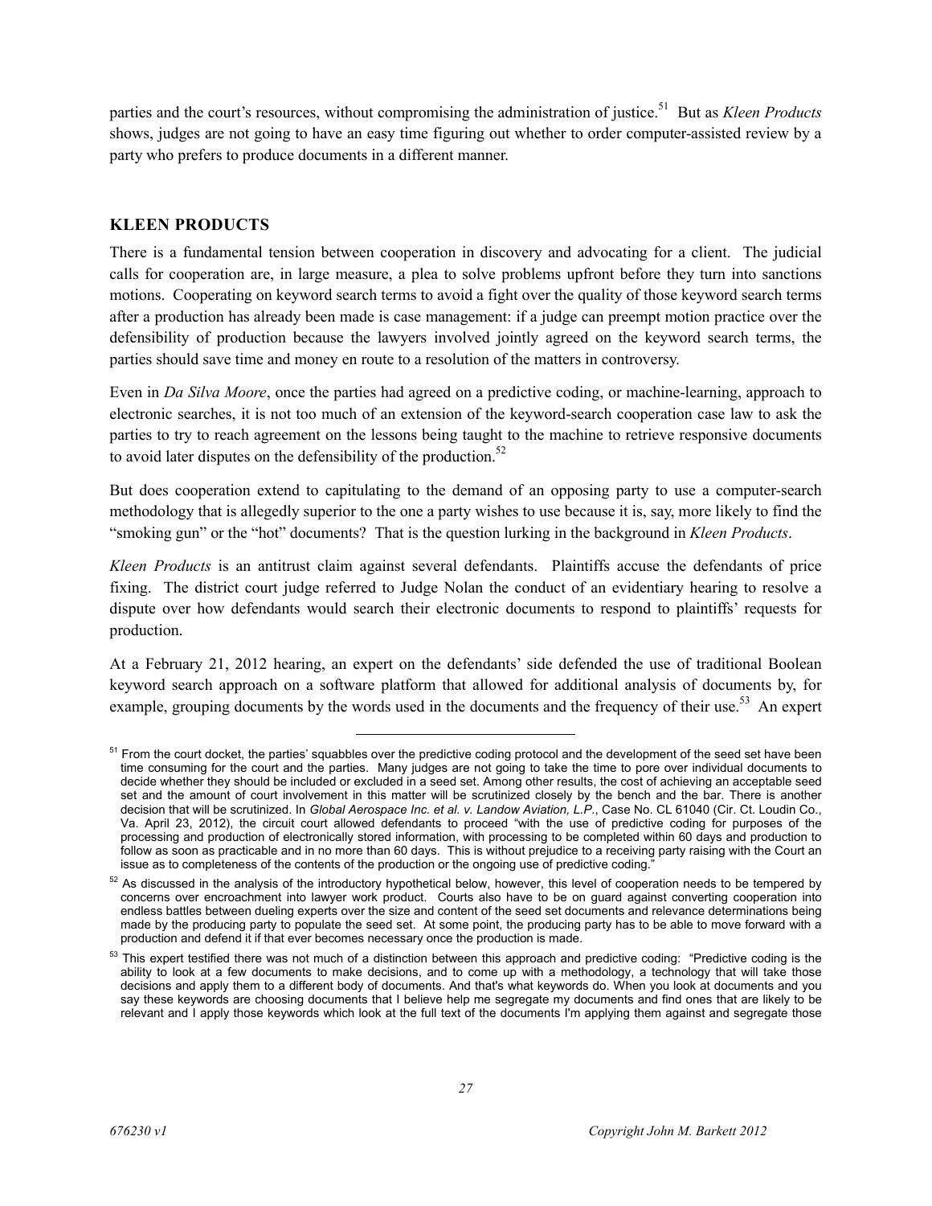parties and the court's resources, without compromising the administration of justice.[51] But as *Kleen Products* shows, judges are not going to have an easy time figuring out whether to order computer-assisted review by a party who prefers to produce documents in a different manner.

## KLEEN PRODUCTS

There is a fundamental tension between cooperation in discovery and advocating for a client. The judicial calls for cooperation are, in large measure, a plea to solve problems upfront before they turn into sanctions motions. Cooperating on keyword search terms to avoid a fight over the quality of those keyword search terms after a production has already been made is case management: if a judge can preempt motion practice over the defensibility of production because the lawyers involved jointly agreed on the keyword search terms, the parties should save time and money en route to a resolution of the matters in controversy.

Even in *Da Silva Moore*, once the parties had agreed on a predictive coding, or machine-learning, approach to electronic searches, it is not too much of an extension of the keyword-search cooperation case law to ask the parties to try to reach agreement on the lessons being taught to the machine to retrieve responsive documents to avoid later disputes on the defensibility of the production.[52]

But does cooperation extend to capitulating to the demand of an opposing party to use a computer-search methodology that is allegedly superior to the one a party wishes to use because it is, say, more likely to find the "smoking gun" or the "hot" documents? That is the question lurking in the background in *Kleen Products*.

*Kleen Products* is an antitrust claim against several defendants. Plaintiffs accuse the defendants of price fixing. The district court judge referred to Judge Nolan the conduct of an evidentiary hearing to resolve a dispute over how defendants would search their electronic documents to respond to plaintiffs' requests for production.

At a February 21, 2012 hearing, an expert on the defendants' side defended the use of traditional Boolean keyword search approach on a software platform that allowed for additional analysis of documents by, for example, grouping documents by the words used in the documents and the frequency of their use.[53] An expert

---

[51] From the court docket, the parties' squabbles over the predictive coding protocol and the development of the seed set have been time consuming for the court and the parties. Many judges are not going to take the time to pore over individual documents to decide whether they should be included or excluded in a seed set. Among other results, the cost of achieving an acceptable seed set and the amount of court involvement in this matter will be scrutinized closely by the bench and the bar. There is another decision that will be scrutinized. In *Global Aerospace Inc. et al. v. Landow Aviation, L.P.*, Case No. CL 61040 (Cir. Ct. Loudin Co., Va. April 23, 2012), the circuit court allowed defendants to proceed "with the use of predictive coding for purposes of the processing and production of electronically stored information, with processing to be completed within 60 days and production to follow as soon as practicable and in no more than 60 days. This is without prejudice to a receiving party raising with the Court an issue as to completeness of the contents of the production or the ongoing use of predictive coding."

[52] As discussed in the analysis of the introductory hypothetical below, however, this level of cooperation needs to be tempered by concerns over encroachment into lawyer work product. Courts also have to be on guard against converting cooperation into endless battles between dueling experts over the size and content of the seed set documents and relevance determinations being made by the producing party to populate the seed set. At some point, the producing party has to be able to move forward with a production and defend it if that ever becomes necessary once the production is made.

[53] This expert testified there was not much of a distinction between this approach and predictive coding: "Predictive coding is the ability to look at a few documents to make decisions, and to come up with a methodology, a technology that will take those decisions and apply them to a different body of documents. And that's what keywords do. When you look at documents and you say these keywords are choosing documents that I believe help me segregate my documents and find ones that are likely to be relevant and I apply those keywords which look at the full text of the documents I'm applying them against and segregate those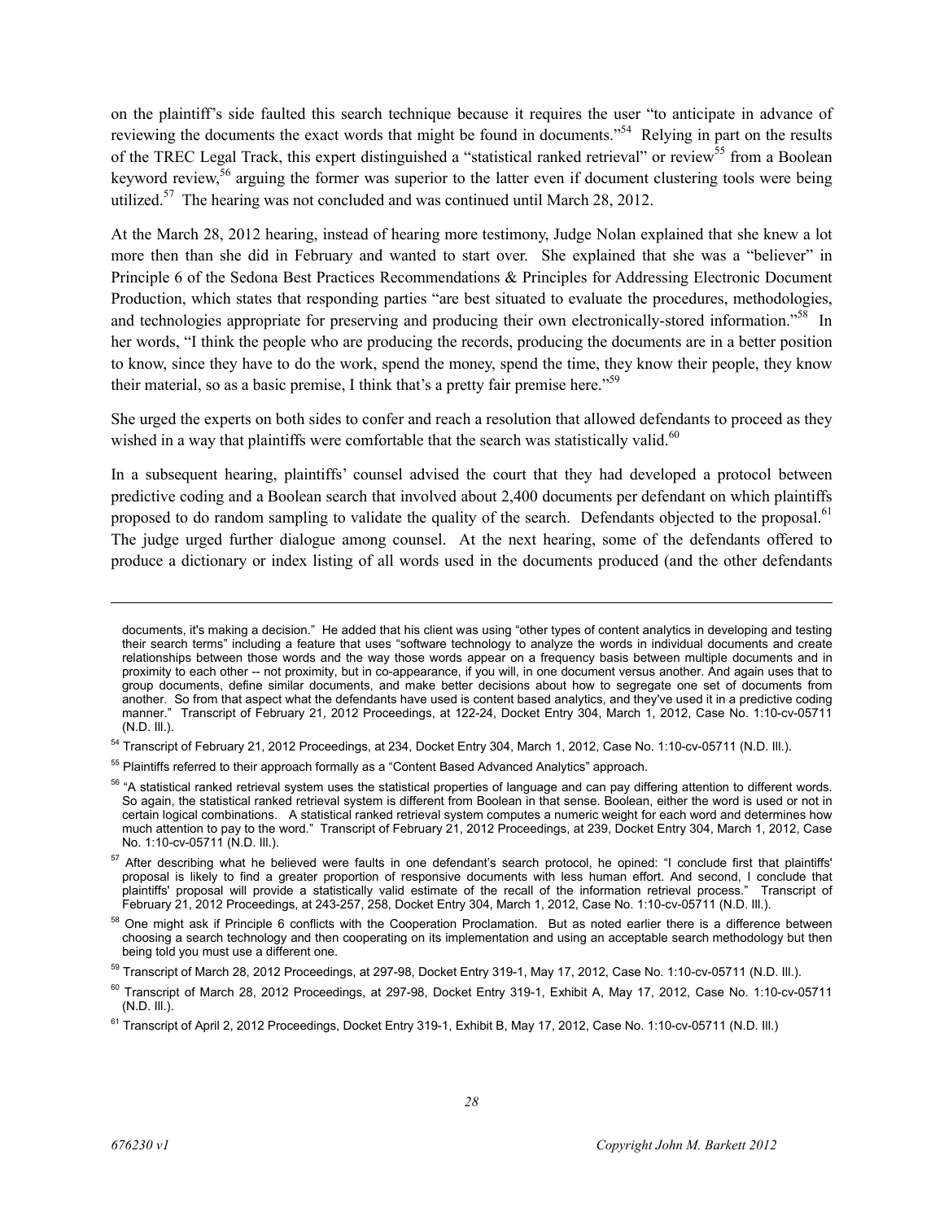on the plaintiff's side faulted this search technique because it requires the user "to anticipate in advance of reviewing the documents the exact words that might be found in documents."[54] Relying in part on the results of the TREC Legal Track, this expert distinguished a "statistical ranked retrieval" or review[55] from a Boolean keyword review,[56] arguing the former was superior to the latter even if document clustering tools were being utilized.[57] The hearing was not concluded and was continued until March 28, 2012.

At the March 28, 2012 hearing, instead of hearing more testimony, Judge Nolan explained that she knew a lot more then than she did in February and wanted to start over. She explained that she was a "believer" in Principle 6 of the Sedona Best Practices Recommendations & Principles for Addressing Electronic Document Production, which states that responding parties "are best situated to evaluate the procedures, methodologies, and technologies appropriate for preserving and producing their own electronically-stored information."[58] In her words, "I think the people who are producing the records, producing the documents are in a better position to know, since they have to do the work, spend the money, spend the time, they know their people, they know their material, so as a basic premise, I think that's a pretty fair premise here."[59]

She urged the experts on both sides to confer and reach a resolution that allowed defendants to proceed as they wished in a way that plaintiffs were comfortable that the search was statistically valid.[60]

In a subsequent hearing, plaintiffs' counsel advised the court that they had developed a protocol between predictive coding and a Boolean search that involved about 2,400 documents per defendant on which plaintiffs proposed to do random sampling to validate the quality of the search. Defendants objected to the proposal.[61] The judge urged further dialogue among counsel. At the next hearing, some of the defendants offered to produce a dictionary or index listing of all words used in the documents produced (and the other defendants

---

documents, it's making a decision." He added that his client was using "other types of content analytics in developing and testing their search terms" including a feature that uses "software technology to analyze the words in individual documents and create relationships between those words and the way those words appear on a frequency basis between multiple documents and in proximity to each other -- not proximity, but in co-appearance, if you will, in one document versus another. And again uses that to group documents, define similar documents, and make better decisions about how to segregate one set of documents from another. So from that aspect what the defendants have used is content based analytics, and they've used it in a predictive coding manner." Transcript of February 21, 2012 Proceedings, at 122-24, Docket Entry 304, March 1, 2012, Case No. 1:10-cv-05711 (N.D. Ill.).

[54] Transcript of February 21, 2012 Proceedings, at 234, Docket Entry 304, March 1, 2012, Case No. 1:10-cv-05711 (N.D. Ill.).

[55] Plaintiffs referred to their approach formally as a "Content Based Advanced Analytics" approach.

[56] "A statistical ranked retrieval system uses the statistical properties of language and can pay differing attention to different words. So again, the statistical ranked retrieval system is different from Boolean in that sense. Boolean, either the word is used or not in certain logical combinations. A statistical ranked retrieval system computes a numeric weight for each word and determines how much attention to pay to the word." Transcript of February 21, 2012 Proceedings, at 239, Docket Entry 304, March 1, 2012, Case No. 1:10-cv-05711 (N.D. Ill.).

[57] After describing what he believed were faults in one defendant's search protocol, he opined: "I conclude first that plaintiffs' proposal is likely to find a greater proportion of responsive documents with less human effort. And second, I conclude that plaintiffs' proposal will provide a statistically valid estimate of the recall of the information retrieval process." Transcript of February 21, 2012 Proceedings, at 243-257, 258, Docket Entry 304, March 1, 2012, Case No. 1:10-cv-05711 (N.D. Ill.).

[58] One might ask if Principle 6 conflicts with the Cooperation Proclamation. But as noted earlier there is a difference between choosing a search technology and then cooperating on its implementation and using an acceptable search methodology but then being told you must use a different one.

[59] Transcript of March 28, 2012 Proceedings, at 297-98, Docket Entry 319-1, May 17, 2012, Case No. 1:10-cv-05711 (N.D. Ill.).

[60] Transcript of March 28, 2012 Proceedings, at 297-98, Docket Entry 319-1, Exhibit A, May 17, 2012, Case No. 1:10-cv-05711 (N.D. Ill.).

[61] Transcript of April 2, 2012 Proceedings, Docket Entry 319-1, Exhibit B, May 17, 2012, Case No. 1:10-cv-05711 (N.D. Ill.)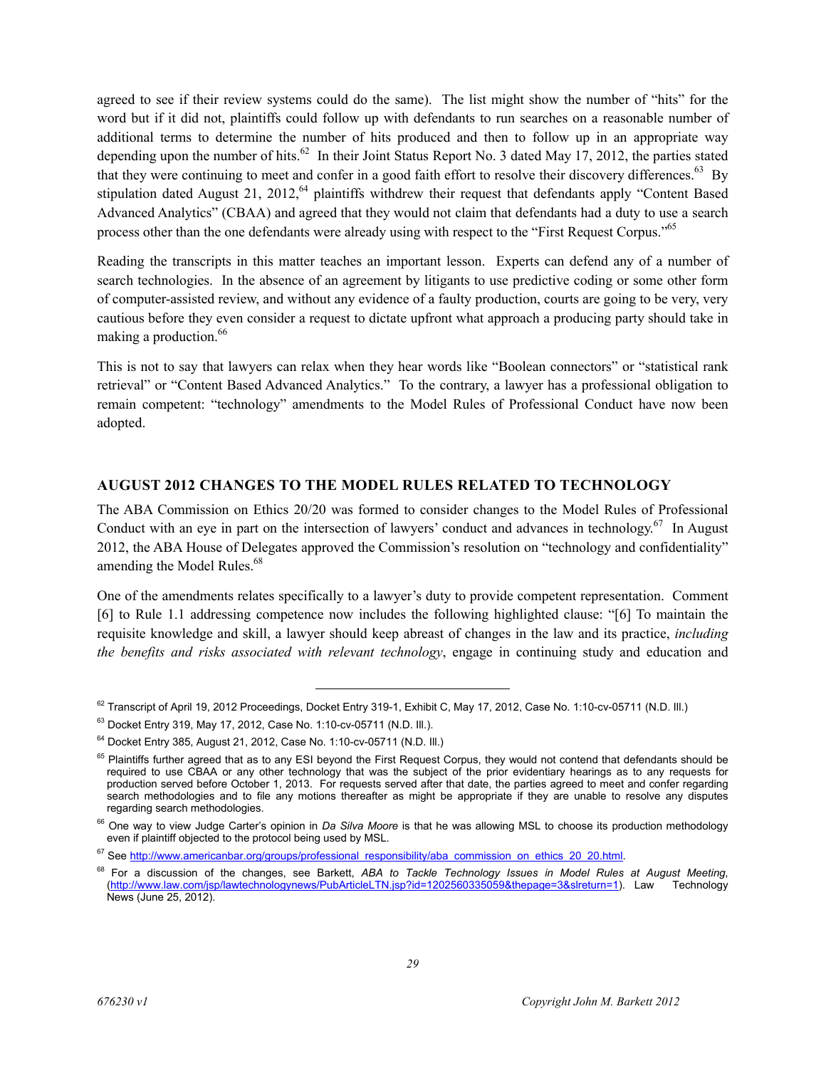agreed to see if their review systems could do the same). The list might show the number of "hits" for the word but if it did not, plaintiffs could follow up with defendants to run searches on a reasonable number of additional terms to determine the number of hits produced and then to follow up in an appropriate way depending upon the number of hits.[62] In their Joint Status Report No. 3 dated May 17, 2012, the parties stated that they were continuing to meet and confer in a good faith effort to resolve their discovery differences.[63] By stipulation dated August 21, 2012,[64] plaintiffs withdrew their request that defendants apply "Content Based Advanced Analytics" (CBAA) and agreed that they would not claim that defendants had a duty to use a search process other than the one defendants were already using with respect to the "First Request Corpus."[65]

Reading the transcripts in this matter teaches an important lesson. Experts can defend any of a number of search technologies. In the absence of an agreement by litigants to use predictive coding or some other form of computer-assisted review, and without any evidence of a faulty production, courts are going to be very, very cautious before they even consider a request to dictate upfront what approach a producing party should take in making a production.[66]

This is not to say that lawyers can relax when they hear words like "Boolean connectors" or "statistical rank retrieval" or "Content Based Advanced Analytics." To the contrary, a lawyer has a professional obligation to remain competent: "technology" amendments to the Model Rules of Professional Conduct have now been adopted.

## AUGUST 2012 CHANGES TO THE MODEL RULES RELATED TO TECHNOLOGY

The ABA Commission on Ethics 20/20 was formed to consider changes to the Model Rules of Professional Conduct with an eye in part on the intersection of lawyers' conduct and advances in technology.[67] In August 2012, the ABA House of Delegates approved the Commission's resolution on "technology and confidentiality" amending the Model Rules.[68]

One of the amendments relates specifically to a lawyer's duty to provide competent representation. Comment [6] to Rule 1.1 addressing competence now includes the following highlighted clause: "[6] To maintain the requisite knowledge and skill, a lawyer should keep abreast of changes in the law and its practice, *including the benefits and risks associated with relevant technology*, engage in continuing study and education and

---

[62] Transcript of April 19, 2012 Proceedings, Docket Entry 319-1, Exhibit C, May 17, 2012, Case No. 1:10-cv-05711 (N.D. Ill.)

[63] Docket Entry 319, May 17, 2012, Case No. 1:10-cv-05711 (N.D. Ill.).

[64] Docket Entry 385, August 21, 2012, Case No. 1:10-cv-05711 (N.D. Ill.)

[65] Plaintiffs further agreed that as to any ESI beyond the First Request Corpus, they would not contend that defendants should be required to use CBAA or any other technology that was the subject of the prior evidentiary hearings as to any requests for production served before October 1, 2013. For requests served after that date, the parties agreed to meet and confer regarding search methodologies and to file any motions thereafter as might be appropriate if they are unable to resolve any disputes regarding search methodologies.

[66] One way to view Judge Carter's opinion in *Da Silva Moore* is that he was allowing MSL to choose its production methodology even if plaintiff objected to the protocol being used by MSL.

[67] See http://www.americanbar.org/groups/professional_responsibility/aba_commission_on_ethics_20_20.html.

[68] For a discussion of the changes, see Barkett, *ABA to Tackle Technology Issues in Model Rules at August Meeting*, (http://www.law.com/jsp/lawtechnologynews/PubArticleLTN.jsp?id=1202560335059&thepage=3&slreturn=1). Law Technology News (June 25, 2012).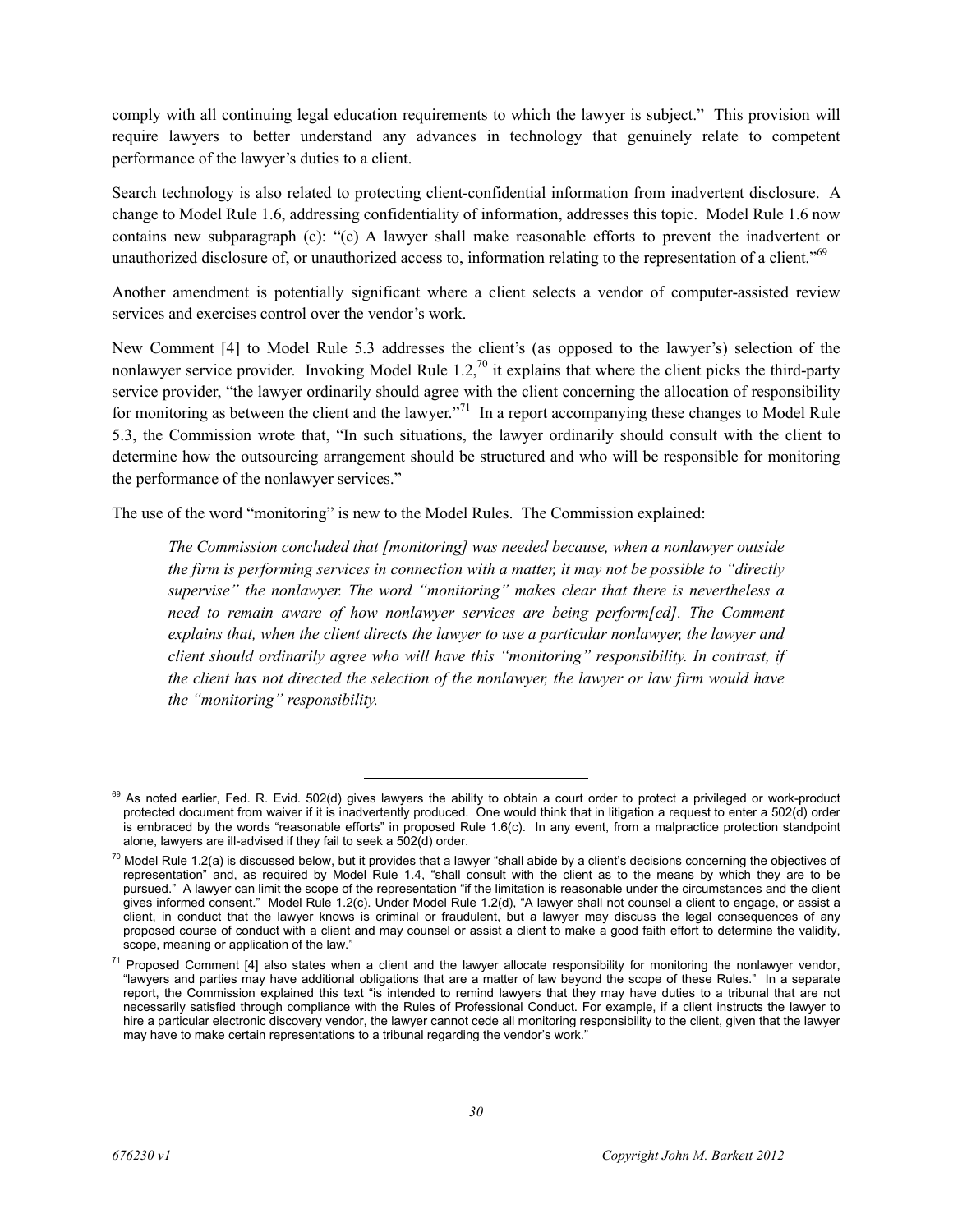comply with all continuing legal education requirements to which the lawyer is subject." This provision will require lawyers to better understand any advances in technology that genuinely relate to competent performance of the lawyer's duties to a client.

Search technology is also related to protecting client-confidential information from inadvertent disclosure. A change to Model Rule 1.6, addressing confidentiality of information, addresses this topic. Model Rule 1.6 now contains new subparagraph (c): "(c) A lawyer shall make reasonable efforts to prevent the inadvertent or unauthorized disclosure of, or unauthorized access to, information relating to the representation of a client."[69]

Another amendment is potentially significant where a client selects a vendor of computer-assisted review services and exercises control over the vendor's work.

New Comment [4] to Model Rule 5.3 addresses the client's (as opposed to the lawyer's) selection of the nonlawyer service provider. Invoking Model Rule 1.2,[70] it explains that where the client picks the third-party service provider, "the lawyer ordinarily should agree with the client concerning the allocation of responsibility for monitoring as between the client and the lawyer."[71] In a report accompanying these changes to Model Rule 5.3, the Commission wrote that, "In such situations, the lawyer ordinarily should consult with the client to determine how the outsourcing arrangement should be structured and who will be responsible for monitoring the performance of the nonlawyer services."

The use of the word "monitoring" is new to the Model Rules. The Commission explained:

> *The Commission concluded that [monitoring] was needed because, when a nonlawyer outside the firm is performing services in connection with a matter, it may not be possible to "directly supervise" the nonlawyer. The word "monitoring" makes clear that there is nevertheless a need to remain aware of how nonlawyer services are being perform[ed]. The Comment explains that, when the client directs the lawyer to use a particular nonlawyer, the lawyer and client should ordinarily agree who will have this "monitoring" responsibility. In contrast, if the client has not directed the selection of the nonlawyer, the lawyer or law firm would have the "monitoring" responsibility.*

---

[69] As noted earlier, Fed. R. Evid. 502(d) gives lawyers the ability to obtain a court order to protect a privileged or work-product protected document from waiver if it is inadvertently produced. One would think that in litigation a request to enter a 502(d) order is embraced by the words "reasonable efforts" in proposed Rule 1.6(c). In any event, from a malpractice protection standpoint alone, lawyers are ill-advised if they fail to seek a 502(d) order.

[70] Model Rule 1.2(a) is discussed below, but it provides that a lawyer "shall abide by a client's decisions concerning the objectives of representation" and, as required by Model Rule 1.4, "shall consult with the client as to the means by which they are to be pursued." A lawyer can limit the scope of the representation "if the limitation is reasonable under the circumstances and the client gives informed consent." Model Rule 1.2(c). Under Model Rule 1.2(d), "A lawyer shall not counsel a client to engage, or assist a client, in conduct that the lawyer knows is criminal or fraudulent, but a lawyer may discuss the legal consequences of any proposed course of conduct with a client and may counsel or assist a client to make a good faith effort to determine the validity, scope, meaning or application of the law."

[71] Proposed Comment [4] also states when a client and the lawyer allocate responsibility for monitoring the nonlawyer vendor, "lawyers and parties may have additional obligations that are a matter of law beyond the scope of these Rules." In a separate report, the Commission explained this text "is intended to remind lawyers that they may have duties to a tribunal that are not necessarily satisfied through compliance with the Rules of Professional Conduct. For example, if a client instructs the lawyer to hire a particular electronic discovery vendor, the lawyer cannot cede all monitoring responsibility to the client, given that the lawyer may have to make certain representations to a tribunal regarding the vendor's work."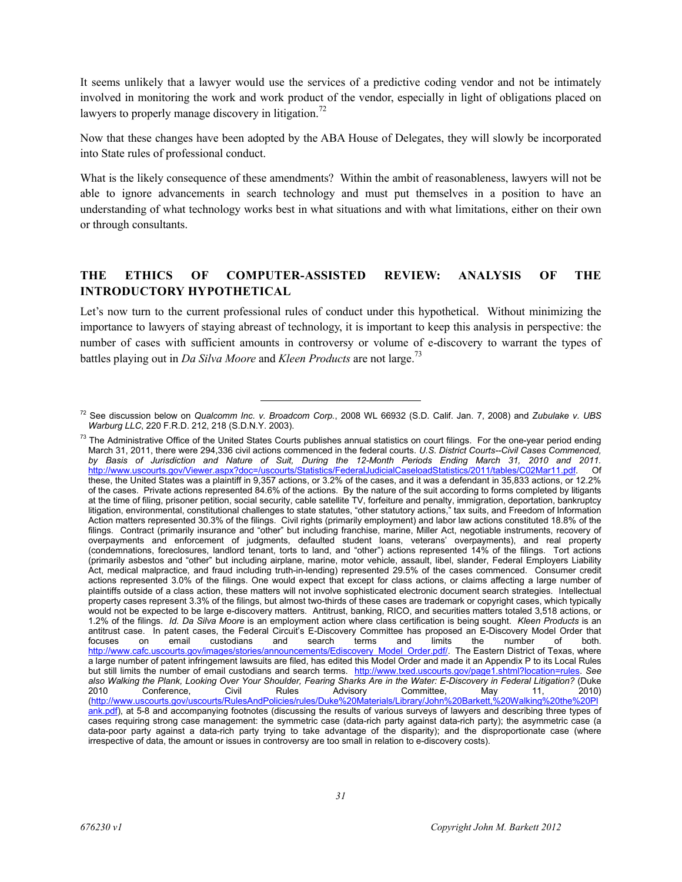It seems unlikely that a lawyer would use the services of a predictive coding vendor and not be intimately involved in monitoring the work and work product of the vendor, especially in light of obligations placed on lawyers to properly manage discovery in litigation.[72]

Now that these changes have been adopted by the ABA House of Delegates, they will slowly be incorporated into State rules of professional conduct.

What is the likely consequence of these amendments? Within the ambit of reasonableness, lawyers will not be able to ignore advancements in search technology and must put themselves in a position to have an understanding of what technology works best in what situations and with what limitations, either on their own or through consultants.

## THE ETHICS OF COMPUTER-ASSISTED REVIEW: ANALYSIS OF THE INTRODUCTORY HYPOTHETICAL

Let's now turn to the current professional rules of conduct under this hypothetical. Without minimizing the importance to lawyers of staying abreast of technology, it is important to keep this analysis in perspective: the number of cases with sufficient amounts in controversy or volume of e-discovery to warrant the types of battles playing out in *Da Silva Moore* and *Kleen Products* are not large.[73]

---

[72] See discussion below on *Qualcomm Inc. v. Broadcom Corp.*, 2008 WL 66932 (S.D. Calif. Jan. 7, 2008) and *Zubulake v. UBS Warburg LLC*, 220 F.R.D. 212, 218 (S.D.N.Y. 2003).

[73] The Administrative Office of the United States Courts publishes annual statistics on court filings. For the one-year period ending March 31, 2011, there were 294,336 civil actions commenced in the federal courts. *U.S. District Courts--Civil Cases Commenced, by Basis of Jurisdiction and Nature of Suit, During the 12-Month Periods Ending March 31, 2010 and 2011.* http://www.uscourts.gov/Viewer.aspx?doc=/uscourts/Statistics/FederalJudicialCaseloadStatistics/2011/tables/C02Mar11.pdf. Of these, the United States was a plaintiff in 9,357 actions, or 3.2% of the cases, and it was a defendant in 35,833 actions, or 12.2% of the cases. Private actions represented 84.6% of the actions. By the nature of the suit according to forms completed by litigants at the time of filing, prisoner petition, social security, cable satellite TV, forfeiture and penalty, marine, Miller Act, negotiable instruments, recovery of overpayments and enforcement of judgments, defaulted student loans, veterans' overpayments), and real property (condemnations, foreclosures, landlord tenant, torts to land, and "other") actions represented 14% of the filings. Tort actions (primarily asbestos and "other" but including airplane, marine, motor vehicle, assault, libel, slander, Federal Employers Liability Act, medical malpractice, and fraud including truth-in-lending) represented 29.5% of the cases commenced. Consumer credit actions represented 3.0% of the filings. One would expect that except for class actions, or claims affecting a large number of plaintiffs outside of a class action, these matters will not involve sophisticated electronic document search strategies. Intellectual property cases represent 3.3% of the filings, but almost two-thirds of these cases are trademark or copyright cases, which typically would not be expected to be large e-discovery matters. Antitrust, banking, RICO, and securities matters totaled 3,518 actions, or 1.2% of the filings. *Id. Da Silva Moore* is an employment action where class certification is being sought. *Kleen Products* is an antitrust case. In patent cases, the Federal Circuit's E-Discovery Committee has proposed an E-Discovery Model Order that focuses on email custodians and search terms and limits the number of both. http://www.cafc.uscourts.gov/images/stories/announcements/Ediscovery_Model_Order.pdf/. The Eastern District of Texas, where a large number of patent infringement lawsuits are filed, has edited this Model Order and made it an Appendix P to its Local Rules but still limits the number of email custodians and search terms. http://www.txed.uscourts.gov/page1.shtml?location=rules. *See also Walking the Plank, Looking Over Your Shoulder, Fearing Sharks Are in the Water: E-Discovery in Federal Litigation?* (Duke 2010 Conference, Civil Rules Advisory Committee, May 11, 2010) (http://www.uscourts.gov/uscourts/RulesAndPolicies/rules/Duke%20Materials/Library/John%20Barkett,%20Walking%20the%20Plank.pdf), at 5-8 and accompanying footnotes (discussing the results of various surveys of lawyers and describing three types of cases requiring strong case management: the symmetric case (data-rich party against data-rich party); the asymmetric case (a data-poor party against a data-rich party trying to take advantage of the disparity); and the disproportionate case (where irrespective of data, the amount or issues in controversy are too small in relation to e-discovery costs).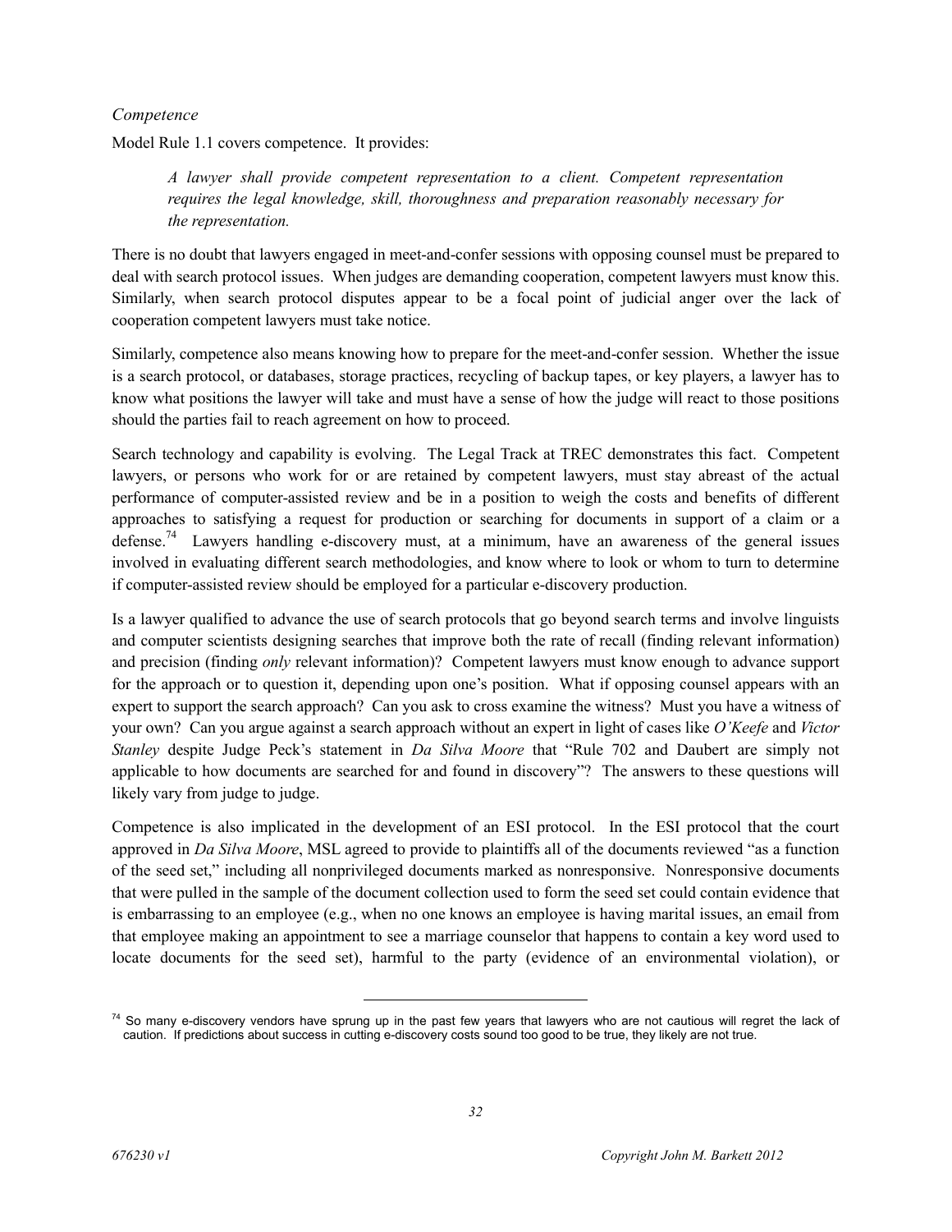*Competence*

Model Rule 1.1 covers competence. It provides:

> *A lawyer shall provide competent representation to a client. Competent representation requires the legal knowledge, skill, thoroughness and preparation reasonably necessary for the representation.*

There is no doubt that lawyers engaged in meet-and-confer sessions with opposing counsel must be prepared to deal with search protocol issues. When judges are demanding cooperation, competent lawyers must know this. Similarly, when search protocol disputes appear to be a focal point of judicial anger over the lack of cooperation competent lawyers must take notice.

Similarly, competence also means knowing how to prepare for the meet-and-confer session. Whether the issue is a search protocol, or databases, storage practices, recycling of backup tapes, or key players, a lawyer has to know what positions the lawyer will take and must have a sense of how the judge will react to those positions should the parties fail to reach agreement on how to proceed.

Search technology and capability is evolving. The Legal Track at TREC demonstrates this fact. Competent lawyers, or persons who work for or are retained by competent lawyers, must stay abreast of the actual performance of computer-assisted review and be in a position to weigh the costs and benefits of different approaches to satisfying a request for production or searching for documents in support of a claim or a defense.[74] Lawyers handling e-discovery must, at a minimum, have an awareness of the general issues involved in evaluating different search methodologies, and know where to look or whom to turn to determine if computer-assisted review should be employed for a particular e-discovery production.

Is a lawyer qualified to advance the use of search protocols that go beyond search terms and involve linguists and computer scientists designing searches that improve both the rate of recall (finding relevant information) and precision (finding *only* relevant information)? Competent lawyers must know enough to advance support for the approach or to question it, depending upon one's position. What if opposing counsel appears with an expert to support the search approach? Can you ask to cross examine the witness? Must you have a witness of your own? Can you argue against a search approach without an expert in light of cases like *O'Keefe* and *Victor Stanley* despite Judge Peck's statement in *Da Silva Moore* that "Rule 702 and Daubert are simply not applicable to how documents are searched for and found in discovery"? The answers to these questions will likely vary from judge to judge.

Competence is also implicated in the development of an ESI protocol. In the ESI protocol that the court approved in *Da Silva Moore*, MSL agreed to provide to plaintiffs all of the documents reviewed "as a function of the seed set," including all nonprivileged documents marked as nonresponsive. Nonresponsive documents that were pulled in the sample of the document collection used to form the seed set could contain evidence that is embarrassing to an employee (e.g., when no one knows an employee is having marital issues, an email from that employee making an appointment to see a marriage counselor that happens to contain a key word used to locate documents for the seed set), harmful to the party (evidence of an environmental violation), or

---

[74] So many e-discovery vendors have sprung up in the past few years that lawyers who are not cautious will regret the lack of caution. If predictions about success in cutting e-discovery costs sound too good to be true, they likely are not true.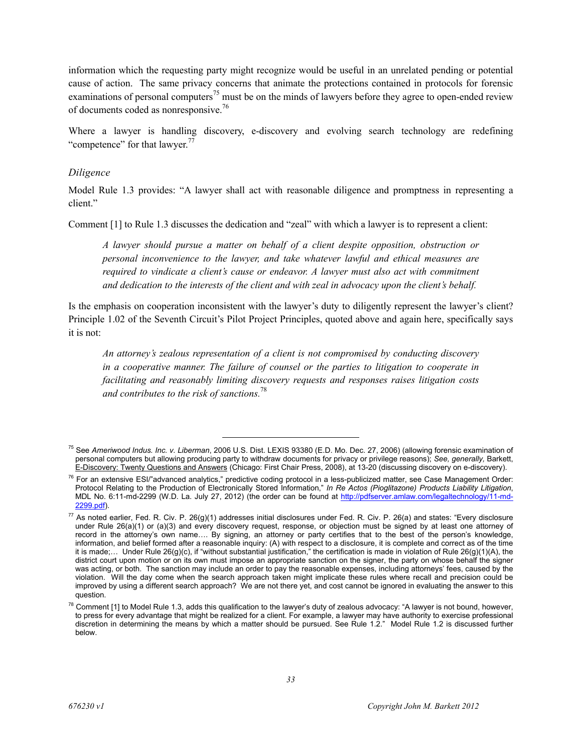information which the requesting party might recognize would be useful in an unrelated pending or potential cause of action. The same privacy concerns that animate the protections contained in protocols for forensic examinations of personal computers[75] must be on the minds of lawyers before they agree to open-ended review of documents coded as nonresponsive.[76]

Where a lawyer is handling discovery, e-discovery and evolving search technology are redefining "competence" for that lawyer.[77]

*Diligence*

Model Rule 1.3 provides: "A lawyer shall act with reasonable diligence and promptness in representing a client."

Comment [1] to Rule 1.3 discusses the dedication and "zeal" with which a lawyer is to represent a client:

> *A lawyer should pursue a matter on behalf of a client despite opposition, obstruction or personal inconvenience to the lawyer, and take whatever lawful and ethical measures are required to vindicate a client's cause or endeavor. A lawyer must also act with commitment and dedication to the interests of the client and with zeal in advocacy upon the client's behalf.*

Is the emphasis on cooperation inconsistent with the lawyer's duty to diligently represent the lawyer's client? Principle 1.02 of the Seventh Circuit's Pilot Project Principles, quoted above and again here, specifically says it is not:

> *An attorney's zealous representation of a client is not compromised by conducting discovery in a cooperative manner. The failure of counsel or the parties to litigation to cooperate in facilitating and reasonably limiting discovery requests and responses raises litigation costs and contributes to the risk of sanctions.*[78]

---

[75] See *Ameriwood Indus. Inc. v. Liberman*, 2006 U.S. Dist. LEXIS 93380 (E.D. Mo. Dec. 27, 2006) (allowing forensic examination of personal computers but allowing producing party to withdraw documents for privacy or privilege reasons); *See, generally,* Barkett, E-Discovery: Twenty Questions and Answers (Chicago: First Chair Press, 2008), at 13-20 (discussing discovery on e-discovery).

[76] For an extensive ESI/"advanced analytics," predictive coding protocol in a less-publicized matter, see Case Management Order: Protocol Relating to the Production of Electronically Stored Information," *In Re Actos (Pioglitazone) Products Liability Litigation*, MDL No. 6:11-md-2299 (W.D. La. July 27, 2012) (the order can be found at http://pdfserver.amlaw.com/legaltechnology/11-md-2299.pdf).

[77] As noted earlier, Fed. R. Civ. P. 26(g)(1) addresses initial disclosures under Fed. R. Civ. P. 26(a) and states: "Every disclosure under Rule 26(a)(1) or (a)(3) and every discovery request, response, or objection must be signed by at least one attorney of record in the attorney's own name…. By signing, an attorney or party certifies that to the best of the person's knowledge, information, and belief formed after a reasonable inquiry: (A) with respect to a disclosure, it is complete and correct as of the time it is made;… Under Rule 26(g)(c), if "without substantial justification," the certification is made in violation of Rule 26(g)(1)(A), the district court upon motion or on its own must impose an appropriate sanction on the signer, the party on whose behalf the signer was acting, or both. The sanction may include an order to pay the reasonable expenses, including attorneys' fees, caused by the violation. Will the day come when the search approach taken might implicate these rules where recall and precision could be improved by using a different search approach? We are not there yet, and cost cannot be ignored in evaluating the answer to this question.

[78] Comment [1] to Model Rule 1.3, adds this qualification to the lawyer's duty of zealous advocacy: "A lawyer is not bound, however, to press for every advantage that might be realized for a client. For example, a lawyer may have authority to exercise professional discretion in determining the means by which a matter should be pursued. See Rule 1.2." Model Rule 1.2 is discussed further below.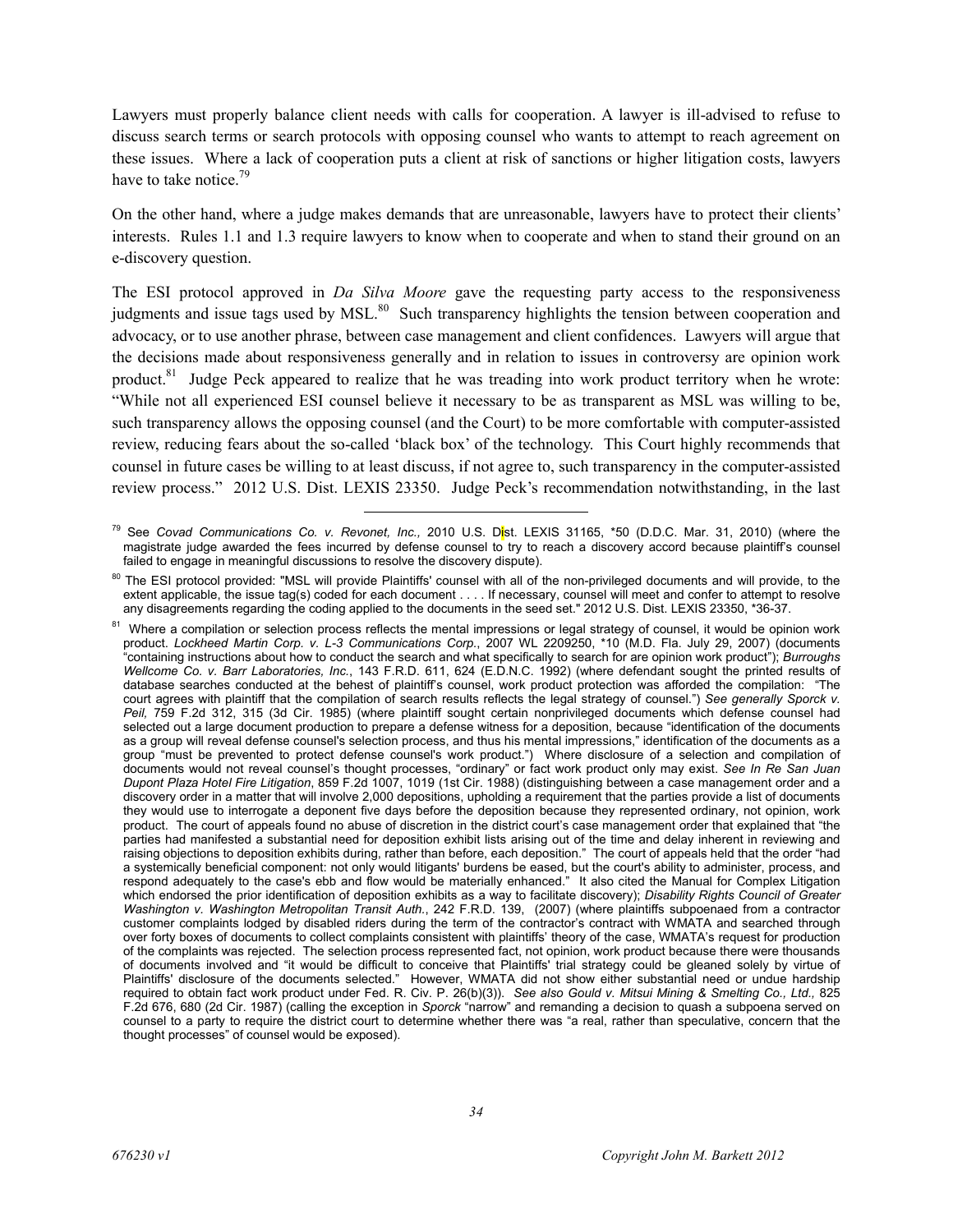Lawyers must properly balance client needs with calls for cooperation. A lawyer is ill-advised to refuse to discuss search terms or search protocols with opposing counsel who wants to attempt to reach agreement on these issues. Where a lack of cooperation puts a client at risk of sanctions or higher litigation costs, lawyers have to take notice.[79]

On the other hand, where a judge makes demands that are unreasonable, lawyers have to protect their clients' interests. Rules 1.1 and 1.3 require lawyers to know when to cooperate and when to stand their ground on an e-discovery question.

The ESI protocol approved in *Da Silva Moore* gave the requesting party access to the responsiveness judgments and issue tags used by MSL.[80] Such transparency highlights the tension between cooperation and advocacy, or to use another phrase, between case management and client confidences. Lawyers will argue that the decisions made about responsiveness generally and in relation to issues in controversy are opinion work product.[81] Judge Peck appeared to realize that he was treading into work product territory when he wrote: "While not all experienced ESI counsel believe it necessary to be as transparent as MSL was willing to be, such transparency allows the opposing counsel (and the Court) to be more comfortable with computer-assisted review, reducing fears about the so-called 'black box' of the technology. This Court highly recommends that counsel in future cases be willing to at least discuss, if not agree to, such transparency in the computer-assisted review process." 2012 U.S. Dist. LEXIS 23350. Judge Peck's recommendation notwithstanding, in the last

---

[79] See *Covad Communications Co. v. Revonet, Inc.,* 2010 U.S. Dist. LEXIS 31165, *50 (D.D.C. Mar. 31, 2010) (where the magistrate judge awarded the fees incurred by defense counsel to try to reach a discovery accord because plaintiff's counsel failed to engage in meaningful discussions to resolve the discovery dispute).

[80] The ESI protocol provided: "MSL will provide Plaintiffs' counsel with all of the non-privileged documents and will provide, to the extent applicable, the issue tag(s) coded for each document . . . . If necessary, counsel will meet and confer to attempt to resolve any disagreements regarding the coding applied to the documents in the seed set." 2012 U.S. Dist. LEXIS 23350, *36-37.

[81] Where a compilation or selection process reflects the mental impressions or legal strategy of counsel, it would be opinion work product. *Lockheed Martin Corp. v. L-3 Communications Corp.*, 2007 WL 2209250, *10 (M.D. Fla. July 29, 2007) (documents "containing instructions about how to conduct the search and what specifically to search for are opinion work product"); *Burroughs Wellcome Co. v. Barr Laboratories, Inc.*, 143 F.R.D. 611, 624 (E.D.N.C. 1992) (where defendant sought the printed results of database searches conducted at the behest of plaintiff's counsel, work product protection was afforded the compilation: "The court agrees with plaintiff that the compilation of search results reflects the legal strategy of counsel.") *See generally Sporck v. Peil,* 759 F.2d 312, 315 (3d Cir. 1985) (where plaintiff sought certain nonprivileged documents which defense counsel had selected out a large document production to prepare a defense witness for a deposition, because "identification of the documents as a group will reveal defense counsel's selection process, and thus his mental impressions," identification of the documents as a group "must be prevented to protect defense counsel's work product.") Where disclosure of a selection and compilation of documents would not reveal counsel's thought processes, "ordinary" or fact work product only may exist. *See In Re San Juan Dupont Plaza Hotel Fire Litigation*, 859 F.2d 1007, 1019 (1st Cir. 1988) (distinguishing between a case management order and a discovery order in a matter that will involve 2,000 depositions, upholding a requirement that the parties provide a list of documents they would use to interrogate a deponent five days before the deposition because they represented ordinary, not opinion, work product. The court of appeals found no abuse of discretion in the district court's case management order that explained that "the parties had manifested a substantial need for deposition exhibit lists arising out of the time and delay inherent in reviewing and raising objections to deposition exhibits during, rather than before, each deposition." The court of appeals held that the order "had a systemically beneficial component: not only would litigants' burdens be eased, but the court's ability to administer, process, and respond adequately to the case's ebb and flow would be materially enhanced." It also cited the Manual for Complex Litigation which endorsed the prior identification of deposition exhibits as a way to facilitate discovery); *Disability Rights Council of Greater Washington v. Washington Metropolitan Transit Auth.*, 242 F.R.D. 139, (2007) (where plaintiffs subpoenaed from a contractor customer complaints lodged by disabled riders during the term of the contractor's contract with WMATA and searched through over forty boxes of documents to collect complaints consistent with plaintiffs' theory of the case, WMATA's request for production of the complaints was rejected. The selection process represented fact, not opinion, work product because there were thousands of documents involved and "it would be difficult to conceive that Plaintiffs' trial strategy could be gleaned solely by virtue of Plaintiffs' disclosure of the documents selected." However, WMATA did not show either substantial need or undue hardship required to obtain fact work product under Fed. R. Civ. P. 26(b)(3)). *See also Gould v. Mitsui Mining & Smelting Co., Ltd.,* 825 F.2d 676, 680 (2d Cir. 1987) (calling the exception in *Sporck* "narrow" and remanding a decision to quash a subpoena served on counsel to a party to require the district court to determine whether there was "a real, rather than speculative, concern that the thought processes" of counsel would be exposed).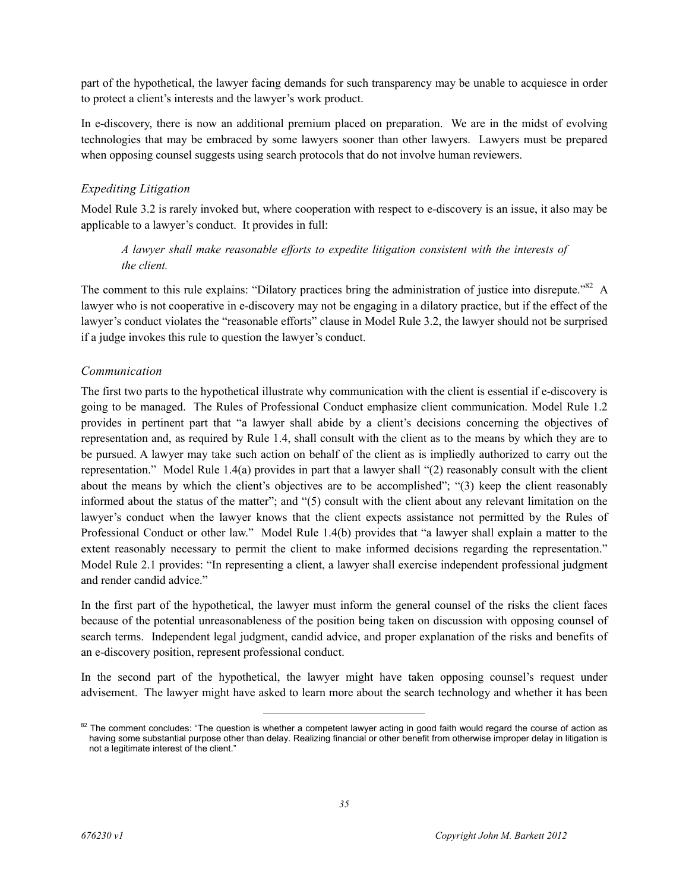part of the hypothetical, the lawyer facing demands for such transparency may be unable to acquiesce in order to protect a client's interests and the lawyer's work product.

In e-discovery, there is now an additional premium placed on preparation. We are in the midst of evolving technologies that may be embraced by some lawyers sooner than other lawyers. Lawyers must be prepared when opposing counsel suggests using search protocols that do not involve human reviewers.

### *Expediting Litigation*

Model Rule 3.2 is rarely invoked but, where cooperation with respect to e-discovery is an issue, it also may be applicable to a lawyer's conduct. It provides in full:

> *A lawyer shall make reasonable efforts to expedite litigation consistent with the interests of the client.*

The comment to this rule explains: "Dilatory practices bring the administration of justice into disrepute."[82] A lawyer who is not cooperative in e-discovery may not be engaging in a dilatory practice, but if the effect of the lawyer's conduct violates the "reasonable efforts" clause in Model Rule 3.2, the lawyer should not be surprised if a judge invokes this rule to question the lawyer's conduct.

### *Communication*

The first two parts to the hypothetical illustrate why communication with the client is essential if e-discovery is going to be managed. The Rules of Professional Conduct emphasize client communication. Model Rule 1.2 provides in pertinent part that "a lawyer shall abide by a client's decisions concerning the objectives of representation and, as required by Rule 1.4, shall consult with the client as to the means by which they are to be pursued. A lawyer may take such action on behalf of the client as is impliedly authorized to carry out the representation." Model Rule 1.4(a) provides in part that a lawyer shall "(2) reasonably consult with the client about the means by which the client's objectives are to be accomplished"; "(3) keep the client reasonably informed about the status of the matter"; and "(5) consult with the client about any relevant limitation on the lawyer's conduct when the lawyer knows that the client expects assistance not permitted by the Rules of Professional Conduct or other law." Model Rule 1.4(b) provides that "a lawyer shall explain a matter to the extent reasonably necessary to permit the client to make informed decisions regarding the representation." Model Rule 2.1 provides: "In representing a client, a lawyer shall exercise independent professional judgment and render candid advice."

In the first part of the hypothetical, the lawyer must inform the general counsel of the risks the client faces because of the potential unreasonableness of the position being taken on discussion with opposing counsel of search terms. Independent legal judgment, candid advice, and proper explanation of the risks and benefits of an e-discovery position, represent professional conduct.

In the second part of the hypothetical, the lawyer might have taken opposing counsel's request under advisement. The lawyer might have asked to learn more about the search technology and whether it has been

---

[82] The comment concludes: "The question is whether a competent lawyer acting in good faith would regard the course of action as having some substantial purpose other than delay. Realizing financial or other benefit from otherwise improper delay in litigation is not a legitimate interest of the client."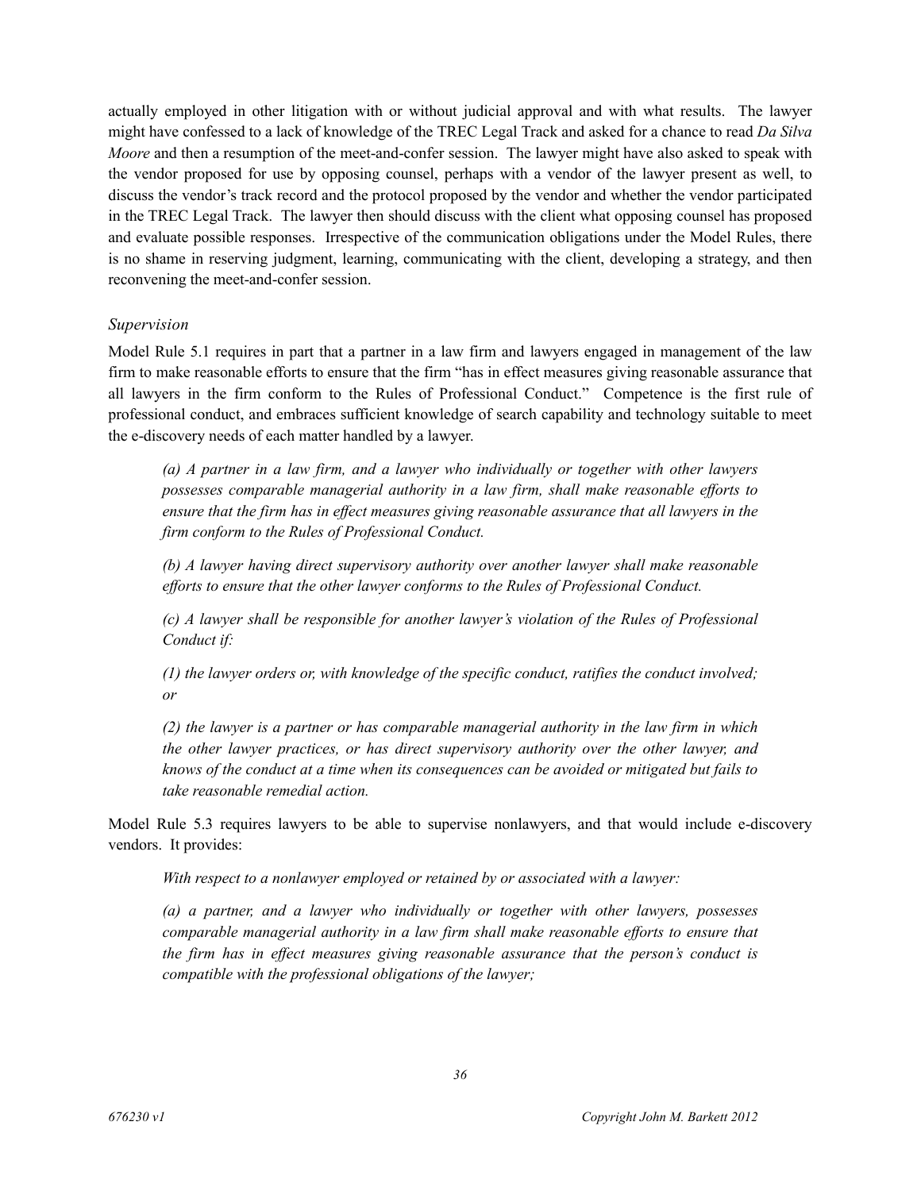actually employed in other litigation with or without judicial approval and with what results. The lawyer might have confessed to a lack of knowledge of the TREC Legal Track and asked for a chance to read *Da Silva Moore* and then a resumption of the meet-and-confer session. The lawyer might have also asked to speak with the vendor proposed for use by opposing counsel, perhaps with a vendor of the lawyer present as well, to discuss the vendor's track record and the protocol proposed by the vendor and whether the vendor participated in the TREC Legal Track. The lawyer then should discuss with the client what opposing counsel has proposed and evaluate possible responses. Irrespective of the communication obligations under the Model Rules, there is no shame in reserving judgment, learning, communicating with the client, developing a strategy, and then reconvening the meet-and-confer session.

*Supervision*

Model Rule 5.1 requires in part that a partner in a law firm and lawyers engaged in management of the law firm to make reasonable efforts to ensure that the firm "has in effect measures giving reasonable assurance that all lawyers in the firm conform to the Rules of Professional Conduct." Competence is the first rule of professional conduct, and embraces sufficient knowledge of search capability and technology suitable to meet the e-discovery needs of each matter handled by a lawyer.

> *(a) A partner in a law firm, and a lawyer who individually or together with other lawyers possesses comparable managerial authority in a law firm, shall make reasonable efforts to ensure that the firm has in effect measures giving reasonable assurance that all lawyers in the firm conform to the Rules of Professional Conduct.*
>
> *(b) A lawyer having direct supervisory authority over another lawyer shall make reasonable efforts to ensure that the other lawyer conforms to the Rules of Professional Conduct.*
>
> *(c) A lawyer shall be responsible for another lawyer's violation of the Rules of Professional Conduct if:*
>
> *(1) the lawyer orders or, with knowledge of the specific conduct, ratifies the conduct involved; or*
>
> *(2) the lawyer is a partner or has comparable managerial authority in the law firm in which the other lawyer practices, or has direct supervisory authority over the other lawyer, and knows of the conduct at a time when its consequences can be avoided or mitigated but fails to take reasonable remedial action.*

Model Rule 5.3 requires lawyers to be able to supervise nonlawyers, and that would include e-discovery vendors. It provides:

> *With respect to a nonlawyer employed or retained by or associated with a lawyer:*
>
> *(a) a partner, and a lawyer who individually or together with other lawyers, possesses comparable managerial authority in a law firm shall make reasonable efforts to ensure that the firm has in effect measures giving reasonable assurance that the person's conduct is compatible with the professional obligations of the lawyer;*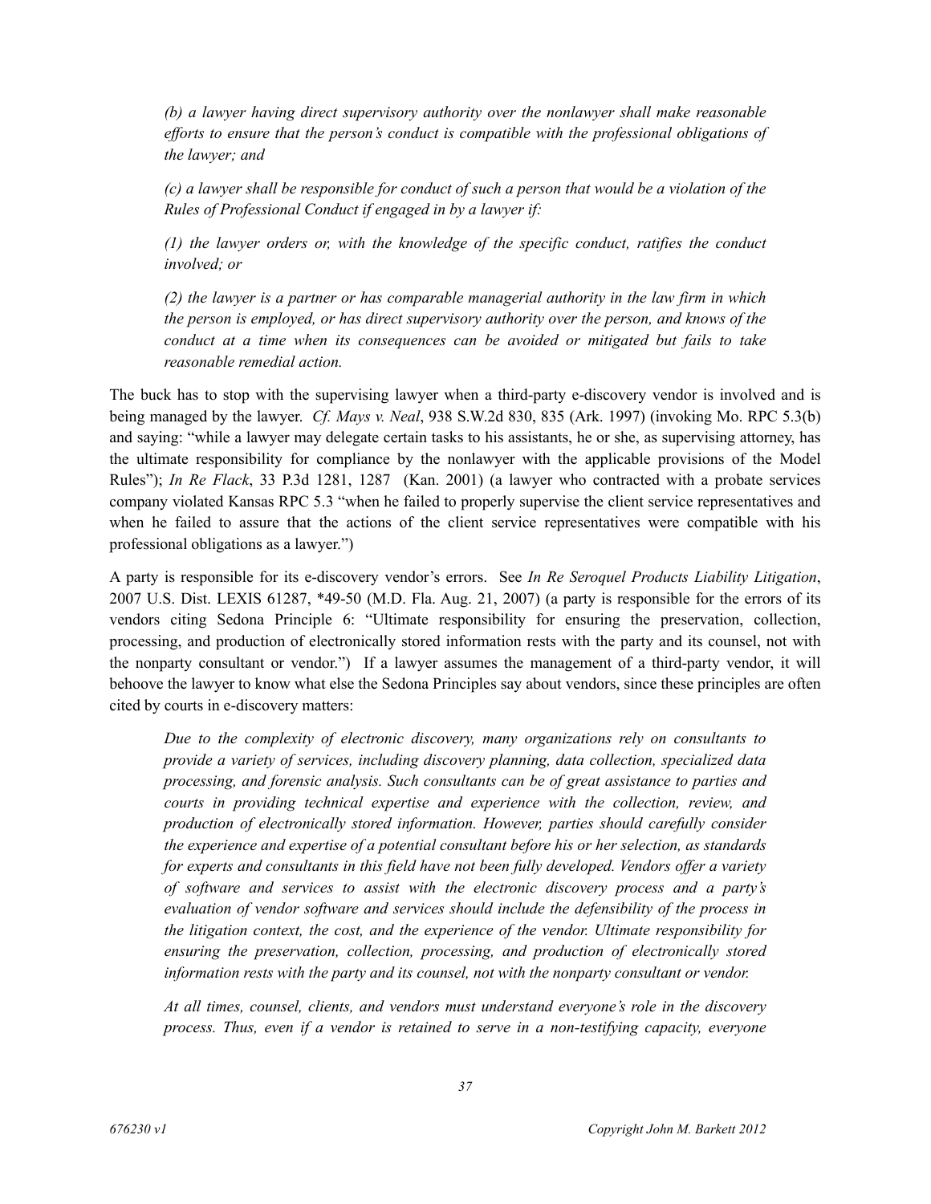*(b) a lawyer having direct supervisory authority over the nonlawyer shall make reasonable efforts to ensure that the person's conduct is compatible with the professional obligations of the lawyer; and*

*(c) a lawyer shall be responsible for conduct of such a person that would be a violation of the Rules of Professional Conduct if engaged in by a lawyer if:*

*(1) the lawyer orders or, with the knowledge of the specific conduct, ratifies the conduct involved; or*

*(2) the lawyer is a partner or has comparable managerial authority in the law firm in which the person is employed, or has direct supervisory authority over the person, and knows of the conduct at a time when its consequences can be avoided or mitigated but fails to take reasonable remedial action.*

The buck has to stop with the supervising lawyer when a third-party e-discovery vendor is involved and is being managed by the lawyer. *Cf. Mays v. Neal*, 938 S.W.2d 830, 835 (Ark. 1997) (invoking Mo. RPC 5.3(b) and saying: "while a lawyer may delegate certain tasks to his assistants, he or she, as supervising attorney, has the ultimate responsibility for compliance by the nonlawyer with the applicable provisions of the Model Rules"); *In Re Flack*, 33 P.3d 1281, 1287 (Kan. 2001) (a lawyer who contracted with a probate services company violated Kansas RPC 5.3 "when he failed to properly supervise the client service representatives and when he failed to assure that the actions of the client service representatives were compatible with his professional obligations as a lawyer.")

A party is responsible for its e-discovery vendor's errors. See *In Re Seroquel Products Liability Litigation*, 2007 U.S. Dist. LEXIS 61287, *49-50 (M.D. Fla. Aug. 21, 2007) (a party is responsible for the errors of its vendors citing Sedona Principle 6: "Ultimate responsibility for ensuring the preservation, collection, processing, and production of electronically stored information rests with the party and its counsel, not with the nonparty consultant or vendor.") If a lawyer assumes the management of a third-party vendor, it will behoove the lawyer to know what else the Sedona Principles say about vendors, since these principles are often cited by courts in e-discovery matters:

*Due to the complexity of electronic discovery, many organizations rely on consultants to provide a variety of services, including discovery planning, data collection, specialized data processing, and forensic analysis. Such consultants can be of great assistance to parties and courts in providing technical expertise and experience with the collection, review, and production of electronically stored information. However, parties should carefully consider the experience and expertise of a potential consultant before his or her selection, as standards for experts and consultants in this field have not been fully developed. Vendors offer a variety of software and services to assist with the electronic discovery process and a party's evaluation of vendor software and services should include the defensibility of the process in the litigation context, the cost, and the experience of the vendor. Ultimate responsibility for ensuring the preservation, collection, processing, and production of electronically stored information rests with the party and its counsel, not with the nonparty consultant or vendor.*

*At all times, counsel, clients, and vendors must understand everyone's role in the discovery process. Thus, even if a vendor is retained to serve in a non-testifying capacity, everyone*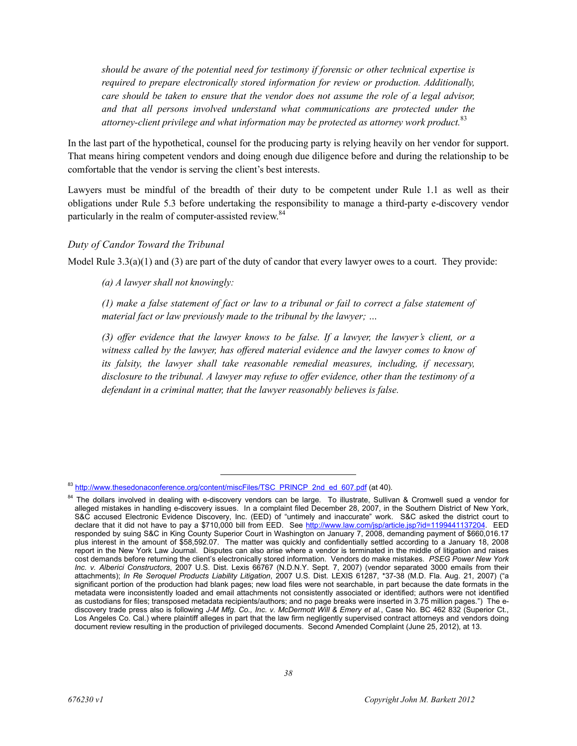*should be aware of the potential need for testimony if forensic or other technical expertise is required to prepare electronically stored information for review or production. Additionally, care should be taken to ensure that the vendor does not assume the role of a legal advisor, and that all persons involved understand what communications are protected under the attorney-client privilege and what information may be protected as attorney work product.*[83]

In the last part of the hypothetical, counsel for the producing party is relying heavily on her vendor for support. That means hiring competent vendors and doing enough due diligence before and during the relationship to be comfortable that the vendor is serving the client's best interests.

Lawyers must be mindful of the breadth of their duty to be competent under Rule 1.1 as well as their obligations under Rule 5.3 before undertaking the responsibility to manage a third-party e-discovery vendor particularly in the realm of computer-assisted review.[84]

### *Duty of Candor Toward the Tribunal*

Model Rule 3.3(a)(1) and (3) are part of the duty of candor that every lawyer owes to a court. They provide:

> *(a) A lawyer shall not knowingly:*
>
> *(1) make a false statement of fact or law to a tribunal or fail to correct a false statement of material fact or law previously made to the tribunal by the lawyer; …*
>
> *(3) offer evidence that the lawyer knows to be false. If a lawyer, the lawyer's client, or a witness called by the lawyer, has offered material evidence and the lawyer comes to know of its falsity, the lawyer shall take reasonable remedial measures, including, if necessary, disclosure to the tribunal. A lawyer may refuse to offer evidence, other than the testimony of a defendant in a criminal matter, that the lawyer reasonably believes is false.*

---

[83] http://www.thesedonaconference.org/content/miscFiles/TSC_PRINCP_2nd_ed_607.pdf (at 40).

[84] The dollars involved in dealing with e-discovery vendors can be large. To illustrate, Sullivan & Cromwell sued a vendor for alleged mistakes in handling e-discovery issues. In a complaint filed December 28, 2007, in the Southern District of New York, S&C accused Electronic Evidence Discovery, Inc. (EED) of "untimely and inaccurate" work. S&C asked the district court to declare that it did not have to pay a $710,000 bill from EED. See http://www.law.com/jsp/article.jsp?id=1199441137204. EED responded by suing S&C in King County Superior Court in Washington on January 7, 2008, demanding payment of $660,016.17 plus interest in the amount of $58,592.07. The matter was quickly and confidentially settled according to a January 18, 2008 report in the New York Law Journal. Disputes can also arise where a vendor is terminated in the middle of litigation and raises cost demands before returning the client's electronically stored information. Vendors do make mistakes. *PSEG Power New York Inc. v. Alberici Constructors*, 2007 U.S. Dist. Lexis 66767 (N.D.N.Y. Sept. 7, 2007) (vendor separated 3000 emails from their attachments); *In Re Seroquel Products Liability Litigation*, 2007 U.S. Dist. LEXIS 61287, *37-38 (M.D. Fla. Aug. 21, 2007) ("a significant portion of the production had blank pages; new load files were not searchable, in part because the date formats in the metadata were inconsistently loaded and email attachments not consistently associated or identified; authors were not identified as custodians for files; transposed metadata recipients/authors; and no page breaks were inserted in 3.75 million pages.") The e-discovery trade press also is following *J-M Mfg. Co., Inc. v. McDermott Will & Emery et al.*, Case No. BC 462 832 (Superior Ct., Los Angeles Co. Cal.) where plaintiff alleges in part that the law firm negligently supervised contract attorneys and vendors doing document review resulting in the production of privileged documents. Second Amended Complaint (June 25, 2012), at 13.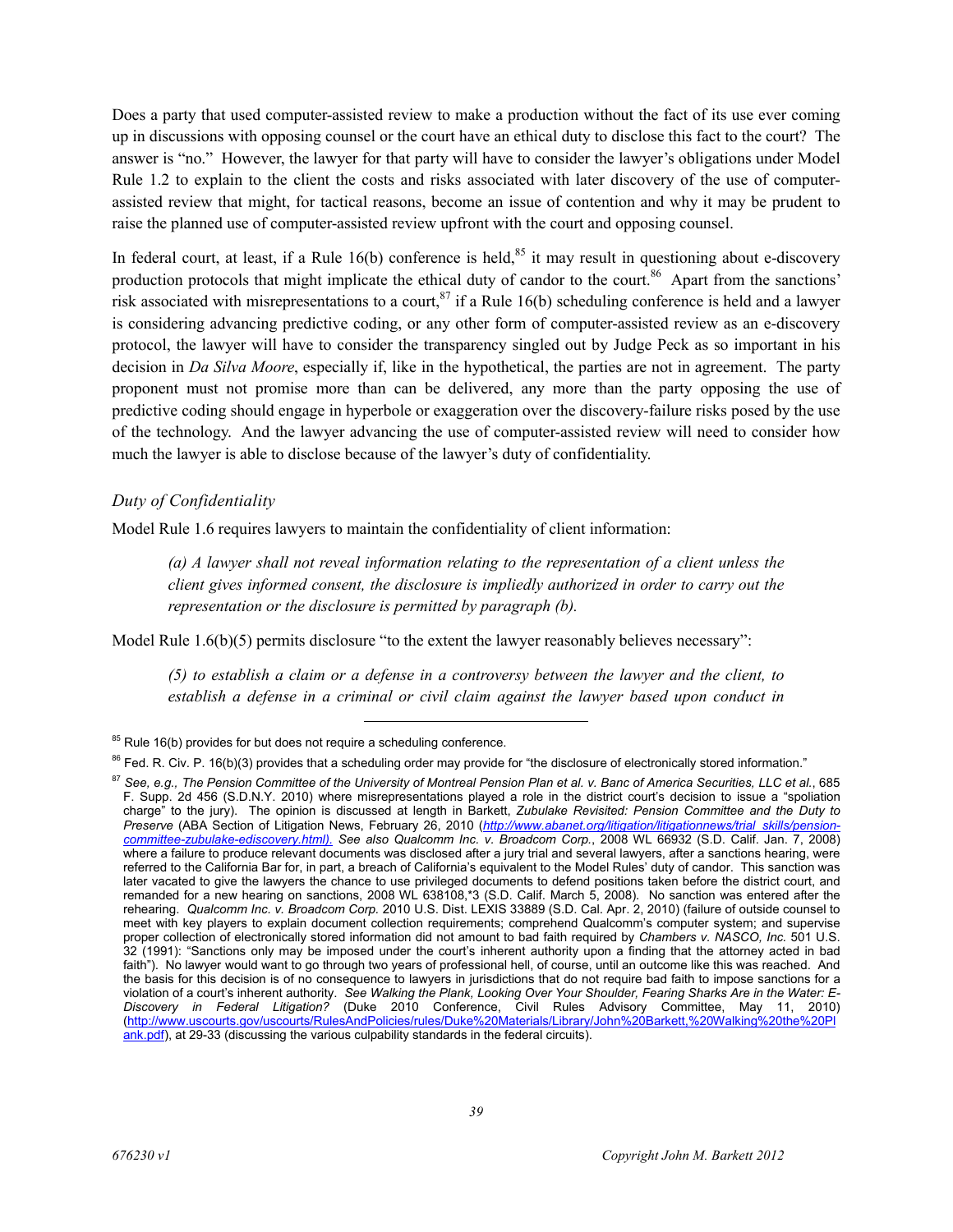Does a party that used computer-assisted review to make a production without the fact of its use ever coming up in discussions with opposing counsel or the court have an ethical duty to disclose this fact to the court? The answer is "no." However, the lawyer for that party will have to consider the lawyer's obligations under Model Rule 1.2 to explain to the client the costs and risks associated with later discovery of the use of computer-assisted review that might, for tactical reasons, become an issue of contention and why it may be prudent to raise the planned use of computer-assisted review upfront with the court and opposing counsel.

In federal court, at least, if a Rule 16(b) conference is held,[85] it may result in questioning about e-discovery production protocols that might implicate the ethical duty of candor to the court.[86] Apart from the sanctions' risk associated with misrepresentations to a court,[87] if a Rule 16(b) scheduling conference is held and a lawyer is considering advancing predictive coding, or any other form of computer-assisted review as an e-discovery protocol, the lawyer will have to consider the transparency singled out by Judge Peck as so important in his decision in *Da Silva Moore*, especially if, like in the hypothetical, the parties are not in agreement. The party proponent must not promise more than can be delivered, any more than the party opposing the use of predictive coding should engage in hyperbole or exaggeration over the discovery-failure risks posed by the use of the technology. And the lawyer advancing the use of computer-assisted review will need to consider how much the lawyer is able to disclose because of the lawyer's duty of confidentiality.

### *Duty of Confidentiality*

Model Rule 1.6 requires lawyers to maintain the confidentiality of client information:

> *(a) A lawyer shall not reveal information relating to the representation of a client unless the client gives informed consent, the disclosure is impliedly authorized in order to carry out the representation or the disclosure is permitted by paragraph (b).*

Model Rule 1.6(b)(5) permits disclosure "to the extent the lawyer reasonably believes necessary":

> *(5) to establish a claim or a defense in a controversy between the lawyer and the client, to establish a defense in a criminal or civil claim against the lawyer based upon conduct in*

---

[85] Rule 16(b) provides for but does not require a scheduling conference.

[86] Fed. R. Civ. P. 16(b)(3) provides that a scheduling order may provide for "the disclosure of electronically stored information."

[87] *See, e.g., The Pension Committee of the University of Montreal Pension Plan et al. v. Banc of America Securities, LLC et al.*, 685 F. Supp. 2d 456 (S.D.N.Y. 2010) where misrepresentations played a role in the district court's decision to issue a "spoliation charge" to the jury). The opinion is discussed at length in Barkett, *Zubulake Revisited: Pension Committee and the Duty to Preserve* (ABA Section of Litigation News, February 26, 2010 (*http://www.abanet.org/litigation/litigationnews/trial_skills/pension-committee-zubulake-ediscovery.html).* *See also Qualcomm Inc. v. Broadcom Corp.*, 2008 WL 66932 (S.D. Calif. Jan. 7, 2008) where a failure to produce relevant documents was disclosed after a jury trial and several lawyers, after a sanctions hearing, were referred to the California Bar for, in part, a breach of California's equivalent to the Model Rules' duty of candor. This sanction was later vacated to give the lawyers the chance to use privileged documents to defend positions taken before the district court, and remanded for a new hearing on sanctions, 2008 WL 638108,*3 (S.D. Calif. March 5, 2008). No sanction was entered after the rehearing. *Qualcomm Inc. v. Broadcom Corp.* 2010 U.S. Dist. LEXIS 33889 (S.D. Cal. Apr. 2, 2010) (failure of outside counsel to meet with key players to explain document collection requirements; comprehend Qualcomm's computer system; and supervise proper collection of electronically stored information did not amount to bad faith required by *Chambers v. NASCO, Inc.* 501 U.S. 32 (1991): "Sanctions only may be imposed under the court's inherent authority upon a finding that the attorney acted in bad faith"). No lawyer would want to go through two years of professional hell, of course, until an outcome like this was reached. And the basis for this decision is of no consequence to lawyers in jurisdictions that do not require bad faith to impose sanctions for a violation of a court's inherent authority. *See Walking the Plank, Looking Over Your Shoulder, Fearing Sharks Are in the Water: E-Discovery in Federal Litigation?* (Duke 2010 Conference, Civil Rules Advisory Committee, May 11, 2010) (http://www.uscourts.gov/uscourts/RulesAndPolicies/rules/Duke%20Materials/Library/John%20Barkett,%20Walking%20the%20Plank.pdf), at 29-33 (discussing the various culpability standards in the federal circuits).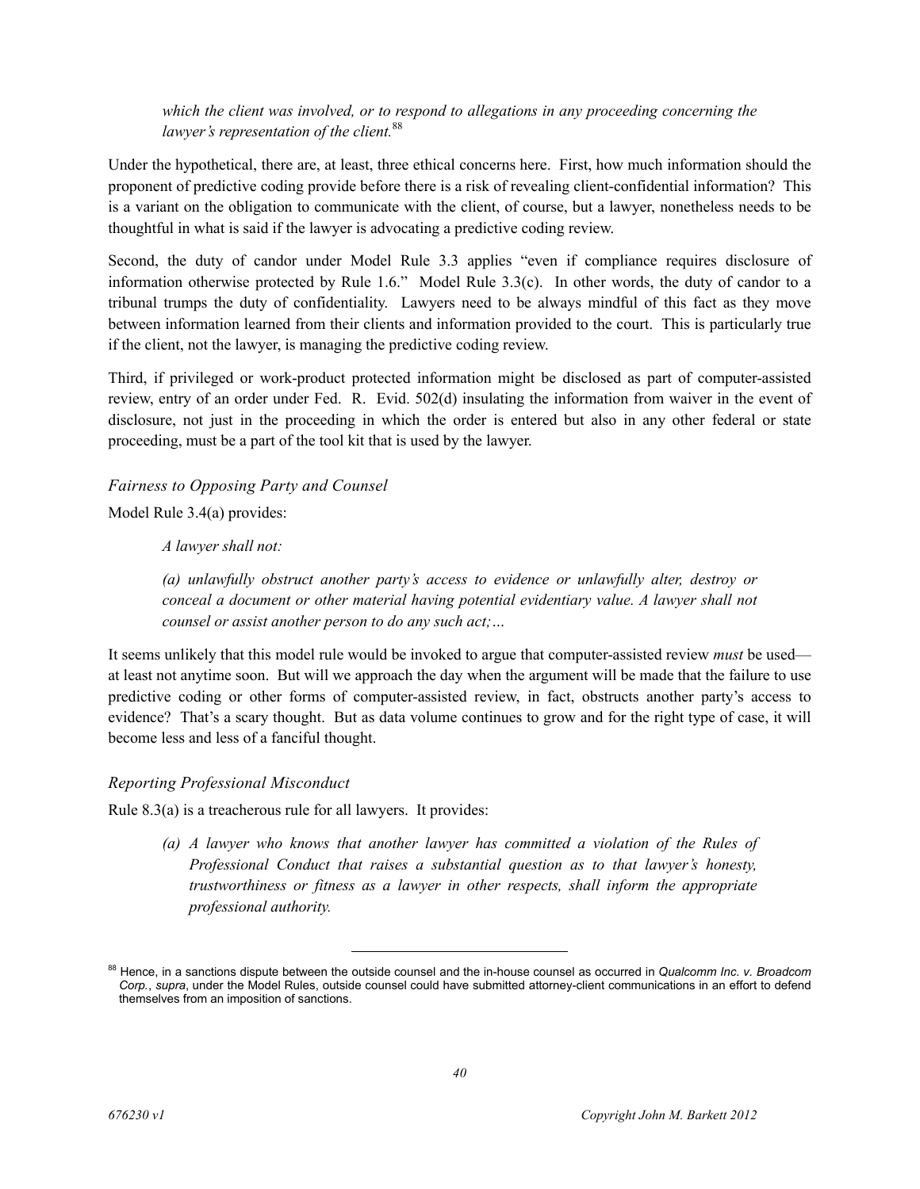> *which the client was involved, or to respond to allegations in any proceeding concerning the lawyer's representation of the client.*[88]

Under the hypothetical, there are, at least, three ethical concerns here. First, how much information should the proponent of predictive coding provide before there is a risk of revealing client-confidential information? This is a variant on the obligation to communicate with the client, of course, but a lawyer, nonetheless needs to be thoughtful in what is said if the lawyer is advocating a predictive coding review.

Second, the duty of candor under Model Rule 3.3 applies "even if compliance requires disclosure of information otherwise protected by Rule 1.6." Model Rule 3.3(c). In other words, the duty of candor to a tribunal trumps the duty of confidentiality. Lawyers need to be always mindful of this fact as they move between information learned from their clients and information provided to the court. This is particularly true if the client, not the lawyer, is managing the predictive coding review.

Third, if privileged or work-product protected information might be disclosed as part of computer-assisted review, entry of an order under Fed. R. Evid. 502(d) insulating the information from waiver in the event of disclosure, not just in the proceeding in which the order is entered but also in any other federal or state proceeding, must be a part of the tool kit that is used by the lawyer.

*Fairness to Opposing Party and Counsel*

Model Rule 3.4(a) provides:

> *A lawyer shall not:*
>
> *(a) unlawfully obstruct another party's access to evidence or unlawfully alter, destroy or conceal a document or other material having potential evidentiary value. A lawyer shall not counsel or assist another person to do any such act;…*

It seems unlikely that this model rule would be invoked to argue that computer-assisted review *must* be used—at least not anytime soon. But will we approach the day when the argument will be made that the failure to use predictive coding or other forms of computer-assisted review, in fact, obstructs another party's access to evidence? That's a scary thought. But as data volume continues to grow and for the right type of case, it will become less and less of a fanciful thought.

*Reporting Professional Misconduct*

Rule 8.3(a) is a treacherous rule for all lawyers. It provides:

> *(a) A lawyer who knows that another lawyer has committed a violation of the Rules of Professional Conduct that raises a substantial question as to that lawyer's honesty, trustworthiness or fitness as a lawyer in other respects, shall inform the appropriate professional authority.*

---

[88] Hence, in a sanctions dispute between the outside counsel and the in-house counsel as occurred in *Qualcomm Inc. v. Broadcom Corp.*, *supra*, under the Model Rules, outside counsel could have submitted attorney-client communications in an effort to defend themselves from an imposition of sanctions.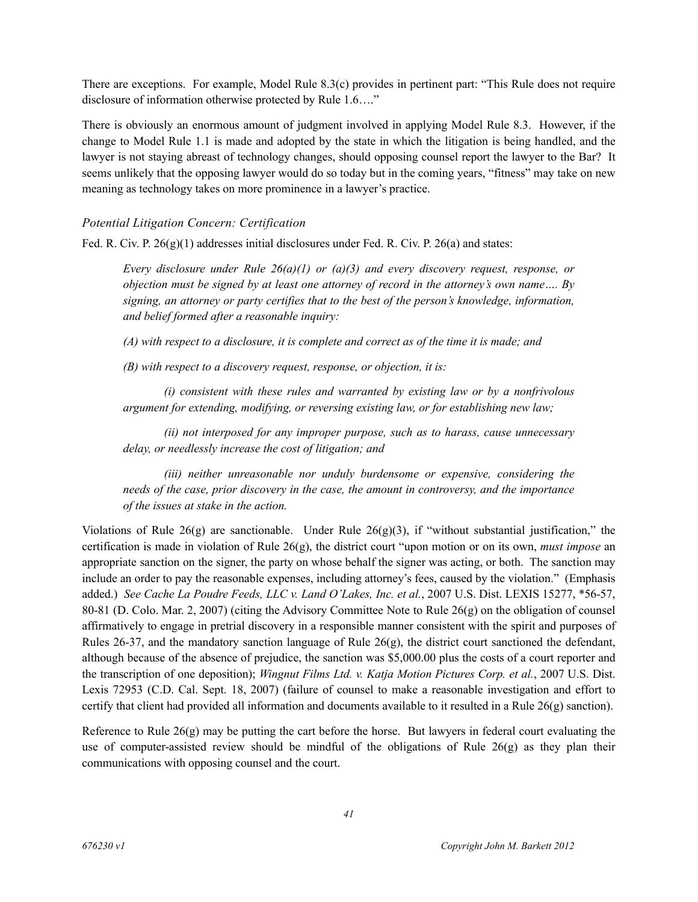There are exceptions. For example, Model Rule 8.3(c) provides in pertinent part: "This Rule does not require disclosure of information otherwise protected by Rule 1.6…."

There is obviously an enormous amount of judgment involved in applying Model Rule 8.3. However, if the change to Model Rule 1.1 is made and adopted by the state in which the litigation is being handled, and the lawyer is not staying abreast of technology changes, should opposing counsel report the lawyer to the Bar? It seems unlikely that the opposing lawyer would do so today but in the coming years, "fitness" may take on new meaning as technology takes on more prominence in a lawyer's practice.

*Potential Litigation Concern: Certification*

Fed. R. Civ. P. 26(g)(1) addresses initial disclosures under Fed. R. Civ. P. 26(a) and states:

> *Every disclosure under Rule 26(a)(1) or (a)(3) and every discovery request, response, or objection must be signed by at least one attorney of record in the attorney's own name…. By signing, an attorney or party certifies that to the best of the person's knowledge, information, and belief formed after a reasonable inquiry:*
>
> *(A) with respect to a disclosure, it is complete and correct as of the time it is made; and*
>
> *(B) with respect to a discovery request, response, or objection, it is:*
>
> *(i) consistent with these rules and warranted by existing law or by a nonfrivolous argument for extending, modifying, or reversing existing law, or for establishing new law;*
>
> *(ii) not interposed for any improper purpose, such as to harass, cause unnecessary delay, or needlessly increase the cost of litigation; and*
>
> *(iii) neither unreasonable nor unduly burdensome or expensive, considering the needs of the case, prior discovery in the case, the amount in controversy, and the importance of the issues at stake in the action.*

Violations of Rule 26(g) are sanctionable. Under Rule 26(g)(3), if "without substantial justification," the certification is made in violation of Rule 26(g), the district court "upon motion or on its own, *must impose* an appropriate sanction on the signer, the party on whose behalf the signer was acting, or both. The sanction may include an order to pay the reasonable expenses, including attorney's fees, caused by the violation." (Emphasis added.) *See Cache La Poudre Feeds, LLC v. Land O'Lakes, Inc. et al.*, 2007 U.S. Dist. LEXIS 15277, *56-57, 80-81 (D. Colo. Mar. 2, 2007) (citing the Advisory Committee Note to Rule 26(g) on the obligation of counsel affirmatively to engage in pretrial discovery in a responsible manner consistent with the spirit and purposes of Rules 26-37, and the mandatory sanction language of Rule 26(g), the district court sanctioned the defendant, although because of the absence of prejudice, the sanction was $5,000.00 plus the costs of a court reporter and the transcription of one deposition); *Wingnut Films Ltd. v. Katja Motion Pictures Corp. et al.*, 2007 U.S. Dist. Lexis 72953 (C.D. Cal. Sept. 18, 2007) (failure of counsel to make a reasonable investigation and effort to certify that client had provided all information and documents available to it resulted in a Rule 26(g) sanction).

Reference to Rule 26(g) may be putting the cart before the horse. But lawyers in federal court evaluating the use of computer-assisted review should be mindful of the obligations of Rule 26(g) as they plan their communications with opposing counsel and the court.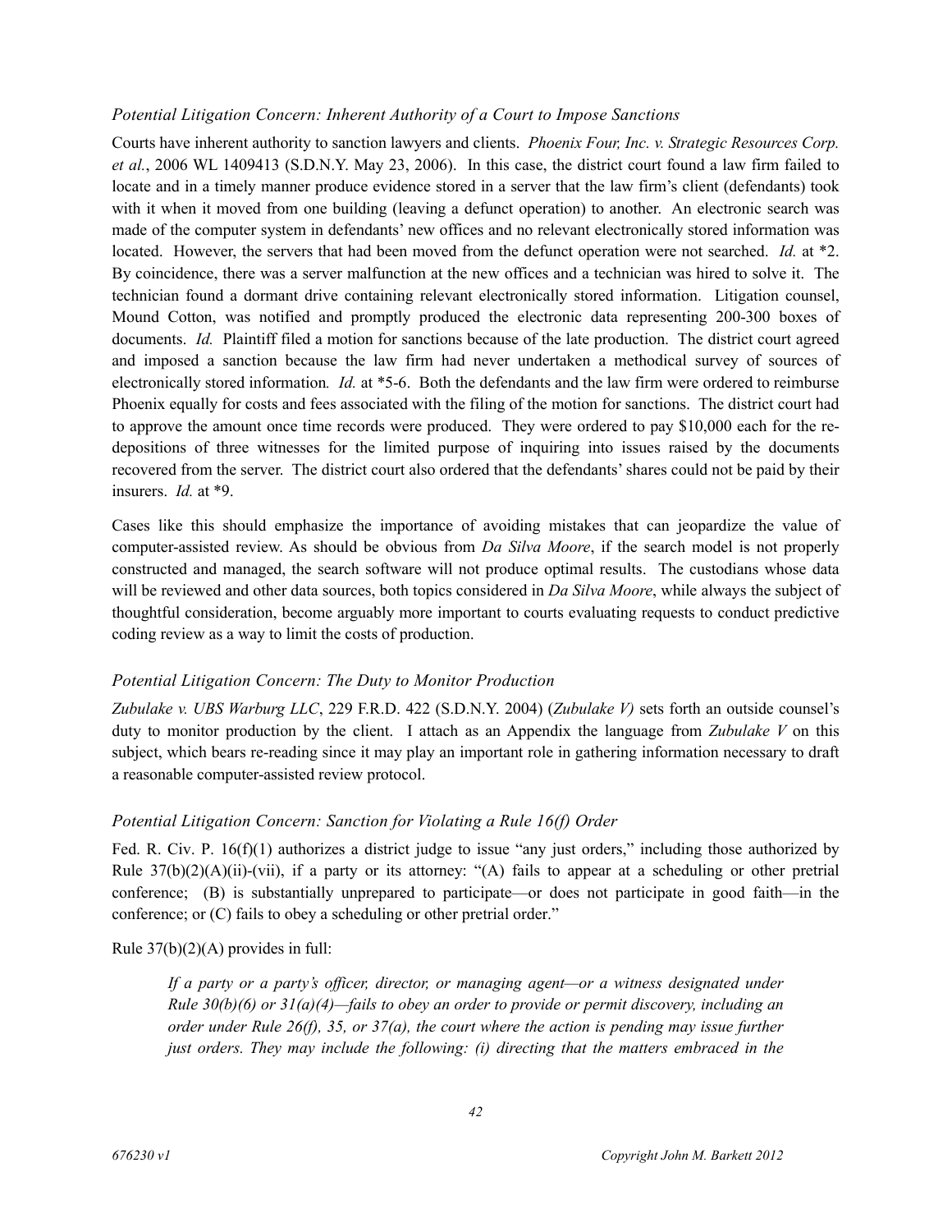*Potential Litigation Concern: Inherent Authority of a Court to Impose Sanctions*

Courts have inherent authority to sanction lawyers and clients. *Phoenix Four, Inc. v. Strategic Resources Corp. et al.*, 2006 WL 1409413 (S.D.N.Y. May 23, 2006). In this case, the district court found a law firm failed to locate and in a timely manner produce evidence stored in a server that the law firm's client (defendants) took with it when it moved from one building (leaving a defunct operation) to another. An electronic search was made of the computer system in defendants' new offices and no relevant electronically stored information was located. However, the servers that had been moved from the defunct operation were not searched. *Id.* at *2. By coincidence, there was a server malfunction at the new offices and a technician was hired to solve it. The technician found a dormant drive containing relevant electronically stored information. Litigation counsel, Mound Cotton, was notified and promptly produced the electronic data representing 200-300 boxes of documents. *Id.* Plaintiff filed a motion for sanctions because of the late production. The district court agreed and imposed a sanction because the law firm had never undertaken a methodical survey of sources of electronically stored information. *Id.* at *5-6. Both the defendants and the law firm were ordered to reimburse Phoenix equally for costs and fees associated with the filing of the motion for sanctions. The district court had to approve the amount once time records were produced. They were ordered to pay $10,000 each for the re-depositions of three witnesses for the limited purpose of inquiring into issues raised by the documents recovered from the server. The district court also ordered that the defendants' shares could not be paid by their insurers. *Id.* at *9.

Cases like this should emphasize the importance of avoiding mistakes that can jeopardize the value of computer-assisted review. As should be obvious from *Da Silva Moore*, if the search model is not properly constructed and managed, the search software will not produce optimal results. The custodians whose data will be reviewed and other data sources, both topics considered in *Da Silva Moore*, while always the subject of thoughtful consideration, become arguably more important to courts evaluating requests to conduct predictive coding review as a way to limit the costs of production.

*Potential Litigation Concern: The Duty to Monitor Production*

*Zubulake v. UBS Warburg LLC*, 229 F.R.D. 422 (S.D.N.Y. 2004) (*Zubulake V)* sets forth an outside counsel's duty to monitor production by the client. I attach as an Appendix the language from *Zubulake V* on this subject, which bears re-reading since it may play an important role in gathering information necessary to draft a reasonable computer-assisted review protocol.

*Potential Litigation Concern: Sanction for Violating a Rule 16(f) Order*

Fed. R. Civ. P. 16(f)(1) authorizes a district judge to issue "any just orders," including those authorized by Rule 37(b)(2)(A)(ii)-(vii), if a party or its attorney: "(A) fails to appear at a scheduling or other pretrial conference; (B) is substantially unprepared to participate—or does not participate in good faith—in the conference; or (C) fails to obey a scheduling or other pretrial order."

Rule 37(b)(2)(A) provides in full:

> *If a party or a party's officer, director, or managing agent—or a witness designated under Rule 30(b)(6) or 31(a)(4)—fails to obey an order to provide or permit discovery, including an order under Rule 26(f), 35, or 37(a), the court where the action is pending may issue further just orders. They may include the following: (i) directing that the matters embraced in the*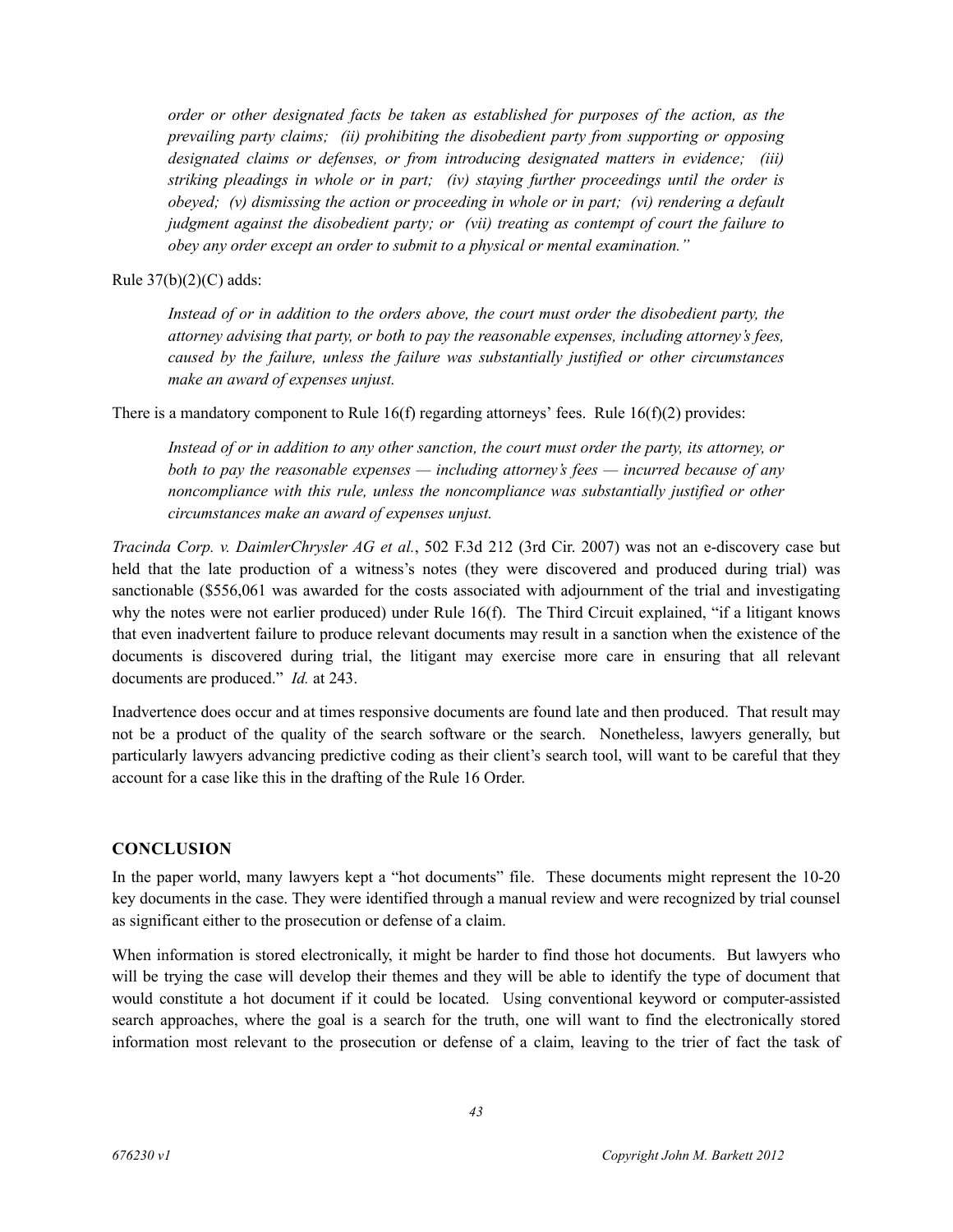*order or other designated facts be taken as established for purposes of the action, as the prevailing party claims; (ii) prohibiting the disobedient party from supporting or opposing designated claims or defenses, or from introducing designated matters in evidence; (iii) striking pleadings in whole or in part; (iv) staying further proceedings until the order is obeyed; (v) dismissing the action or proceeding in whole or in part; (vi) rendering a default judgment against the disobedient party; or (vii) treating as contempt of court the failure to obey any order except an order to submit to a physical or mental examination."*

Rule 37(b)(2)(C) adds:

> *Instead of or in addition to the orders above, the court must order the disobedient party, the attorney advising that party, or both to pay the reasonable expenses, including attorney's fees, caused by the failure, unless the failure was substantially justified or other circumstances make an award of expenses unjust.*

There is a mandatory component to Rule 16(f) regarding attorneys' fees. Rule 16(f)(2) provides:

> *Instead of or in addition to any other sanction, the court must order the party, its attorney, or both to pay the reasonable expenses — including attorney's fees — incurred because of any noncompliance with this rule, unless the noncompliance was substantially justified or other circumstances make an award of expenses unjust.*

*Tracinda Corp. v. DaimlerChrysler AG et al.*, 502 F.3d 212 (3rd Cir. 2007) was not an e-discovery case but held that the late production of a witness's notes (they were discovered and produced during trial) was sanctionable ($556,061 was awarded for the costs associated with adjournment of the trial and investigating why the notes were not earlier produced) under Rule 16(f). The Third Circuit explained, "if a litigant knows that even inadvertent failure to produce relevant documents may result in a sanction when the existence of the documents is discovered during trial, the litigant may exercise more care in ensuring that all relevant documents are produced." *Id.* at 243.

Inadvertence does occur and at times responsive documents are found late and then produced. That result may not be a product of the quality of the search software or the search. Nonetheless, lawyers generally, but particularly lawyers advancing predictive coding as their client's search tool, will want to be careful that they account for a case like this in the drafting of the Rule 16 Order.

## CONCLUSION

In the paper world, many lawyers kept a "hot documents" file. These documents might represent the 10-20 key documents in the case. They were identified through a manual review and were recognized by trial counsel as significant either to the prosecution or defense of a claim.

When information is stored electronically, it might be harder to find those hot documents. But lawyers who will be trying the case will develop their themes and they will be able to identify the type of document that would constitute a hot document if it could be located. Using conventional keyword or computer-assisted search approaches, where the goal is a search for the truth, one will want to find the electronically stored information most relevant to the prosecution or defense of a claim, leaving to the trier of fact the task of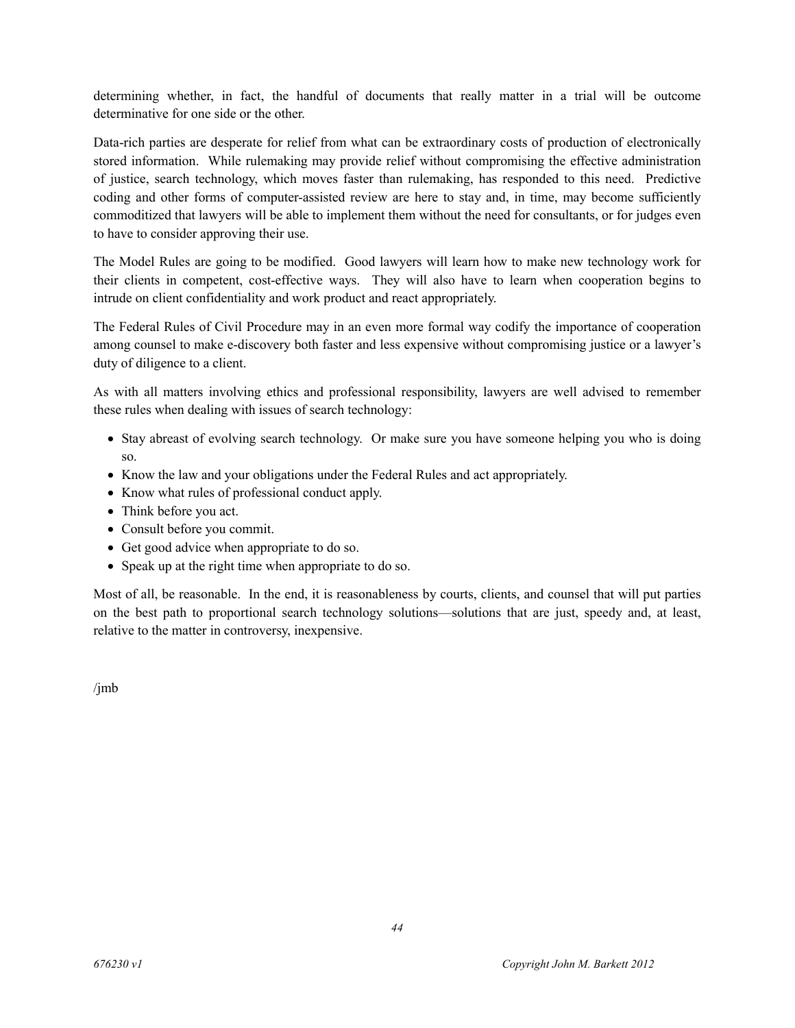determining whether, in fact, the handful of documents that really matter in a trial will be outcome determinative for one side or the other.

Data-rich parties are desperate for relief from what can be extraordinary costs of production of electronically stored information. While rulemaking may provide relief without compromising the effective administration of justice, search technology, which moves faster than rulemaking, has responded to this need. Predictive coding and other forms of computer-assisted review are here to stay and, in time, may become sufficiently commoditized that lawyers will be able to implement them without the need for consultants, or for judges even to have to consider approving their use.

The Model Rules are going to be modified. Good lawyers will learn how to make new technology work for their clients in competent, cost-effective ways. They will also have to learn when cooperation begins to intrude on client confidentiality and work product and react appropriately.

The Federal Rules of Civil Procedure may in an even more formal way codify the importance of cooperation among counsel to make e-discovery both faster and less expensive without compromising justice or a lawyer's duty of diligence to a client.

As with all matters involving ethics and professional responsibility, lawyers are well advised to remember these rules when dealing with issues of search technology:

- Stay abreast of evolving search technology. Or make sure you have someone helping you who is doing so.
- Know the law and your obligations under the Federal Rules and act appropriately.
- Know what rules of professional conduct apply.
- Think before you act.
- Consult before you commit.
- Get good advice when appropriate to do so.
- Speak up at the right time when appropriate to do so.

Most of all, be reasonable. In the end, it is reasonableness by courts, clients, and counsel that will put parties on the best path to proportional search technology solutions—solutions that are just, speedy and, at least, relative to the matter in controversy, inexpensive.

/jmb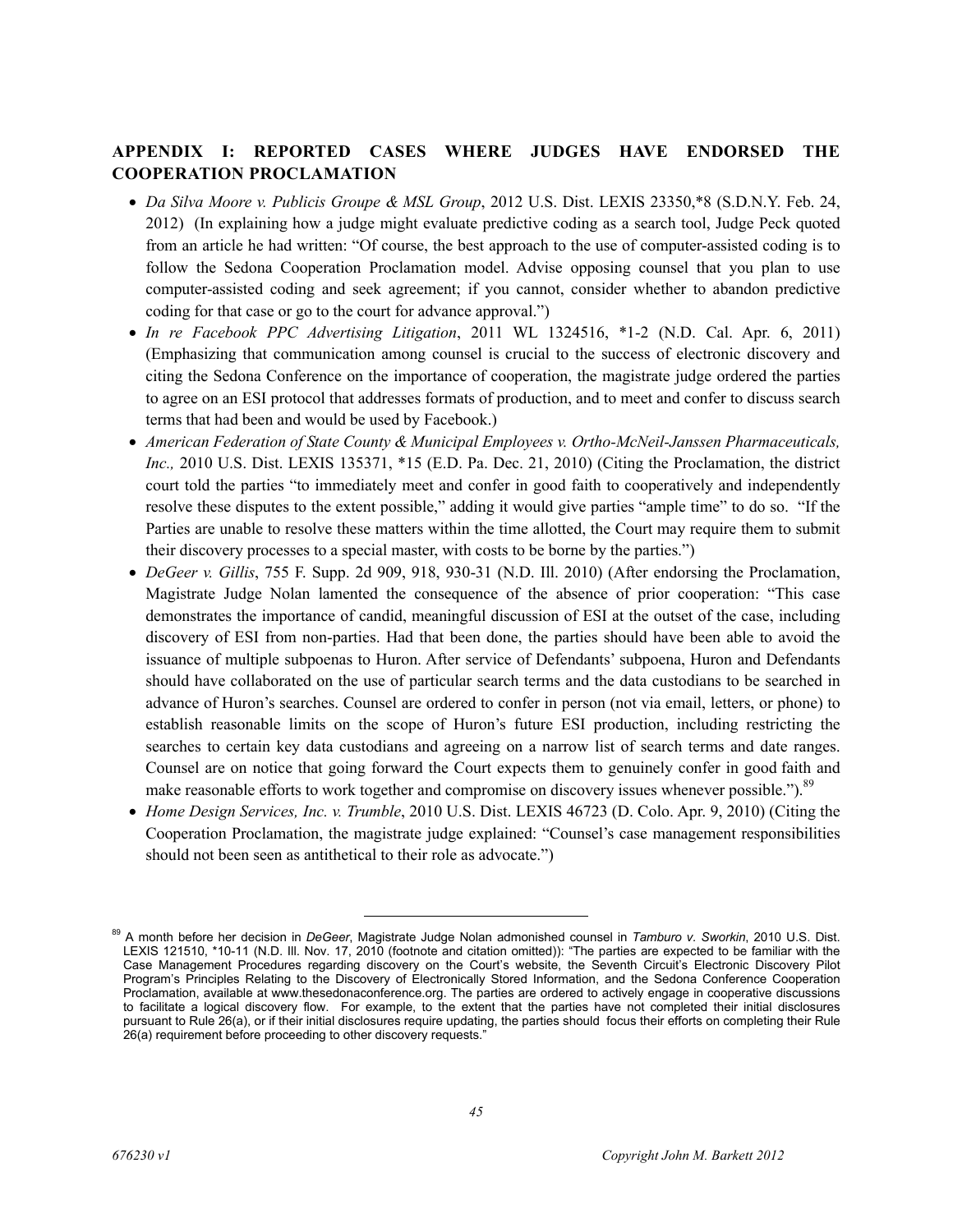## APPENDIX I: REPORTED CASES WHERE JUDGES HAVE ENDORSED THE COOPERATION PROCLAMATION

- *Da Silva Moore v. Publicis Groupe & MSL Group*, 2012 U.S. Dist. LEXIS 23350,*8 (S.D.N.Y. Feb. 24, 2012) (In explaining how a judge might evaluate predictive coding as a search tool, Judge Peck quoted from an article he had written: "Of course, the best approach to the use of computer-assisted coding is to follow the Sedona Cooperation Proclamation model. Advise opposing counsel that you plan to use computer-assisted coding and seek agreement; if you cannot, consider whether to abandon predictive coding for that case or go to the court for advance approval.")
- *In re Facebook PPC Advertising Litigation*, 2011 WL 1324516, *1-2 (N.D. Cal. Apr. 6, 2011) (Emphasizing that communication among counsel is crucial to the success of electronic discovery and citing the Sedona Conference on the importance of cooperation, the magistrate judge ordered the parties to agree on an ESI protocol that addresses formats of production, and to meet and confer to discuss search terms that had been and would be used by Facebook.)
- *American Federation of State County & Municipal Employees v. Ortho-McNeil-Janssen Pharmaceuticals, Inc.,* 2010 U.S. Dist. LEXIS 135371, *15 (E.D. Pa. Dec. 21, 2010) (Citing the Proclamation, the district court told the parties "to immediately meet and confer in good faith to cooperatively and independently resolve these disputes to the extent possible," adding it would give parties "ample time" to do so. "If the Parties are unable to resolve these matters within the time allotted, the Court may require them to submit their discovery processes to a special master, with costs to be borne by the parties.")
- *DeGeer v. Gillis*, 755 F. Supp. 2d 909, 918, 930-31 (N.D. Ill. 2010) (After endorsing the Proclamation, Magistrate Judge Nolan lamented the consequence of the absence of prior cooperation: "This case demonstrates the importance of candid, meaningful discussion of ESI at the outset of the case, including discovery of ESI from non-parties. Had that been done, the parties should have been able to avoid the issuance of multiple subpoenas to Huron. After service of Defendants' subpoena, Huron and Defendants should have collaborated on the use of particular search terms and the data custodians to be searched in advance of Huron's searches. Counsel are ordered to confer in person (not via email, letters, or phone) to establish reasonable limits on the scope of Huron's future ESI production, including restricting the searches to certain key data custodians and agreeing on a narrow list of search terms and date ranges. Counsel are on notice that going forward the Court expects them to genuinely confer in good faith and make reasonable efforts to work together and compromise on discovery issues whenever possible.").[89]
- *Home Design Services, Inc. v. Trumble*, 2010 U.S. Dist. LEXIS 46723 (D. Colo. Apr. 9, 2010) (Citing the Cooperation Proclamation, the magistrate judge explained: "Counsel's case management responsibilities should not been seen as antithetical to their role as advocate.")

---

[89] A month before her decision in *DeGeer*, Magistrate Judge Nolan admonished counsel in *Tamburo v. Sworkin*, 2010 U.S. Dist. LEXIS 121510, *10-11 (N.D. Ill. Nov. 17, 2010 (footnote and citation omitted)): "The parties are expected to be familiar with the Case Management Procedures regarding discovery on the Court's website, the Seventh Circuit's Electronic Discovery Pilot Program's Principles Relating to the Discovery of Electronically Stored Information, and the Sedona Conference Cooperation Proclamation, available at www.thesedonaconference.org. The parties are ordered to actively engage in cooperative discussions to facilitate a logical discovery flow. For example, to the extent that the parties have not completed their initial disclosures pursuant to Rule 26(a), or if their initial disclosures require updating, the parties should focus their efforts on completing their Rule 26(a) requirement before proceeding to other discovery requests."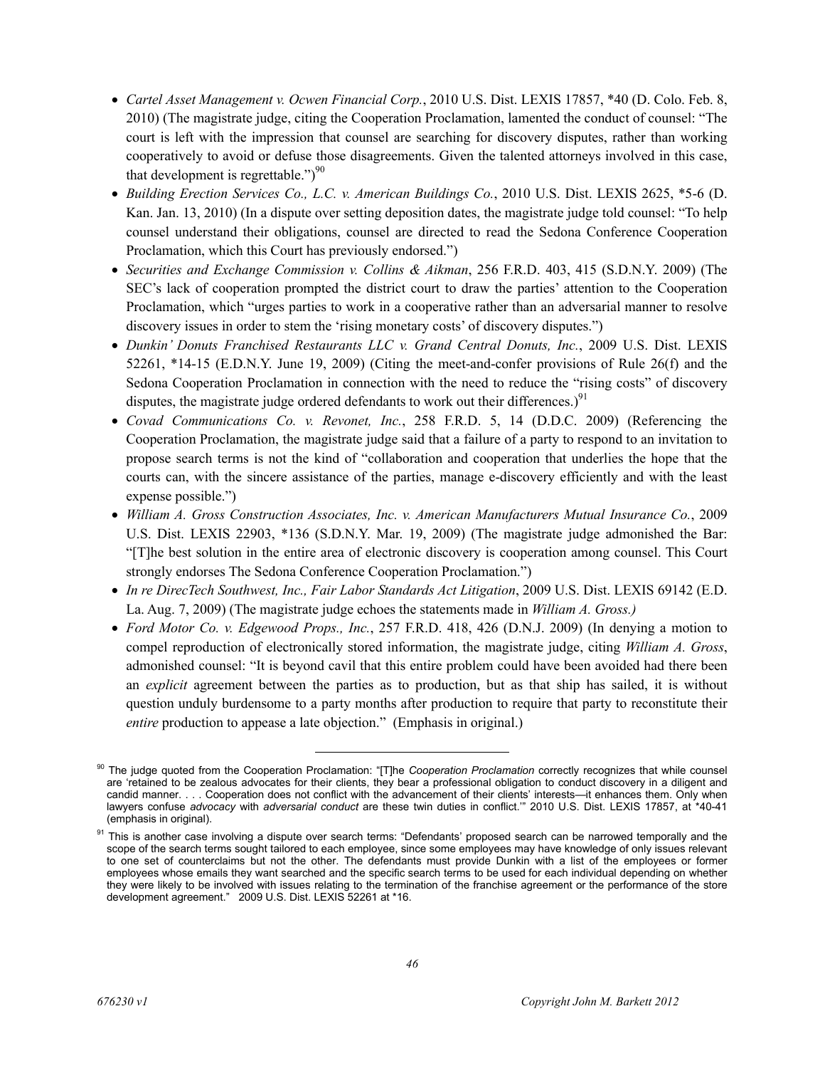- *Cartel Asset Management v. Ocwen Financial Corp.*, 2010 U.S. Dist. LEXIS 17857, *40 (D. Colo. Feb. 8, 2010) (The magistrate judge, citing the Cooperation Proclamation, lamented the conduct of counsel: "The court is left with the impression that counsel are searching for discovery disputes, rather than working cooperatively to avoid or defuse those disagreements. Given the talented attorneys involved in this case, that development is regrettable.")[90]
- *Building Erection Services Co., L.C. v. American Buildings Co.*, 2010 U.S. Dist. LEXIS 2625, *5-6 (D. Kan. Jan. 13, 2010) (In a dispute over setting deposition dates, the magistrate judge told counsel: "To help counsel understand their obligations, counsel are directed to read the Sedona Conference Cooperation Proclamation, which this Court has previously endorsed.")
- *Securities and Exchange Commission v. Collins & Aikman*, 256 F.R.D. 403, 415 (S.D.N.Y. 2009) (The SEC's lack of cooperation prompted the district court to draw the parties' attention to the Cooperation Proclamation, which "urges parties to work in a cooperative rather than an adversarial manner to resolve discovery issues in order to stem the 'rising monetary costs' of discovery disputes.")
- *Dunkin' Donuts Franchised Restaurants LLC v. Grand Central Donuts, Inc.*, 2009 U.S. Dist. LEXIS 52261, *14-15 (E.D.N.Y. June 19, 2009) (Citing the meet-and-confer provisions of Rule 26(f) and the Sedona Cooperation Proclamation in connection with the need to reduce the "rising costs" of discovery disputes, the magistrate judge ordered defendants to work out their differences.)[91]
- *Covad Communications Co. v. Revonet, Inc.*, 258 F.R.D. 5, 14 (D.D.C. 2009) (Referencing the Cooperation Proclamation, the magistrate judge said that a failure of a party to respond to an invitation to propose search terms is not the kind of "collaboration and cooperation that underlies the hope that the courts can, with the sincere assistance of the parties, manage e-discovery efficiently and with the least expense possible.")
- *William A. Gross Construction Associates, Inc. v. American Manufacturers Mutual Insurance Co.*, 2009 U.S. Dist. LEXIS 22903, *136 (S.D.N.Y. Mar. 19, 2009) (The magistrate judge admonished the Bar: "[T]he best solution in the entire area of electronic discovery is cooperation among counsel. This Court strongly endorses The Sedona Conference Cooperation Proclamation.")
- *In re DirecTech Southwest, Inc., Fair Labor Standards Act Litigation*, 2009 U.S. Dist. LEXIS 69142 (E.D. La. Aug. 7, 2009) (The magistrate judge echoes the statements made in *William A. Gross.)*
- *Ford Motor Co. v. Edgewood Props., Inc.*, 257 F.R.D. 418, 426 (D.N.J. 2009) (In denying a motion to compel reproduction of electronically stored information, the magistrate judge, citing *William A. Gross*, admonished counsel: "It is beyond cavil that this entire problem could have been avoided had there been an *explicit* agreement between the parties as to production, but as that ship has sailed, it is without question unduly burdensome to a party months after production to require that party to reconstitute their *entire* production to appease a late objection." (Emphasis in original.)

---

[90] The judge quoted from the Cooperation Proclamation: "[T]he *Cooperation Proclamation* correctly recognizes that while counsel are 'retained to be zealous advocates for their clients, they bear a professional obligation to conduct discovery in a diligent and candid manner. . . . Cooperation does not conflict with the advancement of their clients' interests—it enhances them. Only when lawyers confuse *advocacy* with *adversarial conduct* are these twin duties in conflict.'" 2010 U.S. Dist. LEXIS 17857, at *40-41 (emphasis in original).

[91] This is another case involving a dispute over search terms: "Defendants' proposed search can be narrowed temporally and the scope of the search terms sought tailored to each employee, since some employees may have knowledge of only issues relevant to one set of counterclaims but not the other. The defendants must provide Dunkin with a list of the employees or former employees whose emails they want searched and the specific search terms to be used for each individual depending on whether they were likely to be involved with issues relating to the termination of the franchise agreement or the performance of the store development agreement." 2009 U.S. Dist. LEXIS 52261 at *16.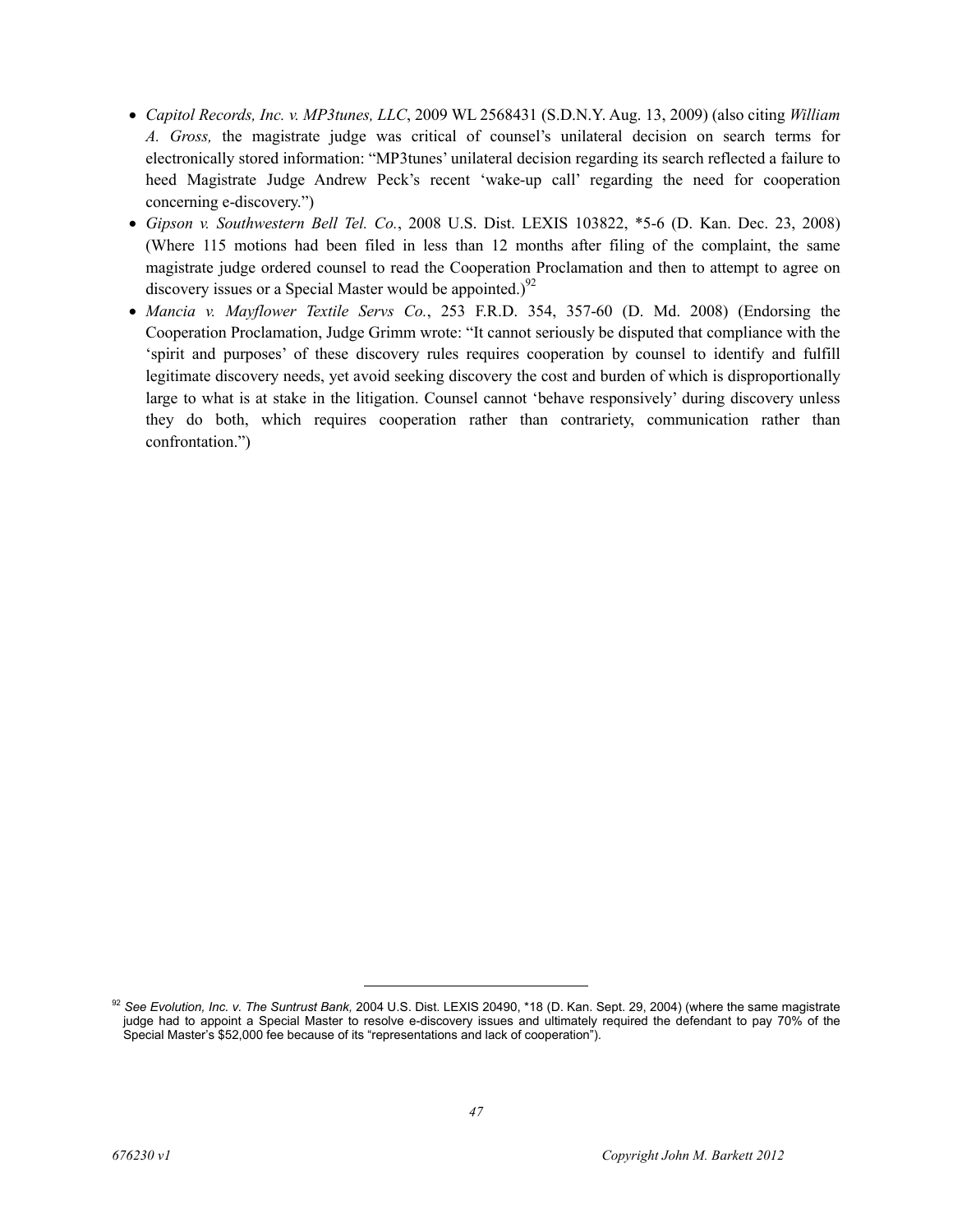- *Capitol Records, Inc. v. MP3tunes, LLC*, 2009 WL 2568431 (S.D.N.Y. Aug. 13, 2009) (also citing *William A. Gross,* the magistrate judge was critical of counsel's unilateral decision on search terms for electronically stored information: "MP3tunes' unilateral decision regarding its search reflected a failure to heed Magistrate Judge Andrew Peck's recent 'wake-up call' regarding the need for cooperation concerning e-discovery.")
- *Gipson v. Southwestern Bell Tel. Co.*, 2008 U.S. Dist. LEXIS 103822, *5-6 (D. Kan. Dec. 23, 2008) (Where 115 motions had been filed in less than 12 months after filing of the complaint, the same magistrate judge ordered counsel to read the Cooperation Proclamation and then to attempt to agree on discovery issues or a Special Master would be appointed.)[92]
- *Mancia v. Mayflower Textile Servs Co.*, 253 F.R.D. 354, 357-60 (D. Md. 2008) (Endorsing the Cooperation Proclamation, Judge Grimm wrote: "It cannot seriously be disputed that compliance with the 'spirit and purposes' of these discovery rules requires cooperation by counsel to identify and fulfill legitimate discovery needs, yet avoid seeking discovery the cost and burden of which is disproportionally large to what is at stake in the litigation. Counsel cannot 'behave responsively' during discovery unless they do both, which requires cooperation rather than contrariety, communication rather than confrontation.")

---

[92] *See Evolution, Inc. v. The Suntrust Bank,* 2004 U.S. Dist. LEXIS 20490, *18 (D. Kan. Sept. 29, 2004) (where the same magistrate judge had to appoint a Special Master to resolve e-discovery issues and ultimately required the defendant to pay 70% of the Special Master's $52,000 fee because of its "representations and lack of cooperation").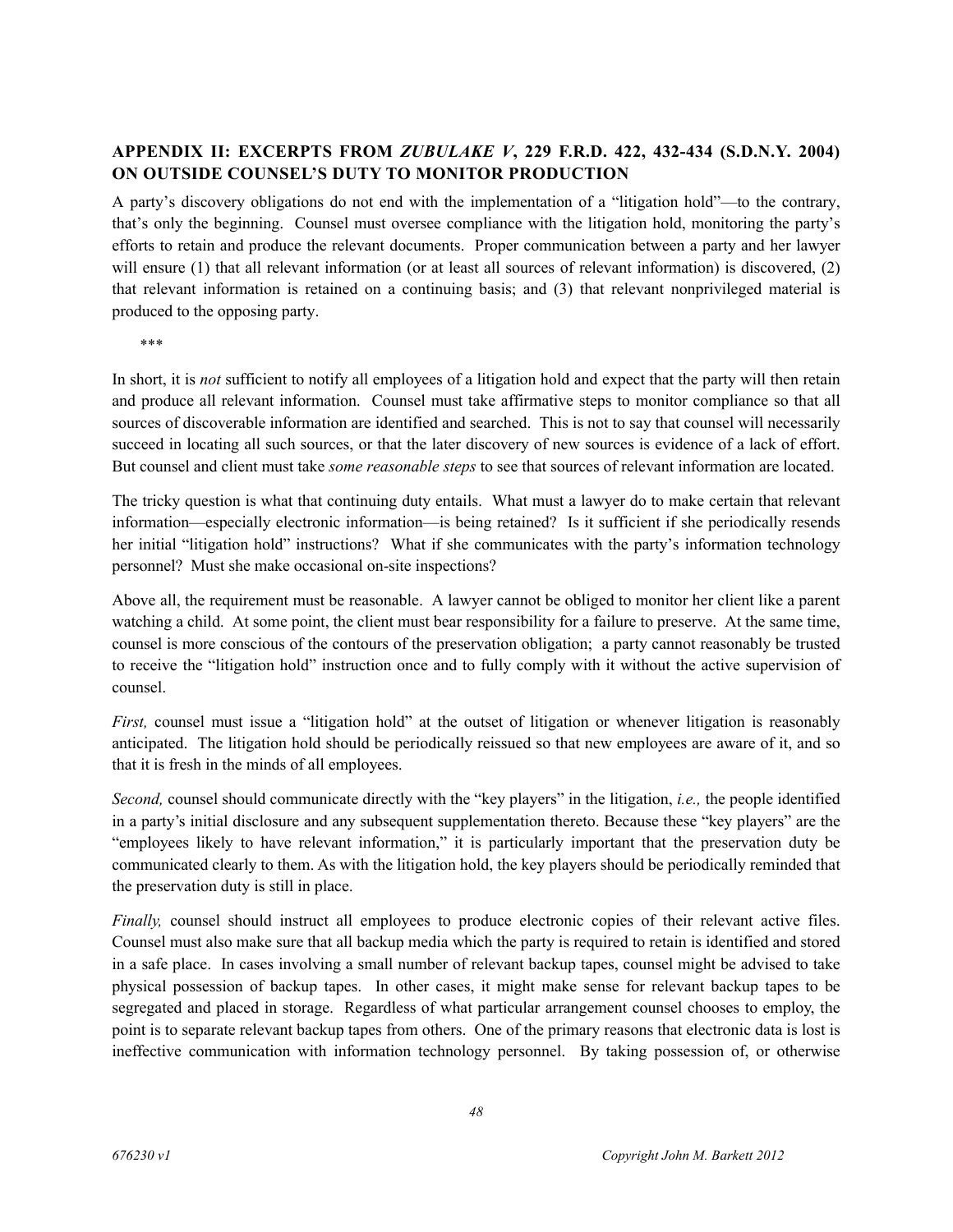## APPENDIX II: EXCERPTS FROM *ZUBULAKE V*, 229 F.R.D. 422, 432-434 (S.D.N.Y. 2004) ON OUTSIDE COUNSEL'S DUTY TO MONITOR PRODUCTION

A party's discovery obligations do not end with the implementation of a "litigation hold"—to the contrary, that's only the beginning. Counsel must oversee compliance with the litigation hold, monitoring the party's efforts to retain and produce the relevant documents. Proper communication between a party and her lawyer will ensure (1) that all relevant information (or at least all sources of relevant information) is discovered, (2) that relevant information is retained on a continuing basis; and (3) that relevant nonprivileged material is produced to the opposing party.

***

In short, it is *not* sufficient to notify all employees of a litigation hold and expect that the party will then retain and produce all relevant information. Counsel must take affirmative steps to monitor compliance so that all sources of discoverable information are identified and searched. This is not to say that counsel will necessarily succeed in locating all such sources, or that the later discovery of new sources is evidence of a lack of effort. But counsel and client must take *some reasonable steps* to see that sources of relevant information are located.

The tricky question is what that continuing duty entails. What must a lawyer do to make certain that relevant information—especially electronic information—is being retained? Is it sufficient if she periodically resends her initial "litigation hold" instructions? What if she communicates with the party's information technology personnel? Must she make occasional on-site inspections?

Above all, the requirement must be reasonable. A lawyer cannot be obliged to monitor her client like a parent watching a child. At some point, the client must bear responsibility for a failure to preserve. At the same time, counsel is more conscious of the contours of the preservation obligation; a party cannot reasonably be trusted to receive the "litigation hold" instruction once and to fully comply with it without the active supervision of counsel.

*First,* counsel must issue a "litigation hold" at the outset of litigation or whenever litigation is reasonably anticipated. The litigation hold should be periodically reissued so that new employees are aware of it, and so that it is fresh in the minds of all employees.

*Second,* counsel should communicate directly with the "key players" in the litigation, *i.e.,* the people identified in a party's initial disclosure and any subsequent supplementation thereto. Because these "key players" are the "employees likely to have relevant information," it is particularly important that the preservation duty be communicated clearly to them. As with the litigation hold, the key players should be periodically reminded that the preservation duty is still in place.

*Finally,* counsel should instruct all employees to produce electronic copies of their relevant active files. Counsel must also make sure that all backup media which the party is required to retain is identified and stored in a safe place. In cases involving a small number of relevant backup tapes, counsel might be advised to take physical possession of backup tapes. In other cases, it might make sense for relevant backup tapes to be segregated and placed in storage. Regardless of what particular arrangement counsel chooses to employ, the point is to separate relevant backup tapes from others. One of the primary reasons that electronic data is lost is ineffective communication with information technology personnel. By taking possession of, or otherwise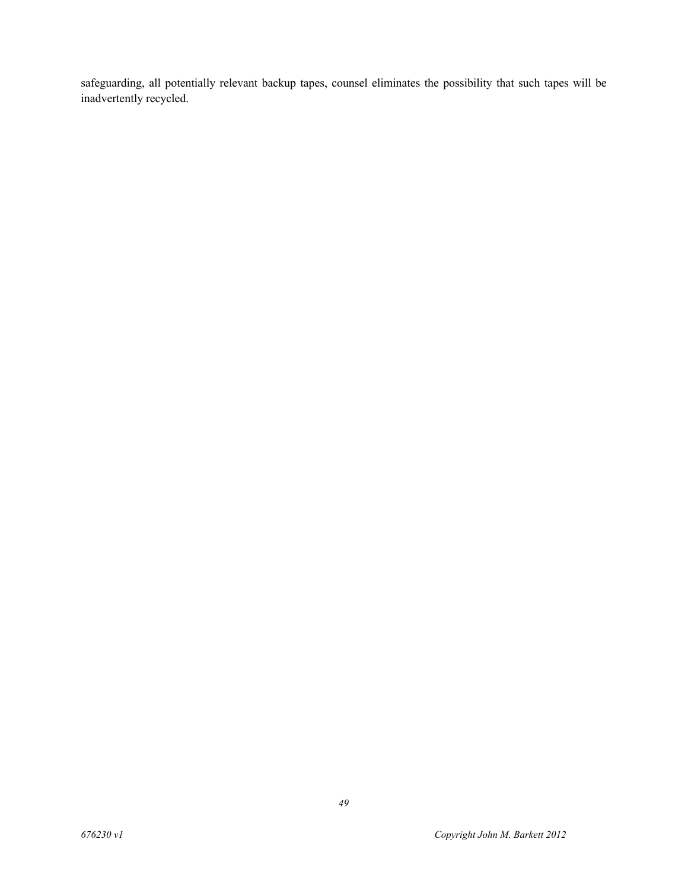safeguarding, all potentially relevant backup tapes, counsel eliminates the possibility that such tapes will be inadvertently recycled.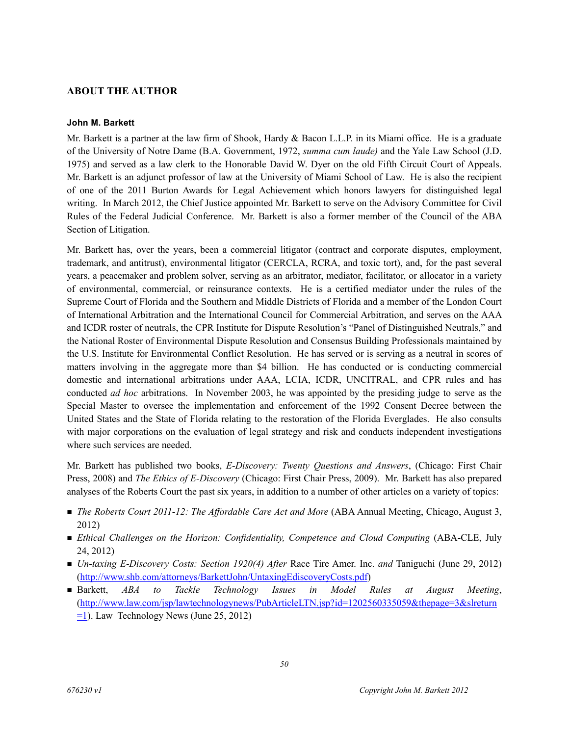## ABOUT THE AUTHOR

### John M. Barkett

Mr. Barkett is a partner at the law firm of Shook, Hardy & Bacon L.L.P. in its Miami office. He is a graduate of the University of Notre Dame (B.A. Government, 1972, *summa cum laude)* and the Yale Law School (J.D. 1975) and served as a law clerk to the Honorable David W. Dyer on the old Fifth Circuit Court of Appeals. Mr. Barkett is an adjunct professor of law at the University of Miami School of Law. He is also the recipient of one of the 2011 Burton Awards for Legal Achievement which honors lawyers for distinguished legal writing. In March 2012, the Chief Justice appointed Mr. Barkett to serve on the Advisory Committee for Civil Rules of the Federal Judicial Conference. Mr. Barkett is also a former member of the Council of the ABA Section of Litigation.

Mr. Barkett has, over the years, been a commercial litigator (contract and corporate disputes, employment, trademark, and antitrust), environmental litigator (CERCLA, RCRA, and toxic tort), and, for the past several years, a peacemaker and problem solver, serving as an arbitrator, mediator, facilitator, or allocator in a variety of environmental, commercial, or reinsurance contexts. He is a certified mediator under the rules of the Supreme Court of Florida and the Southern and Middle Districts of Florida and a member of the London Court of International Arbitration and the International Council for Commercial Arbitration, and serves on the AAA and ICDR roster of neutrals, the CPR Institute for Dispute Resolution's "Panel of Distinguished Neutrals," and the National Roster of Environmental Dispute Resolution and Consensus Building Professionals maintained by the U.S. Institute for Environmental Conflict Resolution. He has served or is serving as a neutral in scores of matters involving in the aggregate more than $4 billion. He has conducted or is conducting commercial domestic and international arbitrations under AAA, LCIA, ICDR, UNCITRAL, and CPR rules and has conducted *ad hoc* arbitrations. In November 2003, he was appointed by the presiding judge to serve as the Special Master to oversee the implementation and enforcement of the 1992 Consent Decree between the United States and the State of Florida relating to the restoration of the Florida Everglades. He also consults with major corporations on the evaluation of legal strategy and risk and conducts independent investigations where such services are needed.

Mr. Barkett has published two books, *E-Discovery: Twenty Questions and Answers*, (Chicago: First Chair Press, 2008) and *The Ethics of E-Discovery* (Chicago: First Chair Press, 2009). Mr. Barkett has also prepared analyses of the Roberts Court the past six years, in addition to a number of other articles on a variety of topics:

- *The Roberts Court 2011-12: The Affordable Care Act and More* (ABA Annual Meeting, Chicago, August 3, 2012)
- *Ethical Challenges on the Horizon: Confidentiality, Competence and Cloud Computing* (ABA-CLE, July 24, 2012)
- *Un-taxing E-Discovery Costs: Section 1920(4) After* Race Tire Amer. Inc. *and* Taniguchi (June 29, 2012) (http://www.shb.com/attorneys/BarkettJohn/UntaxingEdiscoveryCosts.pdf)
- Barkett, *ABA to Tackle Technology Issues in Model Rules at August Meeting*, (http://www.law.com/jsp/lawtechnologynews/PubArticleLTN.jsp?id=1202560335059&thepage=3&slreturn=1). Law Technology News (June 25, 2012)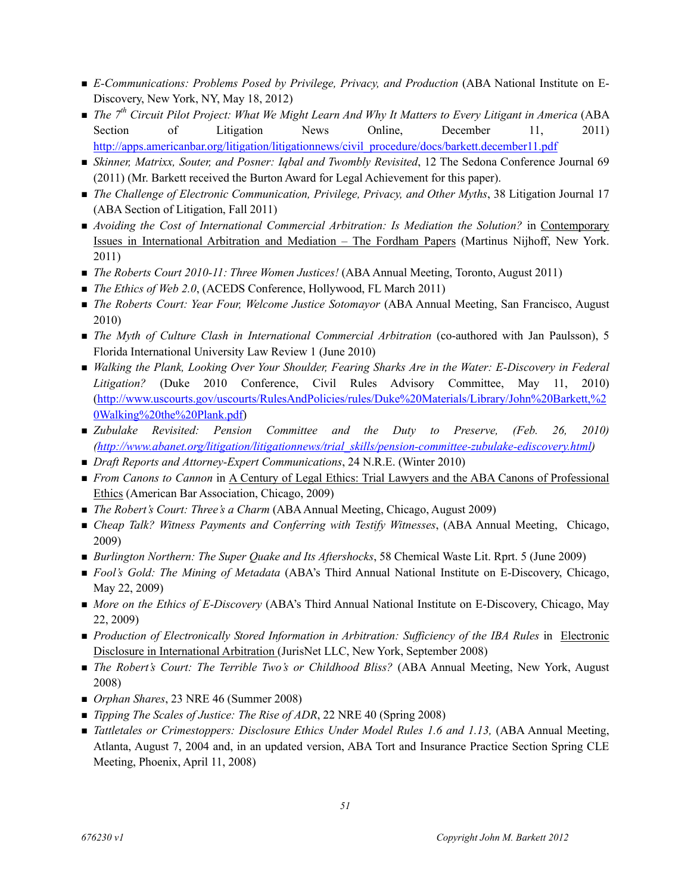- *E-Communications: Problems Posed by Privilege, Privacy, and Production* (ABA National Institute on E-Discovery, New York, NY, May 18, 2012)
- *The 7th Circuit Pilot Project: What We Might Learn And Why It Matters to Every Litigant in America* (ABA Section of Litigation News Online, December 11, 2011) http://apps.americanbar.org/litigation/litigationnews/civil_procedure/docs/barkett.december11.pdf
- *Skinner, Matrixx, Souter, and Posner: Iqbal and Twombly Revisited*, 12 The Sedona Conference Journal 69 (2011) (Mr. Barkett received the Burton Award for Legal Achievement for this paper).
- *The Challenge of Electronic Communication, Privilege, Privacy, and Other Myths*, 38 Litigation Journal 17 (ABA Section of Litigation, Fall 2011)
- *Avoiding the Cost of International Commercial Arbitration: Is Mediation the Solution?* in Contemporary Issues in International Arbitration and Mediation – The Fordham Papers (Martinus Nijhoff, New York. 2011)
- *The Roberts Court 2010-11: Three Women Justices!* (ABA Annual Meeting, Toronto, August 2011)
- *The Ethics of Web 2.0*, (ACEDS Conference, Hollywood, FL March 2011)
- *The Roberts Court: Year Four, Welcome Justice Sotomayor* (ABA Annual Meeting, San Francisco, August 2010)
- *The Myth of Culture Clash in International Commercial Arbitration* (co-authored with Jan Paulsson), 5 Florida International University Law Review 1 (June 2010)
- *Walking the Plank, Looking Over Your Shoulder, Fearing Sharks Are in the Water: E-Discovery in Federal Litigation?* (Duke 2010 Conference, Civil Rules Advisory Committee, May 11, 2010) (http://www.uscourts.gov/uscourts/RulesAndPolicies/rules/Duke%20Materials/Library/John%20Barkett,%20Walking%20the%20Plank.pdf)
- *Zubulake Revisited: Pension Committee and the Duty to Preserve, (Feb. 26, 2010) (http://www.abanet.org/litigation/litigationnews/trial_skills/pension-committee-zubulake-ediscovery.html)*
- *Draft Reports and Attorney-Expert Communications*, 24 N.R.E. (Winter 2010)
- *From Canons to Cannon* in A Century of Legal Ethics: Trial Lawyers and the ABA Canons of Professional Ethics (American Bar Association, Chicago, 2009)
- *The Robert's Court: Three's a Charm* (ABA Annual Meeting, Chicago, August 2009)
- *Cheap Talk? Witness Payments and Conferring with Testify Witnesses*, (ABA Annual Meeting, Chicago, 2009)
- *Burlington Northern: The Super Quake and Its Aftershocks*, 58 Chemical Waste Lit. Rprt. 5 (June 2009)
- *Fool's Gold: The Mining of Metadata* (ABA's Third Annual National Institute on E-Discovery, Chicago, May 22, 2009)
- *More on the Ethics of E-Discovery* (ABA's Third Annual National Institute on E-Discovery, Chicago, May 22, 2009)
- *Production of Electronically Stored Information in Arbitration: Sufficiency of the IBA Rules* in Electronic Disclosure in International Arbitration (JurisNet LLC, New York, September 2008)
- *The Robert's Court: The Terrible Two's or Childhood Bliss?* (ABA Annual Meeting, New York, August 2008)
- *Orphan Shares*, 23 NRE 46 (Summer 2008)
- *Tipping The Scales of Justice: The Rise of ADR*, 22 NRE 40 (Spring 2008)
- *Tattletales or Crimestoppers: Disclosure Ethics Under Model Rules 1.6 and 1.13,* (ABA Annual Meeting, Atlanta, August 7, 2004 and, in an updated version, ABA Tort and Insurance Practice Section Spring CLE Meeting, Phoenix, April 11, 2008)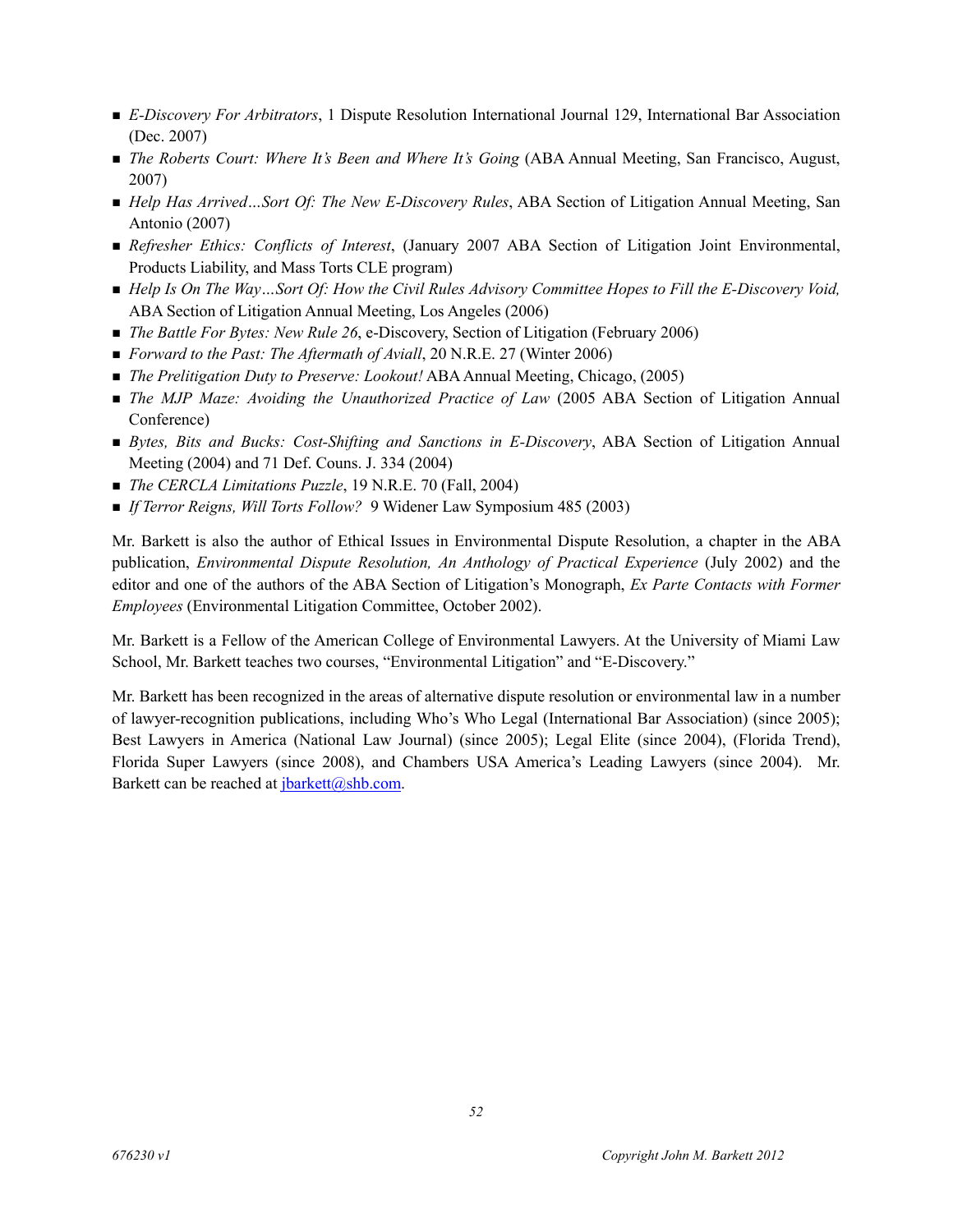- *E-Discovery For Arbitrators*, 1 Dispute Resolution International Journal 129, International Bar Association (Dec. 2007)
- *The Roberts Court: Where It's Been and Where It's Going* (ABA Annual Meeting, San Francisco, August, 2007)
- *Help Has Arrived…Sort Of: The New E-Discovery Rules*, ABA Section of Litigation Annual Meeting, San Antonio (2007)
- *Refresher Ethics: Conflicts of Interest*, (January 2007 ABA Section of Litigation Joint Environmental, Products Liability, and Mass Torts CLE program)
- *Help Is On The Way…Sort Of: How the Civil Rules Advisory Committee Hopes to Fill the E-Discovery Void,* ABA Section of Litigation Annual Meeting, Los Angeles (2006)
- *The Battle For Bytes: New Rule 26*, e-Discovery, Section of Litigation (February 2006)
- *Forward to the Past: The Aftermath of Aviall*, 20 N.R.E. 27 (Winter 2006)
- *The Prelitigation Duty to Preserve: Lookout!* ABA Annual Meeting, Chicago, (2005)
- *The MJP Maze: Avoiding the Unauthorized Practice of Law* (2005 ABA Section of Litigation Annual Conference)
- *Bytes, Bits and Bucks: Cost-Shifting and Sanctions in E-Discovery*, ABA Section of Litigation Annual Meeting (2004) and 71 Def. Couns. J. 334 (2004)
- *The CERCLA Limitations Puzzle*, 19 N.R.E. 70 (Fall, 2004)
- *If Terror Reigns, Will Torts Follow?* 9 Widener Law Symposium 485 (2003)

Mr. Barkett is also the author of Ethical Issues in Environmental Dispute Resolution, a chapter in the ABA publication, *Environmental Dispute Resolution, An Anthology of Practical Experience* (July 2002) and the editor and one of the authors of the ABA Section of Litigation's Monograph, *Ex Parte Contacts with Former Employees* (Environmental Litigation Committee, October 2002).

Mr. Barkett is a Fellow of the American College of Environmental Lawyers. At the University of Miami Law School, Mr. Barkett teaches two courses, "Environmental Litigation" and "E-Discovery."

Mr. Barkett has been recognized in the areas of alternative dispute resolution or environmental law in a number of lawyer-recognition publications, including Who's Who Legal (International Bar Association) (since 2005); Best Lawyers in America (National Law Journal) (since 2005); Legal Elite (since 2004), (Florida Trend), Florida Super Lawyers (since 2008), and Chambers USA America's Leading Lawyers (since 2004). Mr. Barkett can be reached at jbarkett@shb.com.